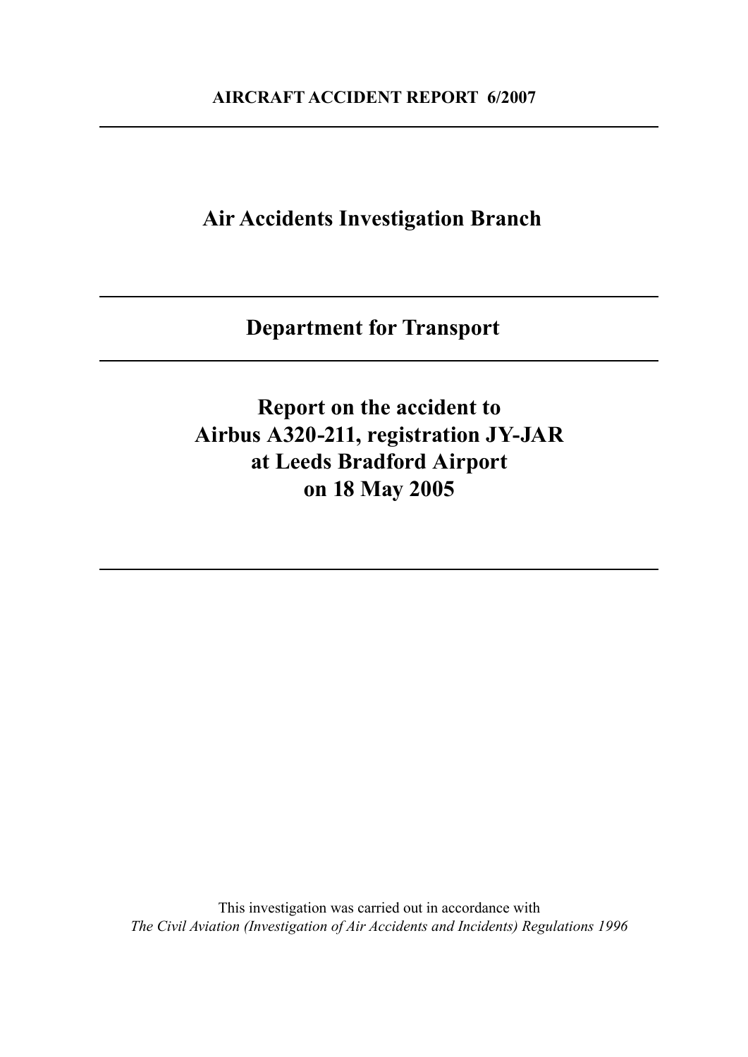**AIRCRAFT ACCIDENT REPORT 6/2007**

---

# Air Accidents Investigation Branch

---

## Department for Transport

---

## Report on the accident to Airbus A320-211, registration JY-JAR at Leeds Bradford Airport on 18 May 2005

---

This investigation was carried out in accordance with
*The Civil Aviation (Investigation of Air Accidents and Incidents) Regulations 1996*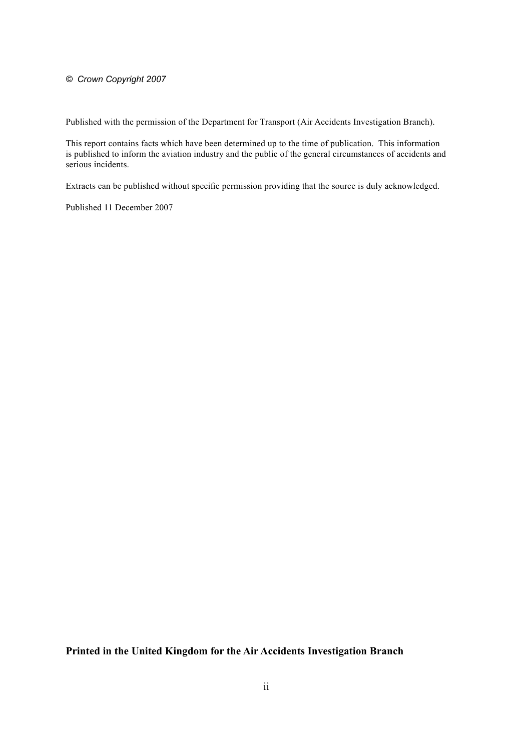© *Crown Copyright 2007*

Published with the permission of the Department for Transport (Air Accidents Investigation Branch).

This report contains facts which have been determined up to the time of publication. This information is published to inform the aviation industry and the public of the general circumstances of accidents and serious incidents.

Extracts can be published without specific permission providing that the source is duly acknowledged.

Published 11 December 2007

**Printed in the United Kingdom for the Air Accidents Investigation Branch**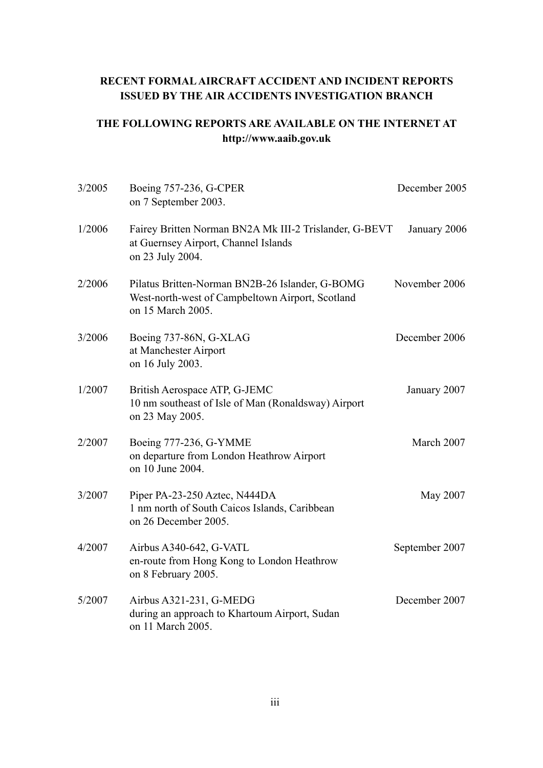**RECENT FORMAL AIRCRAFT ACCIDENT AND INCIDENT REPORTS ISSUED BY THE AIR ACCIDENTS INVESTIGATION BRANCH**

**THE FOLLOWING REPORTS ARE AVAILABLE ON THE INTERNET AT http://www.aaib.gov.uk**

| | | |
|---|---|---|
| 3/2005 | Boeing 757-236, G-CPER<br>on 7 September 2003. | December 2005 |
| 1/2006 | Fairey Britten Norman BN2A Mk III-2 Trislander, G-BEVT<br>at Guernsey Airport, Channel Islands<br>on 23 July 2004. | January 2006 |
| 2/2006 | Pilatus Britten-Norman BN2B-26 Islander, G-BOMG<br>West-north-west of Campbeltown Airport, Scotland<br>on 15 March 2005. | November 2006 |
| 3/2006 | Boeing 737-86N, G-XLAG<br>at Manchester Airport<br>on 16 July 2003. | December 2006 |
| 1/2007 | British Aerospace ATP, G-JEMC<br>10 nm southeast of Isle of Man (Ronaldsway) Airport<br>on 23 May 2005. | January 2007 |
| 2/2007 | Boeing 777-236, G-YMME<br>on departure from London Heathrow Airport<br>on 10 June 2004. | March 2007 |
| 3/2007 | Piper PA-23-250 Aztec, N444DA<br>1 nm north of South Caicos Islands, Caribbean<br>on 26 December 2005. | May 2007 |
| 4/2007 | Airbus A340-642, G-VATL<br>en-route from Hong Kong to London Heathrow<br>on 8 February 2005. | September 2007 |
| 5/2007 | Airbus A321-231, G-MEDG<br>during an approach to Khartoum Airport, Sudan<br>on 11 March 2005. | December 2007 |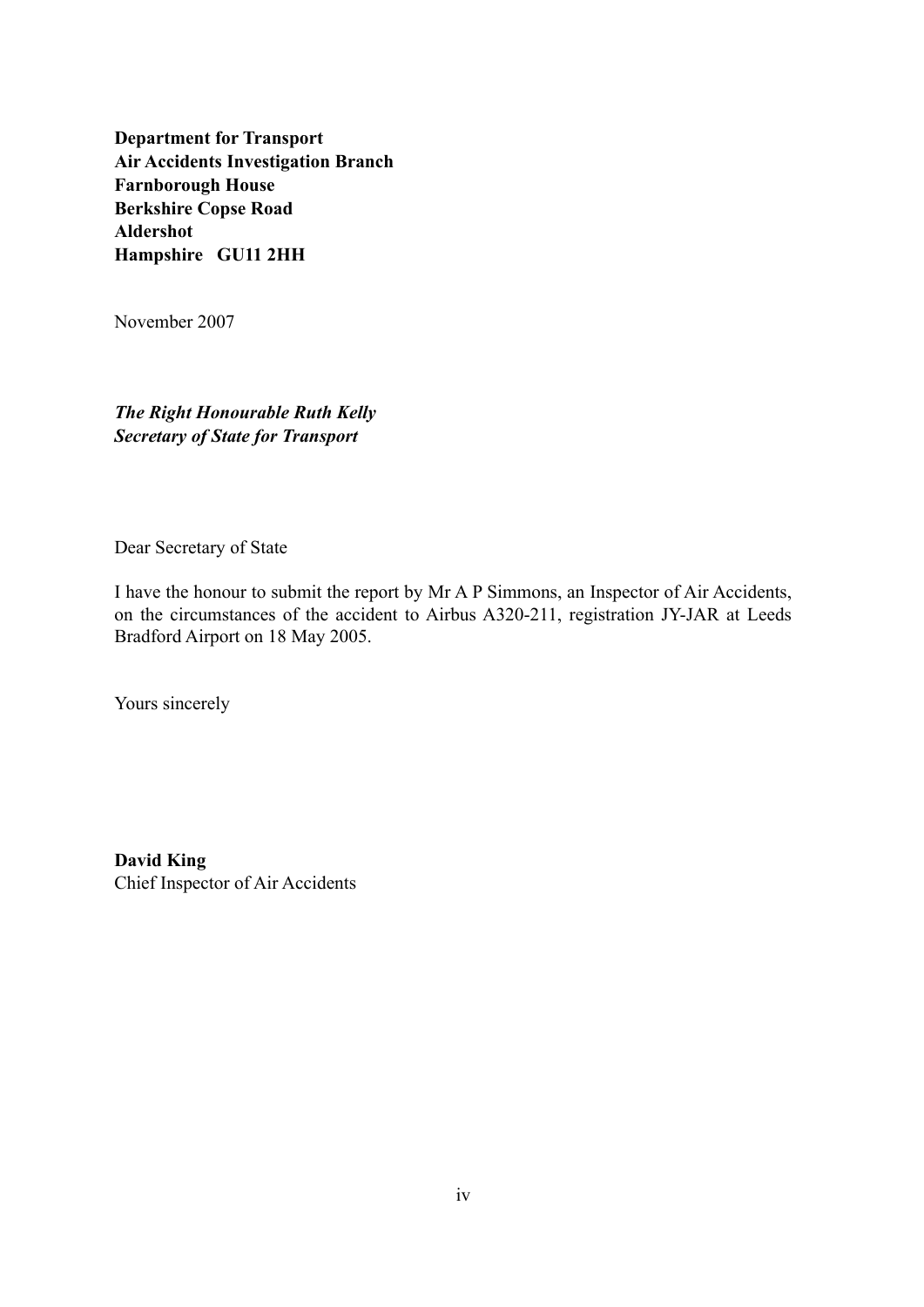**Department for Transport**
**Air Accidents Investigation Branch**
**Farnborough House**
**Berkshire Copse Road**
**Aldershot**
**Hampshire GU11 2HH**

November 2007

***The Right Honourable Ruth Kelly***
***Secretary of State for Transport***

Dear Secretary of State

I have the honour to submit the report by Mr A P Simmons, an Inspector of Air Accidents, on the circumstances of the accident to Airbus A320-211, registration JY-JAR at Leeds Bradford Airport on 18 May 2005.

Yours sincerely

**David King**
Chief Inspector of Air Accidents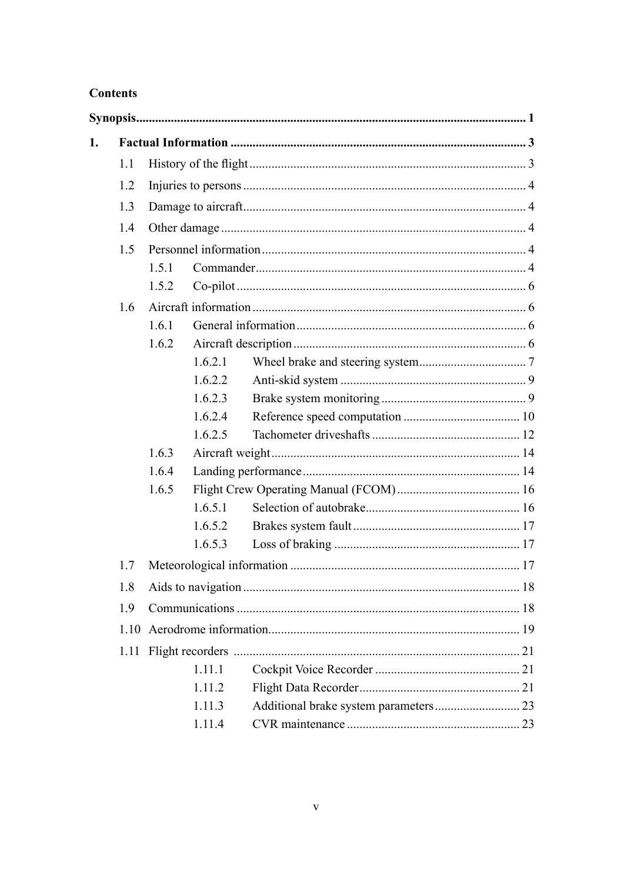**Contents**

**Synopsis** ... 1

**1. Factual Information** ... 3

- 1.1 History of the flight ... 3
- 1.2 Injuries to persons ... 4
- 1.3 Damage to aircraft ... 4
- 1.4 Other damage ... 4
- 1.5 Personnel information ... 4
  - 1.5.1 Commander ... 4
  - 1.5.2 Co-pilot ... 6
- 1.6 Aircraft information ... 6
  - 1.6.1 General information ... 6
  - 1.6.2 Aircraft description ... 6
    - 1.6.2.1 Wheel brake and steering system ... 7
    - 1.6.2.2 Anti-skid system ... 9
    - 1.6.2.3 Brake system monitoring ... 9
    - 1.6.2.4 Reference speed computation ... 10
    - 1.6.2.5 Tachometer driveshafts ... 12
  - 1.6.3 Aircraft weight ... 14
  - 1.6.4 Landing performance ... 14
  - 1.6.5 Flight Crew Operating Manual (FCOM) ... 16
    - 1.6.5.1 Selection of autobrake ... 16
    - 1.6.5.2 Brakes system fault ... 17
    - 1.6.5.3 Loss of braking ... 17
- 1.7 Meteorological information ... 17
- 1.8 Aids to navigation ... 18
- 1.9 Communications ... 18
- 1.10 Aerodrome information ... 19
- 1.11 Flight recorders ... 21
    - 1.11.1 Cockpit Voice Recorder ... 21
    - 1.11.2 Flight Data Recorder ... 21
    - 1.11.3 Additional brake system parameters ... 23
    - 1.11.4 CVR maintenance ... 23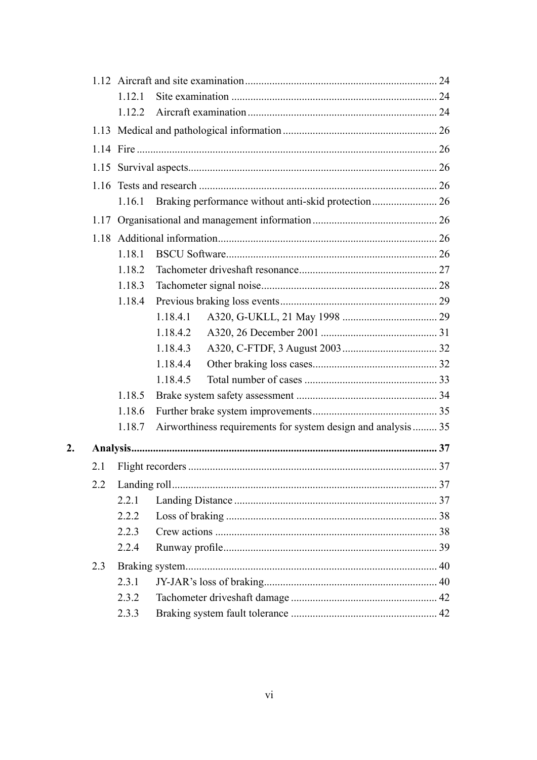- 1.12 Aircraft and site examination ...... 24
  - 1.12.1 Site examination ...... 24
  - 1.12.2 Aircraft examination ...... 24
- 1.13 Medical and pathological information ...... 26
- 1.14 Fire ...... 26
- 1.15 Survival aspects ...... 26
- 1.16 Tests and research ...... 26
  - 1.16.1 Braking performance without anti-skid protection ...... 26
- 1.17 Organisational and management information ...... 26
- 1.18 Additional information ...... 26
  - 1.18.1 BSCU Software ...... 26
  - 1.18.2 Tachometer driveshaft resonance ...... 27
  - 1.18.3 Tachometer signal noise ...... 28
  - 1.18.4 Previous braking loss events ...... 29
    - 1.18.4.1 A320, G-UKLL, 21 May 1998 ...... 29
    - 1.18.4.2 A320, 26 December 2001 ...... 31
    - 1.18.4.3 A320, C-FTDF, 3 August 2003 ...... 32
    - 1.18.4.4 Other braking loss cases ...... 32
    - 1.18.4.5 Total number of cases ...... 33
  - 1.18.5 Brake system safety assessment ...... 34
  - 1.18.6 Further brake system improvements ...... 35
  - 1.18.7 Airworthiness requirements for system design and analysis ...... 35

**2. Analysis ...... 37**

- 2.1 Flight recorders ...... 37
- 2.2 Landing roll ...... 37
  - 2.2.1 Landing Distance ...... 37
  - 2.2.2 Loss of braking ...... 38
  - 2.2.3 Crew actions ...... 38
  - 2.2.4 Runway profile ...... 39
- 2.3 Braking system ...... 40
  - 2.3.1 JY-JAR's loss of braking ...... 40
  - 2.3.2 Tachometer driveshaft damage ...... 42
  - 2.3.3 Braking system fault tolerance ...... 42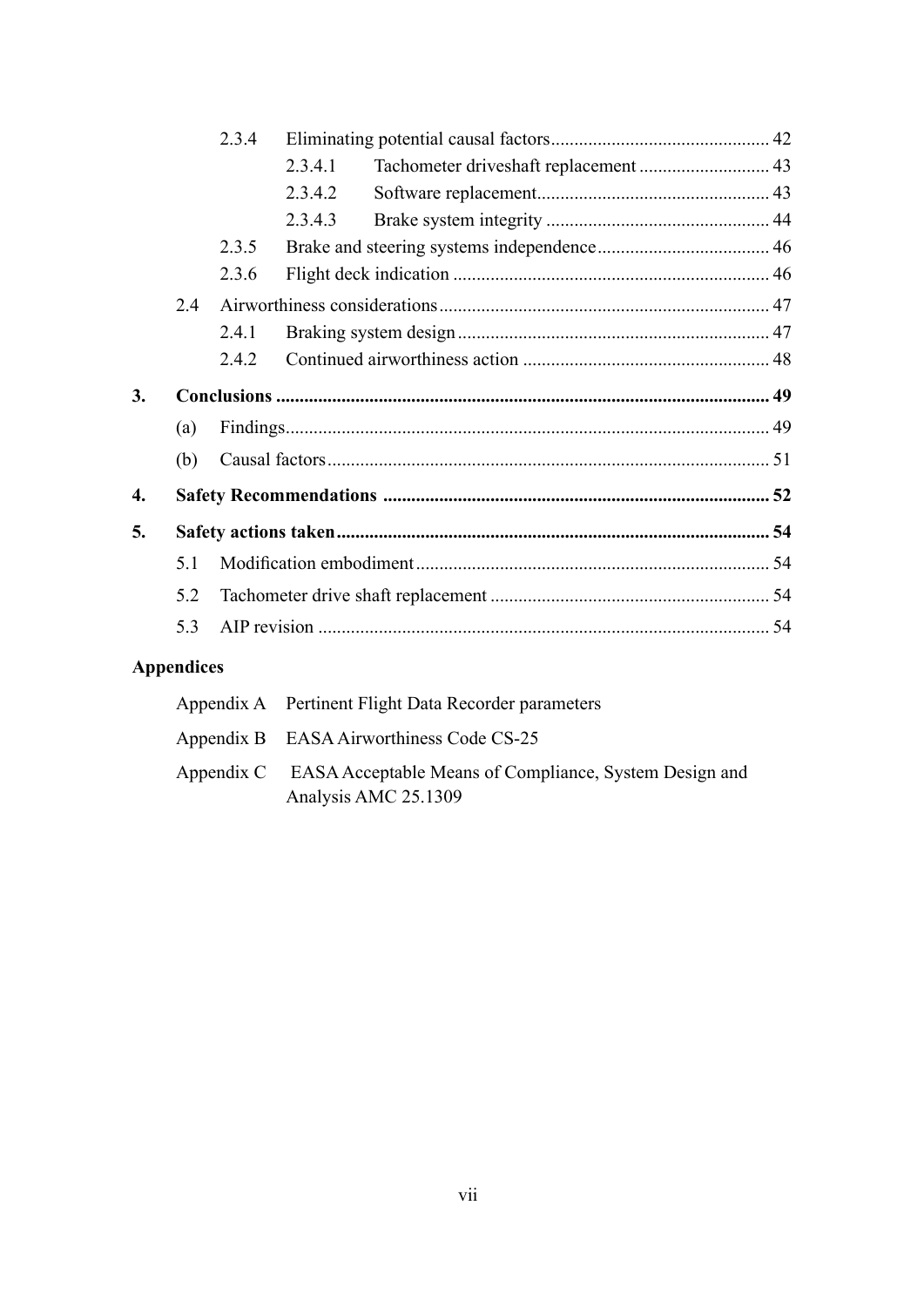- 2.3.4 Eliminating potential causal factors ........ 42
  - 2.3.4.1 Tachometer driveshaft replacement ........ 43
  - 2.3.4.2 Software replacement ........ 43
  - 2.3.4.3 Brake system integrity ........ 44
- 2.3.5 Brake and steering systems independence ........ 46
- 2.3.6 Flight deck indication ........ 46

2.4 Airworthiness considerations ........ 47

- 2.4.1 Braking system design ........ 47
- 2.4.2 Continued airworthiness action ........ 48

**3. Conclusions ........ 49**

(a) Findings ........ 49

(b) Causal factors ........ 51

**4. Safety Recommendations ........ 52**

**5. Safety actions taken ........ 54**

5.1 Modification embodiment ........ 54

5.2 Tachometer drive shaft replacement ........ 54

5.3 AIP revision ........ 54

**Appendices**

Appendix A Pertinent Flight Data Recorder parameters

Appendix B EASA Airworthiness Code CS-25

Appendix C EASA Acceptable Means of Compliance, System Design and Analysis AMC 25.1309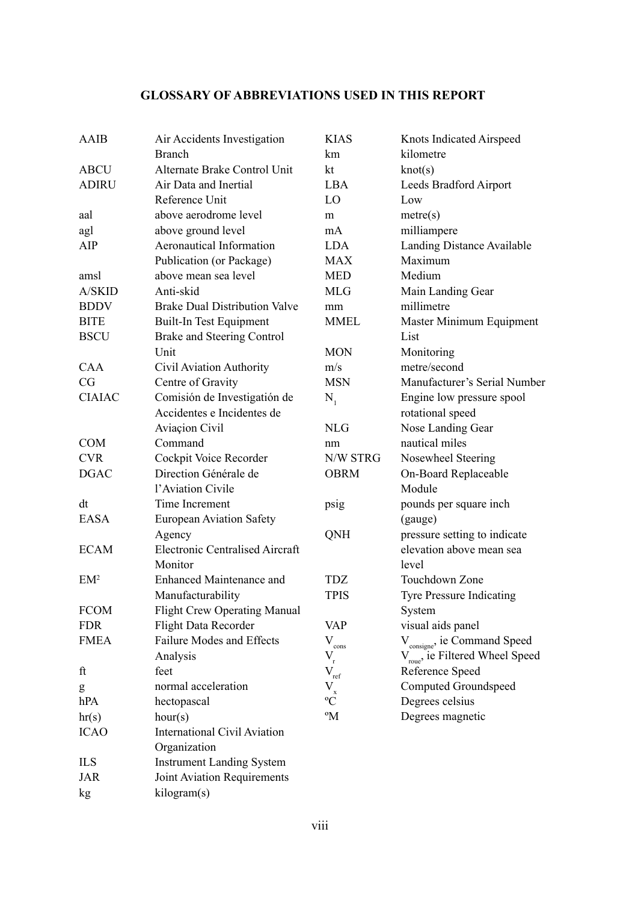## GLOSSARY OF ABBREVIATIONS USED IN THIS REPORT

| | |
|---|---|
| AAIB | Air Accidents Investigation Branch |
| ABCU | Alternate Brake Control Unit |
| ADIRU | Air Data and Inertial Reference Unit |
| aal | above aerodrome level |
| agl | above ground level |
| AIP | Aeronautical Information Publication (or Package) |
| amsl | above mean sea level |
| A/SKID | Anti-skid |
| BDDV | Brake Dual Distribution Valve |
| BITE | Built-In Test Equipment |
| BSCU | Brake and Steering Control Unit |
| CAA | Civil Aviation Authority |
| CG | Centre of Gravity |
| CIAIAC | Comisión de Investigatión de Accidentes e Incidentes de Aviaçion Civil |
| COM | Command |
| CVR | Cockpit Voice Recorder |
| DGAC | Direction Générale de l'Aviation Civile |
| dt | Time Increment |
| EASA | European Aviation Safety Agency |
| ECAM | Electronic Centralised Aircraft Monitor |
| $EM^2$ | Enhanced Maintenance and Manufacturability |
| FCOM | Flight Crew Operating Manual |
| FDR | Flight Data Recorder |
| FMEA | Failure Modes and Effects Analysis |
| ft | feet |
| g | normal acceleration |
| hPA | hectopascal |
| hr(s) | hour(s) |
| ICAO | International Civil Aviation Organization |
| ILS | Instrument Landing System |
| JAR | Joint Aviation Requirements |
| kg | kilogram(s) |
| KIAS | Knots Indicated Airspeed |
| km | kilometre |
| kt | knot(s) |
| LBA | Leeds Bradford Airport |
| LO | Low |
| m | metre(s) |
| mA | milliampere |
| LDA | Landing Distance Available |
| MAX | Maximum |
| MED | Medium |
| MLG | Main Landing Gear |
| mm | millimetre |
| MMEL | Master Minimum Equipment List |
| MON | Monitoring |
| m/s | metre/second |
| MSN | Manufacturer's Serial Number |
| $N_1$ | Engine low pressure spool rotational speed |
| NLG | Nose Landing Gear |
| nm | nautical miles |
| N/W STRG | Nosewheel Steering |
| OBRM | On-Board Replaceable Module |
| psig | pounds per square inch (gauge) |
| QNH | pressure setting to indicate elevation above mean sea level |
| TDZ | Touchdown Zone |
| TPIS | Tyre Pressure Indicating System |
| VAP | visual aids panel |
| $V_{cons}$ | $V_{consigne}$, ie Command Speed |
| $V_r$ | $V_{roue}$, ie Filtered Wheel Speed |
| $V_{ref}$ | Reference Speed |
| $V_x$ | Computed Groundspeed |
| ºC | Degrees celsius |
| ºM | Degrees magnetic |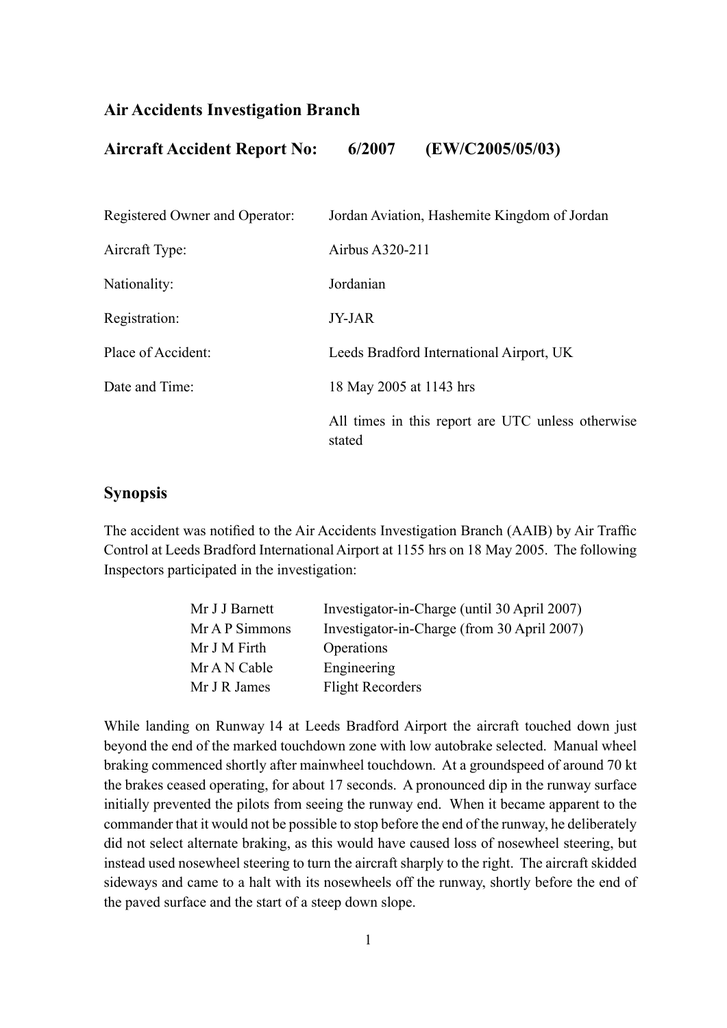## Air Accidents Investigation Branch

## Aircraft Accident Report No: 6/2007 (EW/C2005/05/03)

| | |
|---|---|
| Registered Owner and Operator: | Jordan Aviation, Hashemite Kingdom of Jordan |
| Aircraft Type: | Airbus A320-211 |
| Nationality: | Jordanian |
| Registration: | JY-JAR |
| Place of Accident: | Leeds Bradford International Airport, UK |
| Date and Time: | 18 May 2005 at 1143 hrs |
| | All times in this report are UTC unless otherwise stated |

## Synopsis

The accident was notified to the Air Accidents Investigation Branch (AAIB) by Air Traffic Control at Leeds Bradford International Airport at 1155 hrs on 18 May 2005. The following Inspectors participated in the investigation:

| | |
|---|---|
| Mr J J Barnett | Investigator-in-Charge (until 30 April 2007) |
| Mr A P Simmons | Investigator-in-Charge (from 30 April 2007) |
| Mr J M Firth | Operations |
| Mr A N Cable | Engineering |
| Mr J R James | Flight Recorders |

While landing on Runway 14 at Leeds Bradford Airport the aircraft touched down just beyond the end of the marked touchdown zone with low autobrake selected. Manual wheel braking commenced shortly after mainwheel touchdown. At a groundspeed of around 70 kt the brakes ceased operating, for about 17 seconds. A pronounced dip in the runway surface initially prevented the pilots from seeing the runway end. When it became apparent to the commander that it would not be possible to stop before the end of the runway, he deliberately did not select alternate braking, as this would have caused loss of nosewheel steering, but instead used nosewheel steering to turn the aircraft sharply to the right. The aircraft skidded sideways and came to a halt with its nosewheels off the runway, shortly before the end of the paved surface and the start of a steep down slope.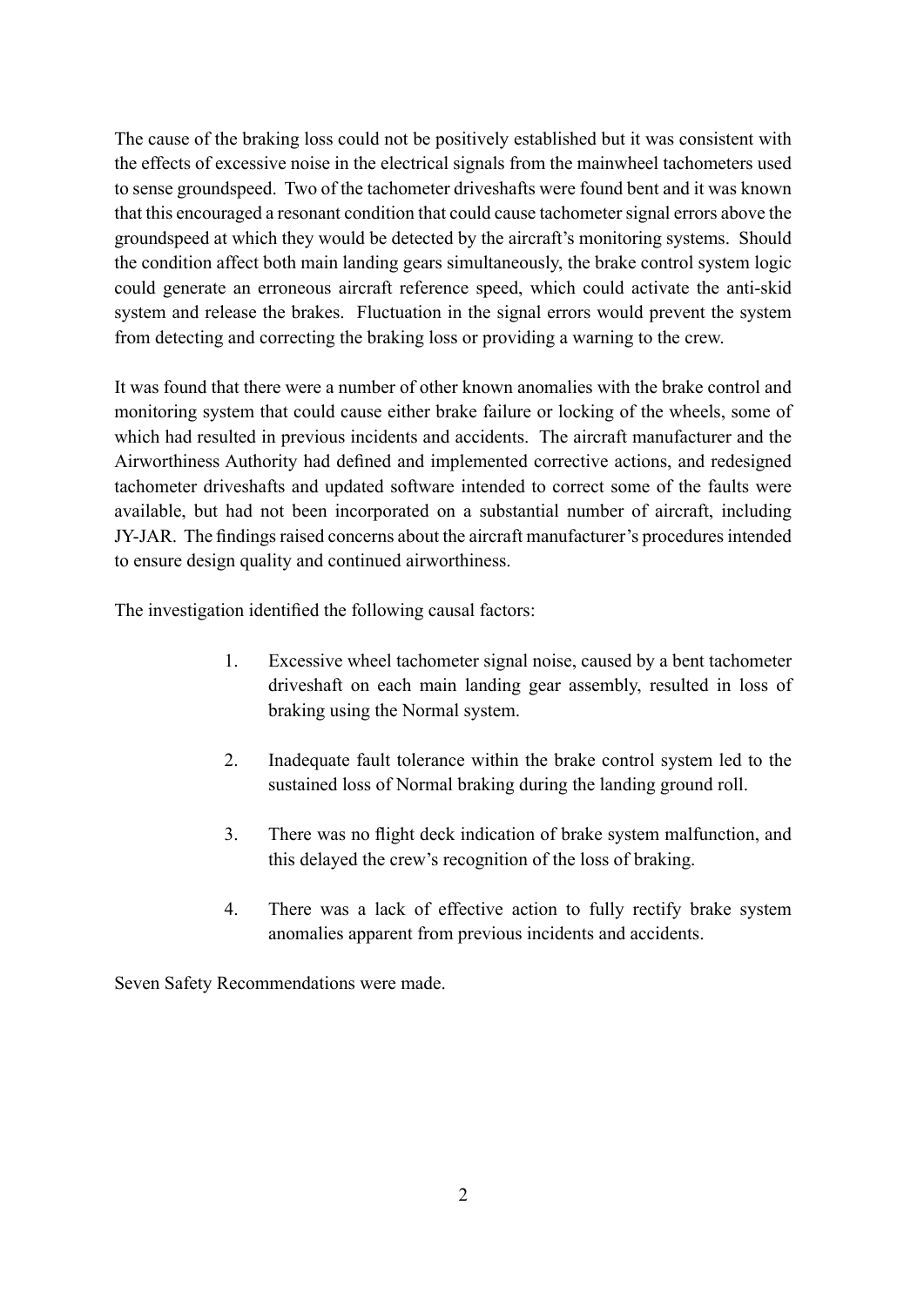The cause of the braking loss could not be positively established but it was consistent with the effects of excessive noise in the electrical signals from the mainwheel tachometers used to sense groundspeed. Two of the tachometer driveshafts were found bent and it was known that this encouraged a resonant condition that could cause tachometer signal errors above the groundspeed at which they would be detected by the aircraft's monitoring systems. Should the condition affect both main landing gears simultaneously, the brake control system logic could generate an erroneous aircraft reference speed, which could activate the anti-skid system and release the brakes. Fluctuation in the signal errors would prevent the system from detecting and correcting the braking loss or providing a warning to the crew.

It was found that there were a number of other known anomalies with the brake control and monitoring system that could cause either brake failure or locking of the wheels, some of which had resulted in previous incidents and accidents. The aircraft manufacturer and the Airworthiness Authority had defined and implemented corrective actions, and redesigned tachometer driveshafts and updated software intended to correct some of the faults were available, but had not been incorporated on a substantial number of aircraft, including JY-JAR. The findings raised concerns about the aircraft manufacturer's procedures intended to ensure design quality and continued airworthiness.

The investigation identified the following causal factors:

1. Excessive wheel tachometer signal noise, caused by a bent tachometer driveshaft on each main landing gear assembly, resulted in loss of braking using the Normal system.

2. Inadequate fault tolerance within the brake control system led to the sustained loss of Normal braking during the landing ground roll.

3. There was no flight deck indication of brake system malfunction, and this delayed the crew's recognition of the loss of braking.

4. There was a lack of effective action to fully rectify brake system anomalies apparent from previous incidents and accidents.

Seven Safety Recommendations were made.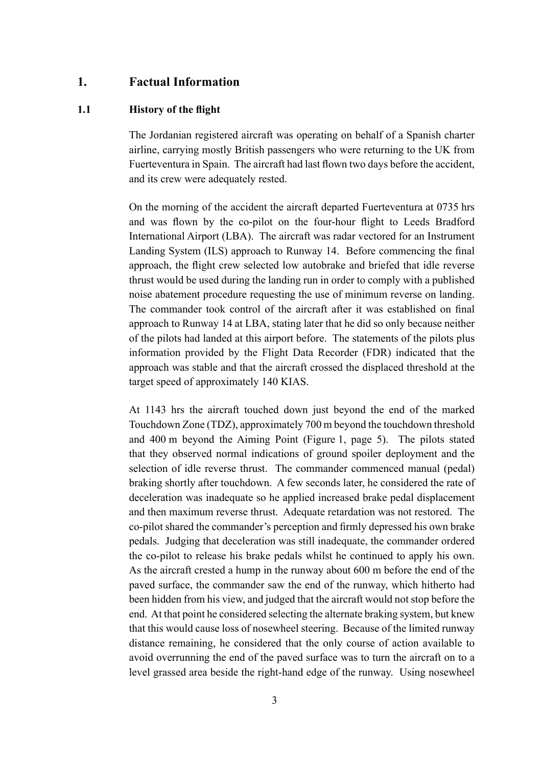# 1. Factual Information

## 1.1 History of the flight

The Jordanian registered aircraft was operating on behalf of a Spanish charter airline, carrying mostly British passengers who were returning to the UK from Fuerteventura in Spain. The aircraft had last flown two days before the accident, and its crew were adequately rested.

On the morning of the accident the aircraft departed Fuerteventura at 0735 hrs and was flown by the co-pilot on the four-hour flight to Leeds Bradford International Airport (LBA). The aircraft was radar vectored for an Instrument Landing System (ILS) approach to Runway 14. Before commencing the final approach, the flight crew selected low autobrake and briefed that idle reverse thrust would be used during the landing run in order to comply with a published noise abatement procedure requesting the use of minimum reverse on landing. The commander took control of the aircraft after it was established on final approach to Runway 14 at LBA, stating later that he did so only because neither of the pilots had landed at this airport before. The statements of the pilots plus information provided by the Flight Data Recorder (FDR) indicated that the approach was stable and that the aircraft crossed the displaced threshold at the target speed of approximately 140 KIAS.

At 1143 hrs the aircraft touched down just beyond the end of the marked Touchdown Zone (TDZ), approximately 700 m beyond the touchdown threshold and 400 m beyond the Aiming Point (Figure 1, page 5). The pilots stated that they observed normal indications of ground spoiler deployment and the selection of idle reverse thrust. The commander commenced manual (pedal) braking shortly after touchdown. A few seconds later, he considered the rate of deceleration was inadequate so he applied increased brake pedal displacement and then maximum reverse thrust. Adequate retardation was not restored. The co-pilot shared the commander's perception and firmly depressed his own brake pedals. Judging that deceleration was still inadequate, the commander ordered the co-pilot to release his brake pedals whilst he continued to apply his own. As the aircraft crested a hump in the runway about 600 m before the end of the paved surface, the commander saw the end of the runway, which hitherto had been hidden from his view, and judged that the aircraft would not stop before the end. At that point he considered selecting the alternate braking system, but knew that this would cause loss of nosewheel steering. Because of the limited runway distance remaining, he considered that the only course of action available to avoid overrunning the end of the paved surface was to turn the aircraft on to a level grassed area beside the right-hand edge of the runway. Using nosewheel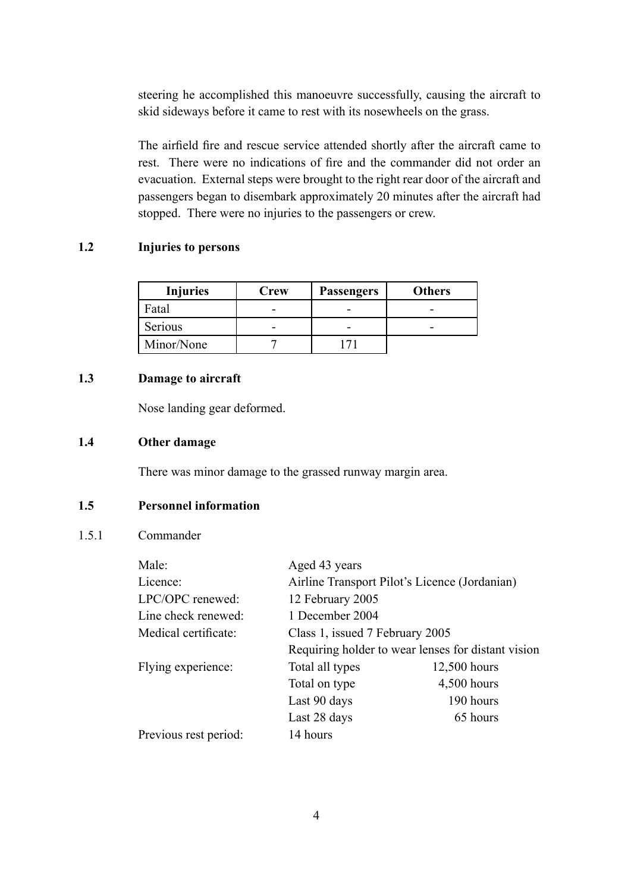steering he accomplished this manoeuvre successfully, causing the aircraft to skid sideways before it came to rest with its nosewheels on the grass.

The airfield fire and rescue service attended shortly after the aircraft came to rest. There were no indications of fire and the commander did not order an evacuation. External steps were brought to the right rear door of the aircraft and passengers began to disembark approximately 20 minutes after the aircraft had stopped. There were no injuries to the passengers or crew.

## 1.2 Injuries to persons

| Injuries | Crew | Passengers | Others |
|---|---|---|---|
| Fatal | - | - | - |
| Serious | - | - | - |
| Minor/None | 7 | 171 | |

## 1.3 Damage to aircraft

Nose landing gear deformed.

## 1.4 Other damage

There was minor damage to the grassed runway margin area.

## 1.5 Personnel information

### 1.5.1 Commander

| | | |
|---|---|---|
| Male: | Aged 43 years | |
| Licence: | Airline Transport Pilot's Licence (Jordanian) | |
| LPC/OPC renewed: | 12 February 2005 | |
| Line check renewed: | 1 December 2004 | |
| Medical certificate: | Class 1, issued 7 February 2005 | |
| | Requiring holder to wear lenses for distant vision | |
| Flying experience: | Total all types | 12,500 hours |
| | Total on type | 4,500 hours |
| | Last 90 days | 190 hours |
| | Last 28 days | 65 hours |
| Previous rest period: | 14 hours | |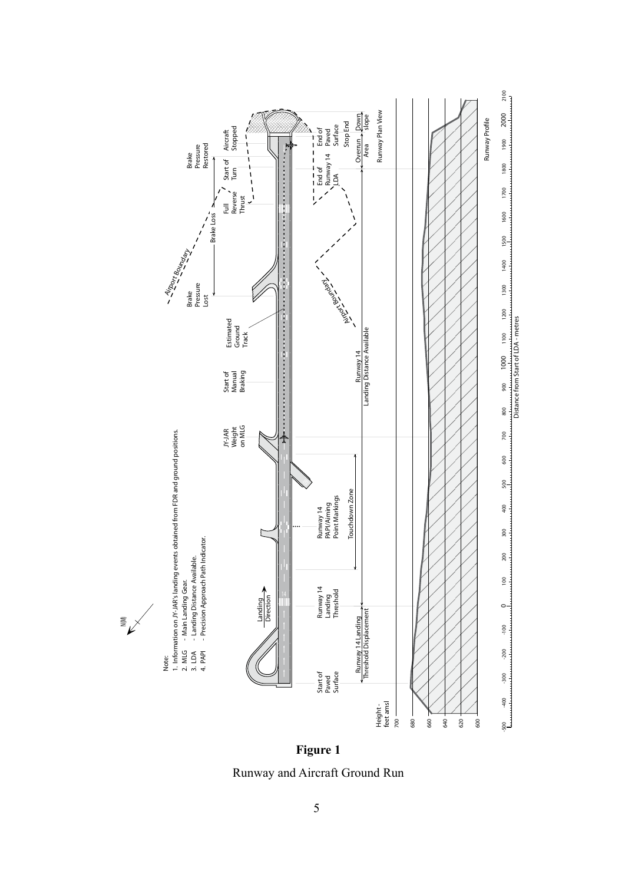Note:
1. Information on JY-JAR's landing events obtained from FDR and ground positions.
2. MLG - Main Landing Gear.
3. LDA - Landing Distance Available.
4. PAPI - Precision Approach Path Indicator.

**Figure 1**

Runway and Aircraft Ground Run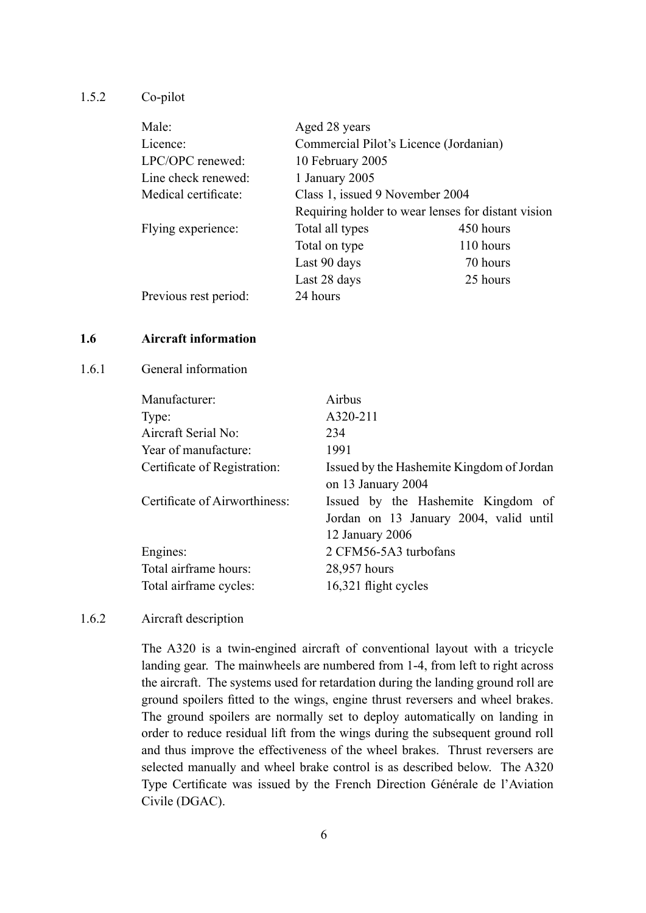1.5.2 Co-pilot

| | | |
|---|---|---|
| Male: | Aged 28 years | |
| Licence: | Commercial Pilot's Licence (Jordanian) | |
| LPC/OPC renewed: | 10 February 2005 | |
| Line check renewed: | 1 January 2005 | |
| Medical certificate: | Class 1, issued 9 November 2004 | |
| | Requiring holder to wear lenses for distant vision | |
| Flying experience: | Total all types | 450 hours |
| | Total on type | 110 hours |
| | Last 90 days | 70 hours |
| | Last 28 days | 25 hours |
| Previous rest period: | 24 hours | |

## 1.6 Aircraft information

1.6.1 General information

| | |
|---|---|
| Manufacturer: | Airbus |
| Type: | A320-211 |
| Aircraft Serial No: | 234 |
| Year of manufacture: | 1991 |
| Certificate of Registration: | Issued by the Hashemite Kingdom of Jordan on 13 January 2004 |
| Certificate of Airworthiness: | Issued by the Hashemite Kingdom of Jordan on 13 January 2004, valid until 12 January 2006 |
| Engines: | 2 CFM56-5A3 turbofans |
| Total airframe hours: | 28,957 hours |
| Total airframe cycles: | 16,321 flight cycles |

1.6.2 Aircraft description

The A320 is a twin-engined aircraft of conventional layout with a tricycle landing gear. The mainwheels are numbered from 1-4, from left to right across the aircraft. The systems used for retardation during the landing ground roll are ground spoilers fitted to the wings, engine thrust reversers and wheel brakes. The ground spoilers are normally set to deploy automatically on landing in order to reduce residual lift from the wings during the subsequent ground roll and thus improve the effectiveness of the wheel brakes. Thrust reversers are selected manually and wheel brake control is as described below. The A320 Type Certificate was issued by the French Direction Générale de l'Aviation Civile (DGAC).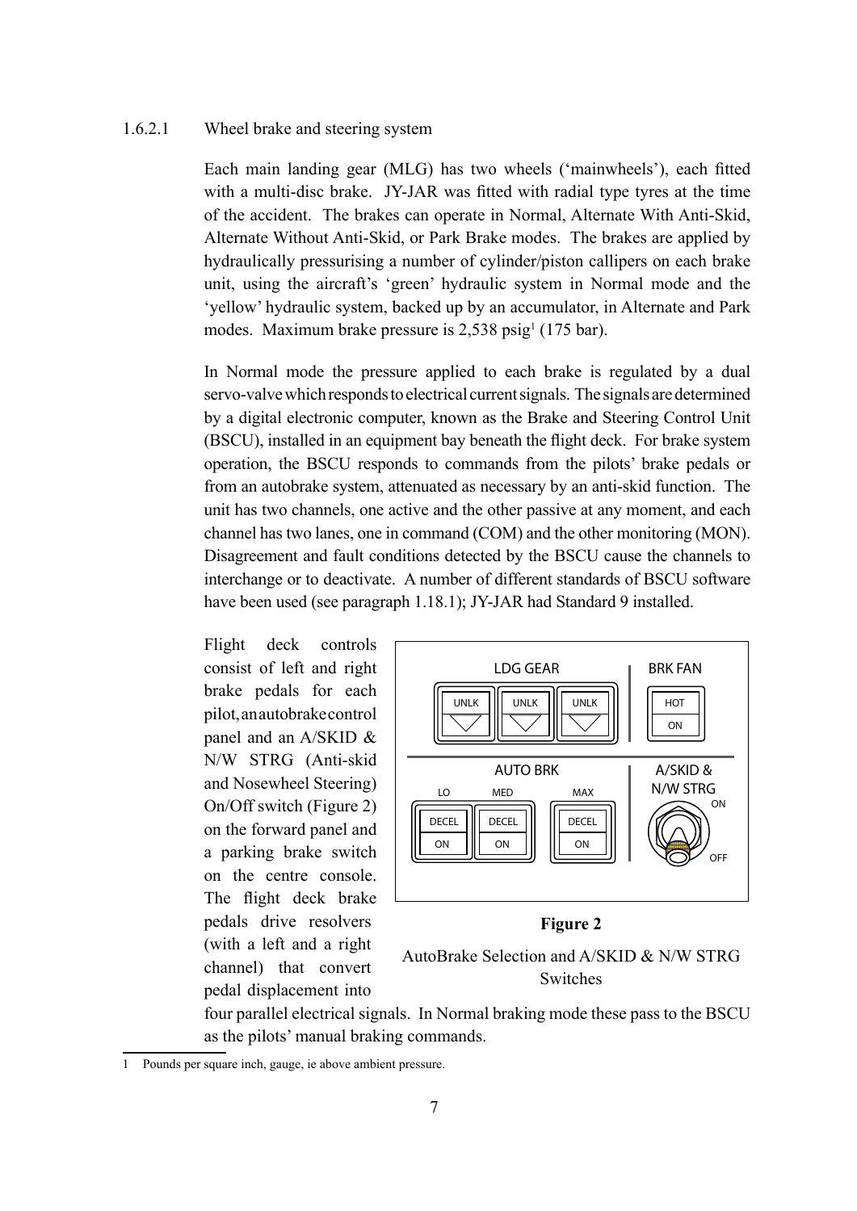### 1.6.2.1 Wheel brake and steering system

Each main landing gear (MLG) has two wheels ('mainwheels'), each fitted with a multi-disc brake. JY-JAR was fitted with radial type tyres at the time of the accident. The brakes can operate in Normal, Alternate With Anti-Skid, Alternate Without Anti-Skid, or Park Brake modes. The brakes are applied by hydraulically pressurising a number of cylinder/piston callipers on each brake unit, using the aircraft's 'green' hydraulic system in Normal mode and the 'yellow' hydraulic system, backed up by an accumulator, in Alternate and Park modes. Maximum brake pressure is 2,538 psig[1] (175 bar).

In Normal mode the pressure applied to each brake is regulated by a dual servo-valve which responds to electrical current signals. The signals are determined by a digital electronic computer, known as the Brake and Steering Control Unit (BSCU), installed in an equipment bay beneath the flight deck. For brake system operation, the BSCU responds to commands from the pilots' brake pedals or from an autobrake system, attenuated as necessary by an anti-skid function. The unit has two channels, one active and the other passive at any moment, and each channel has two lanes, one in command (COM) and the other monitoring (MON). Disagreement and fault conditions detected by the BSCU cause the channels to interchange or to deactivate. A number of different standards of BSCU software have been used (see paragraph 1.18.1); JY-JAR had Standard 9 installed.

Flight deck controls consist of left and right brake pedals for each pilot, an autobrake control panel and an A/SKID & N/W STRG (Anti-skid and Nosewheel Steering) On/Off switch (Figure 2) on the forward panel and a parking brake switch on the centre console. The flight deck brake pedals drive resolvers (with a left and a right channel) that convert pedal displacement into four parallel electrical signals. In Normal braking mode these pass to the BSCU as the pilots' manual braking commands.

LDG GEAR: UNLK UNLK UNLK | BRK FAN: HOT ON

AUTO BRK: LO DECEL ON | MED DECEL ON | MAX DECEL ON | A/SKID & N/W STRG: ON OFF

**Figure 2**

AutoBrake Selection and A/SKID & N/W STRG Switches

---

[1] Pounds per square inch, gauge, ie above ambient pressure.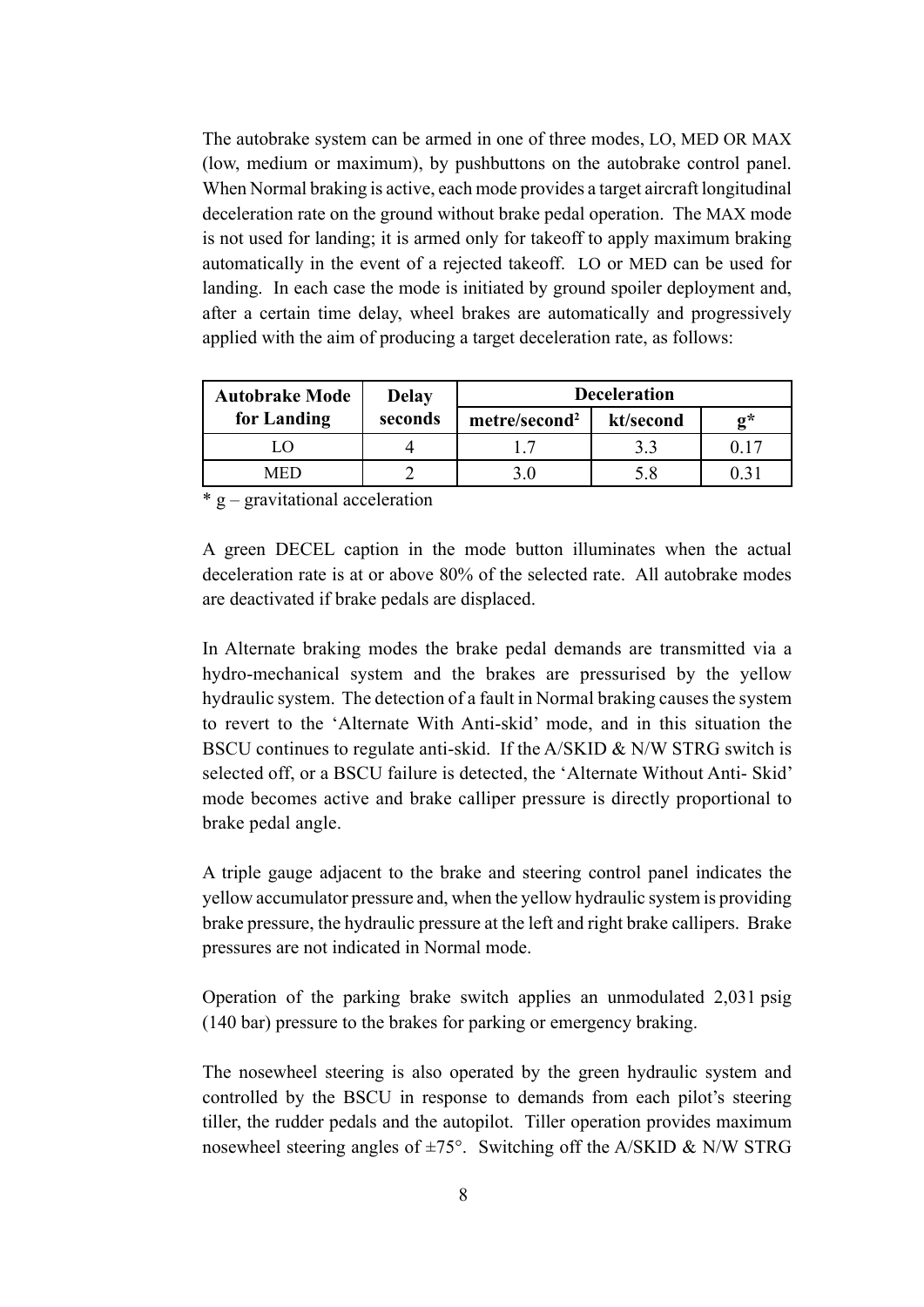The autobrake system can be armed in one of three modes, LO, MED OR MAX (low, medium or maximum), by pushbuttons on the autobrake control panel. When Normal braking is active, each mode provides a target aircraft longitudinal deceleration rate on the ground without brake pedal operation. The MAX mode is not used for landing; it is armed only for takeoff to apply maximum braking automatically in the event of a rejected takeoff. LO or MED can be used for landing. In each case the mode is initiated by ground spoiler deployment and, after a certain time delay, wheel brakes are automatically and progressively applied with the aim of producing a target deceleration rate, as follows:

| Autobrake Mode for Landing | Delay seconds | Deceleration | | |
|---|---|---|---|---|
| | | metre/second$^2$ | kt/second | g* |
| LO | 4 | 1.7 | 3.3 | 0.17 |
| MED | 2 | 3.0 | 5.8 | 0.31 |

\* g – gravitational acceleration

A green DECEL caption in the mode button illuminates when the actual deceleration rate is at or above 80% of the selected rate. All autobrake modes are deactivated if brake pedals are displaced.

In Alternate braking modes the brake pedal demands are transmitted via a hydro-mechanical system and the brakes are pressurised by the yellow hydraulic system. The detection of a fault in Normal braking causes the system to revert to the 'Alternate With Anti-skid' mode, and in this situation the BSCU continues to regulate anti-skid. If the A/SKID & N/W STRG switch is selected off, or a BSCU failure is detected, the 'Alternate Without Anti- Skid' mode becomes active and brake calliper pressure is directly proportional to brake pedal angle.

A triple gauge adjacent to the brake and steering control panel indicates the yellow accumulator pressure and, when the yellow hydraulic system is providing brake pressure, the hydraulic pressure at the left and right brake callipers. Brake pressures are not indicated in Normal mode.

Operation of the parking brake switch applies an unmodulated 2,031 psig (140 bar) pressure to the brakes for parking or emergency braking.

The nosewheel steering is also operated by the green hydraulic system and controlled by the BSCU in response to demands from each pilot's steering tiller, the rudder pedals and the autopilot. Tiller operation provides maximum nosewheel steering angles of ±75°. Switching off the A/SKID & N/W STRG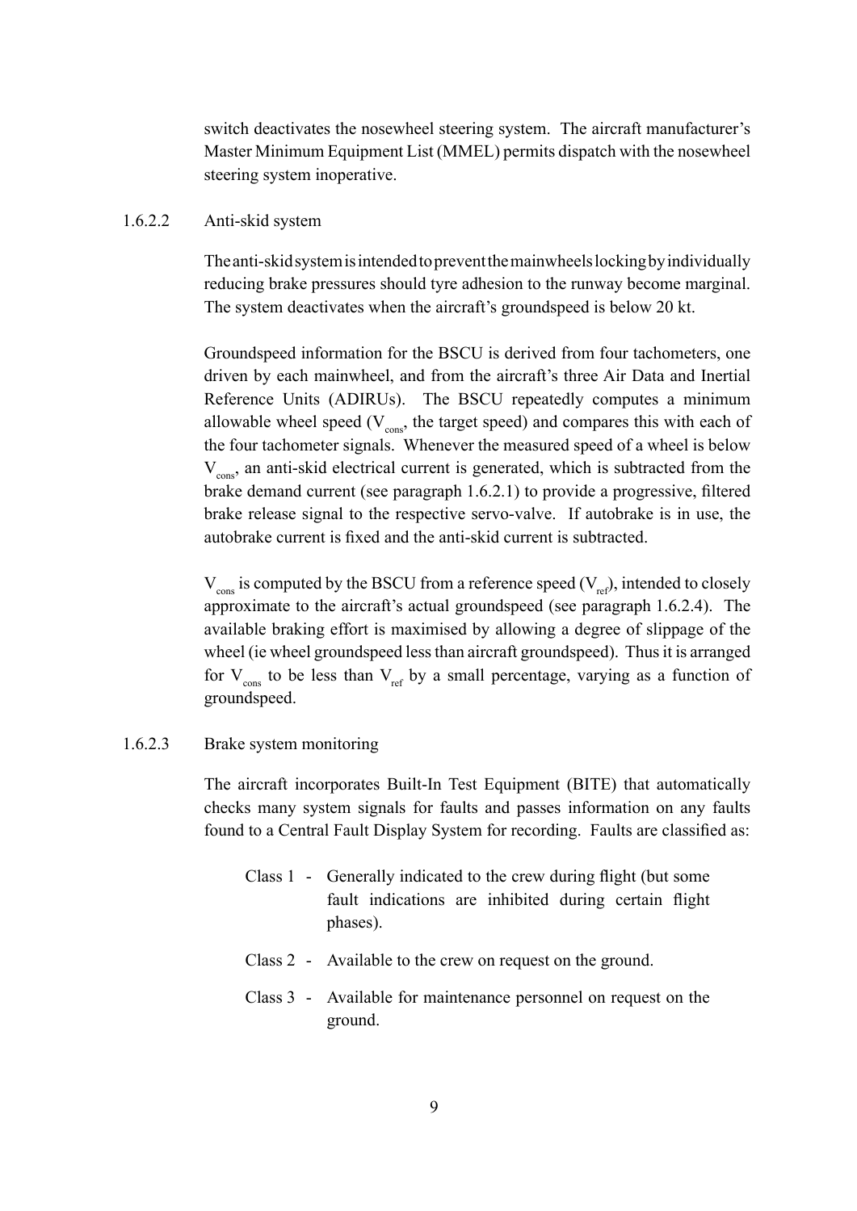switch deactivates the nosewheel steering system. The aircraft manufacturer's Master Minimum Equipment List (MMEL) permits dispatch with the nosewheel steering system inoperative.

#### 1.6.2.2 Anti-skid system

The anti-skid system is intended to prevent the mainwheels locking by individually reducing brake pressures should tyre adhesion to the runway become marginal. The system deactivates when the aircraft's groundspeed is below 20 kt.

Groundspeed information for the BSCU is derived from four tachometers, one driven by each mainwheel, and from the aircraft's three Air Data and Inertial Reference Units (ADIRUs). The BSCU repeatedly computes a minimum allowable wheel speed ($V_{cons}$, the target speed) and compares this with each of the four tachometer signals. Whenever the measured speed of a wheel is below $V_{cons}$, an anti-skid electrical current is generated, which is subtracted from the brake demand current (see paragraph 1.6.2.1) to provide a progressive, filtered brake release signal to the respective servo-valve. If autobrake is in use, the autobrake current is fixed and the anti-skid current is subtracted.

$V_{cons}$ is computed by the BSCU from a reference speed ($V_{ref}$), intended to closely approximate to the aircraft's actual groundspeed (see paragraph 1.6.2.4). The available braking effort is maximised by allowing a degree of slippage of the wheel (ie wheel groundspeed less than aircraft groundspeed). Thus it is arranged for $V_{cons}$ to be less than $V_{ref}$ by a small percentage, varying as a function of groundspeed.

#### 1.6.2.3 Brake system monitoring

The aircraft incorporates Built-In Test Equipment (BITE) that automatically checks many system signals for faults and passes information on any faults found to a Central Fault Display System for recording. Faults are classified as:

- Class 1 - Generally indicated to the crew during flight (but some fault indications are inhibited during certain flight phases).
- Class 2 - Available to the crew on request on the ground.
- Class 3 - Available for maintenance personnel on request on the ground.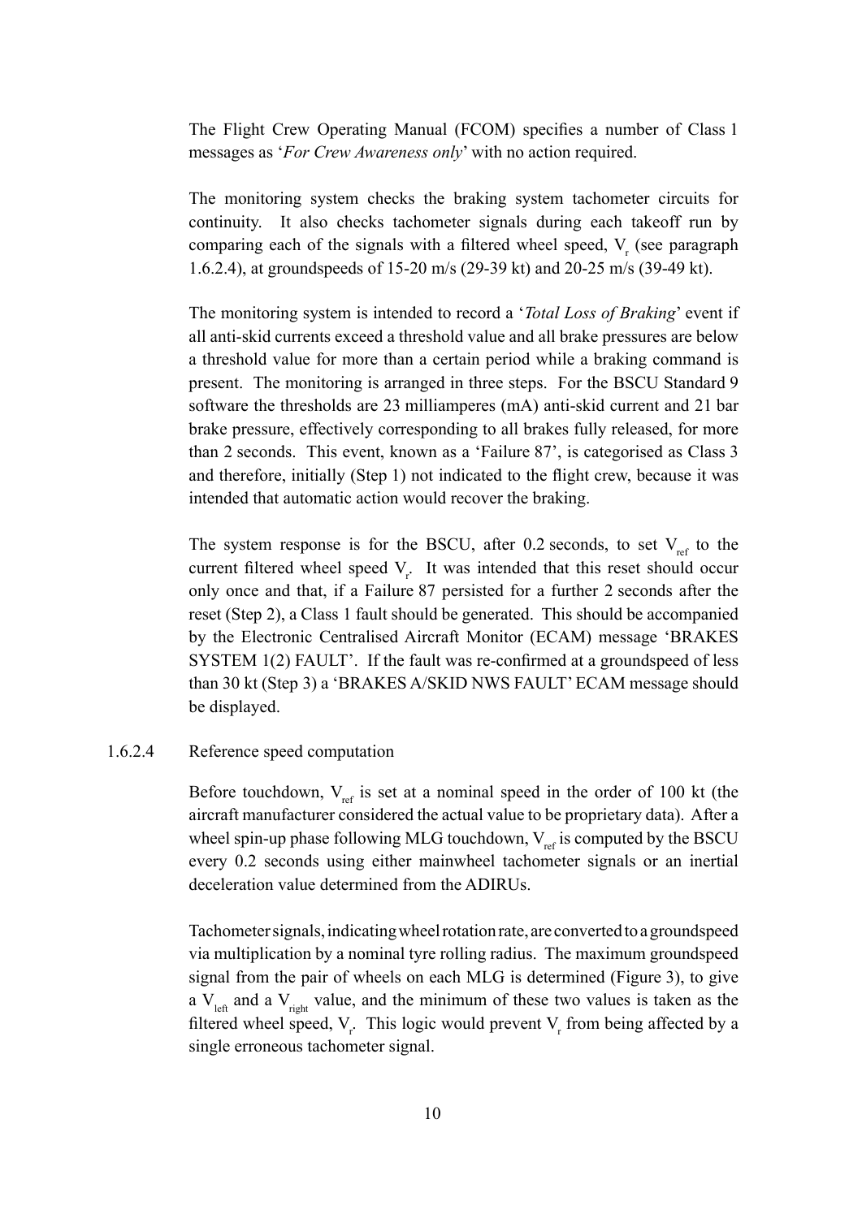The Flight Crew Operating Manual (FCOM) specifies a number of Class 1 messages as '*For Crew Awareness only*' with no action required.

The monitoring system checks the braking system tachometer circuits for continuity. It also checks tachometer signals during each takeoff run by comparing each of the signals with a filtered wheel speed, $V_r$ (see paragraph 1.6.2.4), at groundspeeds of 15-20 m/s (29-39 kt) and 20-25 m/s (39-49 kt).

The monitoring system is intended to record a '*Total Loss of Braking*' event if all anti-skid currents exceed a threshold value and all brake pressures are below a threshold value for more than a certain period while a braking command is present. The monitoring is arranged in three steps. For the BSCU Standard 9 software the thresholds are 23 milliamperes (mA) anti-skid current and 21 bar brake pressure, effectively corresponding to all brakes fully released, for more than 2 seconds. This event, known as a 'Failure 87', is categorised as Class 3 and therefore, initially (Step 1) not indicated to the flight crew, because it was intended that automatic action would recover the braking.

The system response is for the BSCU, after 0.2 seconds, to set $V_{ref}$ to the current filtered wheel speed $V_r$. It was intended that this reset should occur only once and that, if a Failure 87 persisted for a further 2 seconds after the reset (Step 2), a Class 1 fault should be generated. This should be accompanied by the Electronic Centralised Aircraft Monitor (ECAM) message 'BRAKES SYSTEM 1(2) FAULT'. If the fault was re-confirmed at a groundspeed of less than 30 kt (Step 3) a 'BRAKES A/SKID NWS FAULT' ECAM message should be displayed.

#### 1.6.2.4 Reference speed computation

Before touchdown, $V_{ref}$ is set at a nominal speed in the order of 100 kt (the aircraft manufacturer considered the actual value to be proprietary data). After a wheel spin-up phase following MLG touchdown, $V_{ref}$ is computed by the BSCU every 0.2 seconds using either mainwheel tachometer signals or an inertial deceleration value determined from the ADIRUs.

Tachometer signals, indicating wheel rotation rate, are converted to a groundspeed via multiplication by a nominal tyre rolling radius. The maximum groundspeed signal from the pair of wheels on each MLG is determined (Figure 3), to give a $V_{left}$ and a $V_{right}$ value, and the minimum of these two values is taken as the filtered wheel speed, $V_r$. This logic would prevent $V_r$ from being affected by a single erroneous tachometer signal.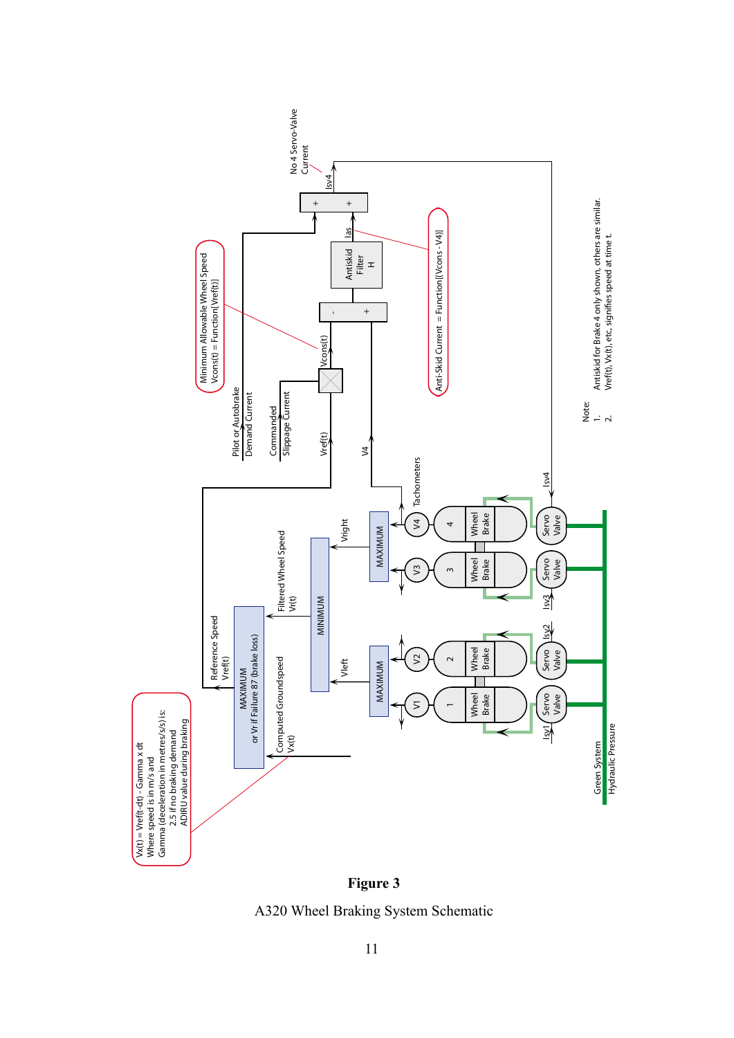Vx(t) = Vref(t-dt) - Gamma x dt
Where speed is in m/s and
Gamma (deceleration in metres/s/s) is:
2.5 if no braking demand
ADIRU value during braking

Computed Groundspeed
Vx(t)

MAXIMUM
or Vr if Failure 87 (brake loss)

Reference Speed
Vref(t)

Filtered Wheel Speed
Vr(t)

MINIMUM

Vleft

Vright

MAXIMUM

MAXIMUM

V1 V2 V3 V4

Tachometers

1 2 3 4

Wheel Brake

Servo Valve

Isv1 Isv2 Isv3 Isv4

Green System
Hydraulic Pressure

Minimum Allowable Wheel Speed
Vcons(t) = Function[Vref(t)]

Pilot or Autobrake
Demand Current

Commanded
Slippage Current

Vref(t)

Vcons(t)

V4

Antiskid
Filter
H

Ias

Anti-Skid Current = Function[(Vcons - V4)]

Isv4

No 4 Servo-Valve
Current

Note:
1. Antiskid for Brake 4 only shown, others are similar.
2. Vref(t), Vx(t), etc, signifies speed at time t.

**Figure 3**

A320 Wheel Braking System Schematic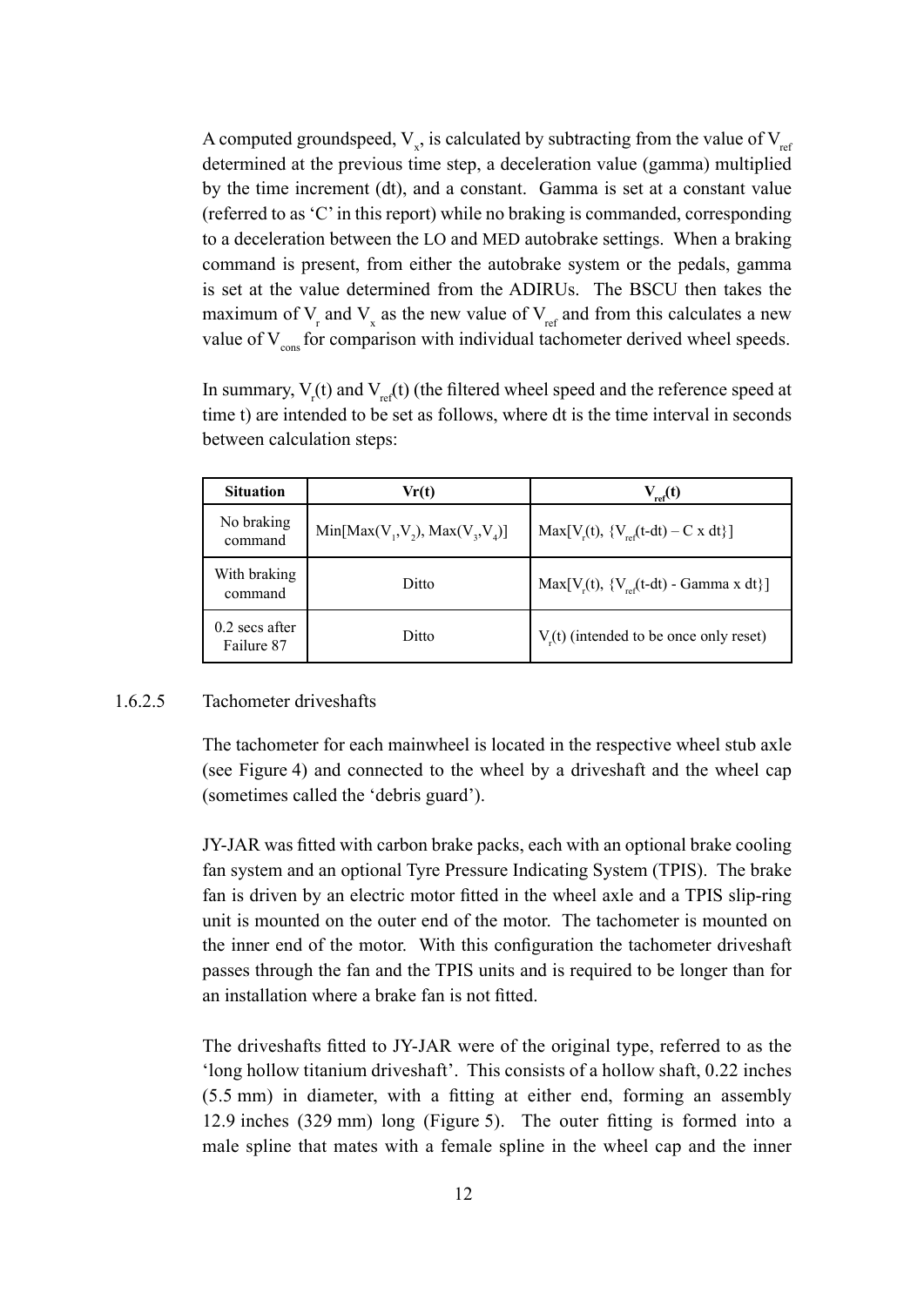A computed groundspeed, $V_x$, is calculated by subtracting from the value of $V_{ref}$ determined at the previous time step, a deceleration value (gamma) multiplied by the time increment (dt), and a constant. Gamma is set at a constant value (referred to as 'C' in this report) while no braking is commanded, corresponding to a deceleration between the LO and MED autobrake settings. When a braking command is present, from either the autobrake system or the pedals, gamma is set at the value determined from the ADIRUs. The BSCU then takes the maximum of $V_r$ and $V_x$ as the new value of $V_{ref}$ and from this calculates a new value of $V_{cons}$ for comparison with individual tachometer derived wheel speeds.

In summary, $V_r(t)$ and $V_{ref}(t)$ (the filtered wheel speed and the reference speed at time t) are intended to be set as follows, where dt is the time interval in seconds between calculation steps:

| **Situation** | **Vr(t)** | **$V_{ref}$(t)** |
|---|---|---|
| No braking command | $Min[Max(V_1,V_2), Max(V_3,V_4)]$ | $Max[V_r(t), \{V_{ref}(t\text{-}dt) – C \times dt\}]$ |
| With braking command | Ditto | $Max[V_r(t), \{V_{ref}(t\text{-}dt) - Gamma \times dt\}]$ |
| 0.2 secs after Failure 87 | Ditto | $V_r(t)$ (intended to be once only reset) |

### 1.6.2.5 Tachometer driveshafts

The tachometer for each mainwheel is located in the respective wheel stub axle (see Figure 4) and connected to the wheel by a driveshaft and the wheel cap (sometimes called the 'debris guard').

JY-JAR was fitted with carbon brake packs, each with an optional brake cooling fan system and an optional Tyre Pressure Indicating System (TPIS). The brake fan is driven by an electric motor fitted in the wheel axle and a TPIS slip-ring unit is mounted on the outer end of the motor. The tachometer is mounted on the inner end of the motor. With this configuration the tachometer driveshaft passes through the fan and the TPIS units and is required to be longer than for an installation where a brake fan is not fitted.

The driveshafts fitted to JY-JAR were of the original type, referred to as the 'long hollow titanium driveshaft'. This consists of a hollow shaft, 0.22 inches (5.5 mm) in diameter, with a fitting at either end, forming an assembly 12.9 inches (329 mm) long (Figure 5). The outer fitting is formed into a male spline that mates with a female spline in the wheel cap and the inner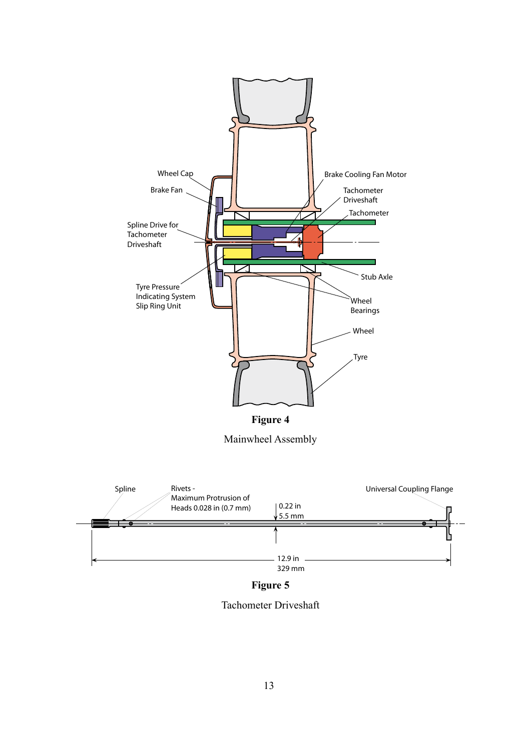**Figure 4**

Mainwheel Assembly

**Figure 5**

Tachometer Driveshaft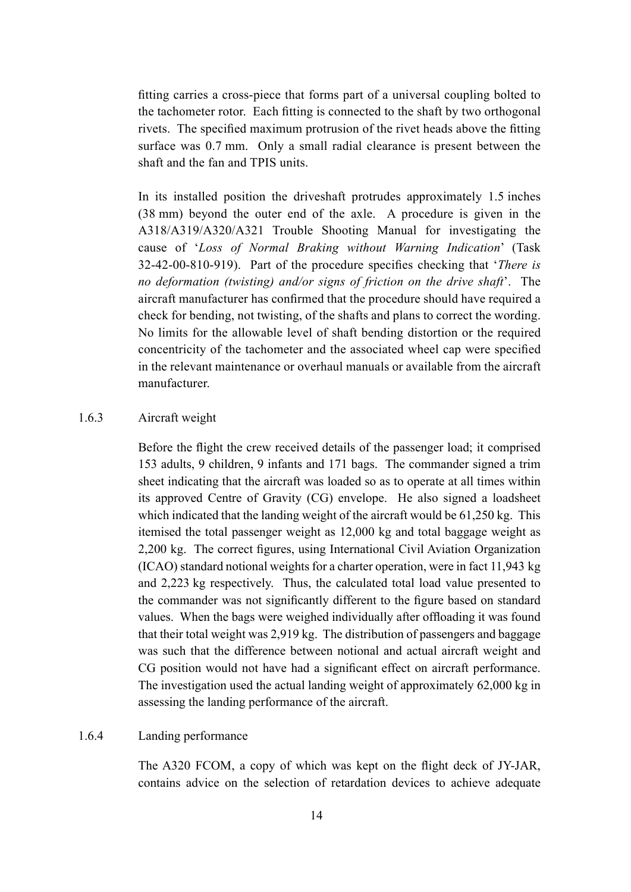fitting carries a cross-piece that forms part of a universal coupling bolted to the tachometer rotor. Each fitting is connected to the shaft by two orthogonal rivets. The specified maximum protrusion of the rivet heads above the fitting surface was 0.7 mm. Only a small radial clearance is present between the shaft and the fan and TPIS units.

In its installed position the driveshaft protrudes approximately 1.5 inches (38 mm) beyond the outer end of the axle. A procedure is given in the A318/A319/A320/A321 Trouble Shooting Manual for investigating the cause of '*Loss of Normal Braking without Warning Indication*' (Task 32-42-00-810-919). Part of the procedure specifies checking that '*There is no deformation (twisting) and/or signs of friction on the drive shaft*'. The aircraft manufacturer has confirmed that the procedure should have required a check for bending, not twisting, of the shafts and plans to correct the wording. No limits for the allowable level of shaft bending distortion or the required concentricity of the tachometer and the associated wheel cap were specified in the relevant maintenance or overhaul manuals or available from the aircraft manufacturer.

### 1.6.3 Aircraft weight

Before the flight the crew received details of the passenger load; it comprised 153 adults, 9 children, 9 infants and 171 bags. The commander signed a trim sheet indicating that the aircraft was loaded so as to operate at all times within its approved Centre of Gravity (CG) envelope. He also signed a loadsheet which indicated that the landing weight of the aircraft would be 61,250 kg. This itemised the total passenger weight as 12,000 kg and total baggage weight as 2,200 kg. The correct figures, using International Civil Aviation Organization (ICAO) standard notional weights for a charter operation, were in fact 11,943 kg and 2,223 kg respectively. Thus, the calculated total load value presented to the commander was not significantly different to the figure based on standard values. When the bags were weighed individually after offloading it was found that their total weight was 2,919 kg. The distribution of passengers and baggage was such that the difference between notional and actual aircraft weight and CG position would not have had a significant effect on aircraft performance. The investigation used the actual landing weight of approximately 62,000 kg in assessing the landing performance of the aircraft.

### 1.6.4 Landing performance

The A320 FCOM, a copy of which was kept on the flight deck of JY-JAR, contains advice on the selection of retardation devices to achieve adequate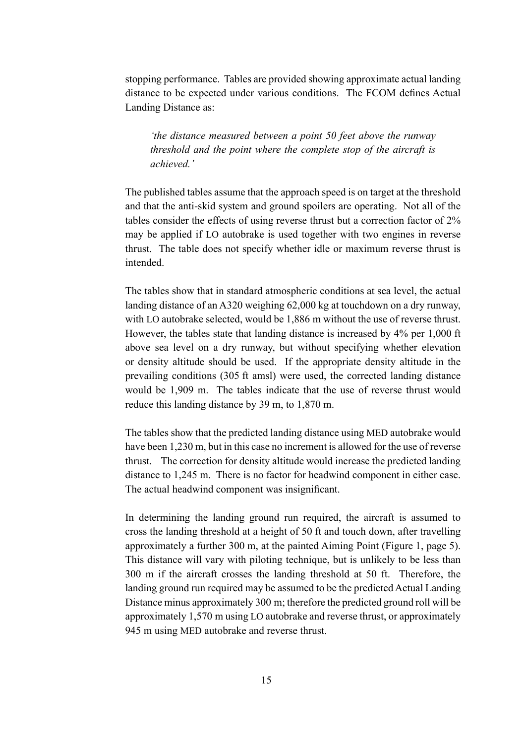stopping performance. Tables are provided showing approximate actual landing distance to be expected under various conditions. The FCOM defines Actual Landing Distance as:

> *'the distance measured between a point 50 feet above the runway threshold and the point where the complete stop of the aircraft is achieved.'*

The published tables assume that the approach speed is on target at the threshold and that the anti-skid system and ground spoilers are operating. Not all of the tables consider the effects of using reverse thrust but a correction factor of 2% may be applied if LO autobrake is used together with two engines in reverse thrust. The table does not specify whether idle or maximum reverse thrust is intended.

The tables show that in standard atmospheric conditions at sea level, the actual landing distance of an A320 weighing 62,000 kg at touchdown on a dry runway, with LO autobrake selected, would be 1,886 m without the use of reverse thrust. However, the tables state that landing distance is increased by 4% per 1,000 ft above sea level on a dry runway, but without specifying whether elevation or density altitude should be used. If the appropriate density altitude in the prevailing conditions (305 ft amsl) were used, the corrected landing distance would be 1,909 m. The tables indicate that the use of reverse thrust would reduce this landing distance by 39 m, to 1,870 m.

The tables show that the predicted landing distance using MED autobrake would have been 1,230 m, but in this case no increment is allowed for the use of reverse thrust. The correction for density altitude would increase the predicted landing distance to 1,245 m. There is no factor for headwind component in either case. The actual headwind component was insignificant.

In determining the landing ground run required, the aircraft is assumed to cross the landing threshold at a height of 50 ft and touch down, after travelling approximately a further 300 m, at the painted Aiming Point (Figure 1, page 5). This distance will vary with piloting technique, but is unlikely to be less than 300 m if the aircraft crosses the landing threshold at 50 ft. Therefore, the landing ground run required may be assumed to be the predicted Actual Landing Distance minus approximately 300 m; therefore the predicted ground roll will be approximately 1,570 m using LO autobrake and reverse thrust, or approximately 945 m using MED autobrake and reverse thrust.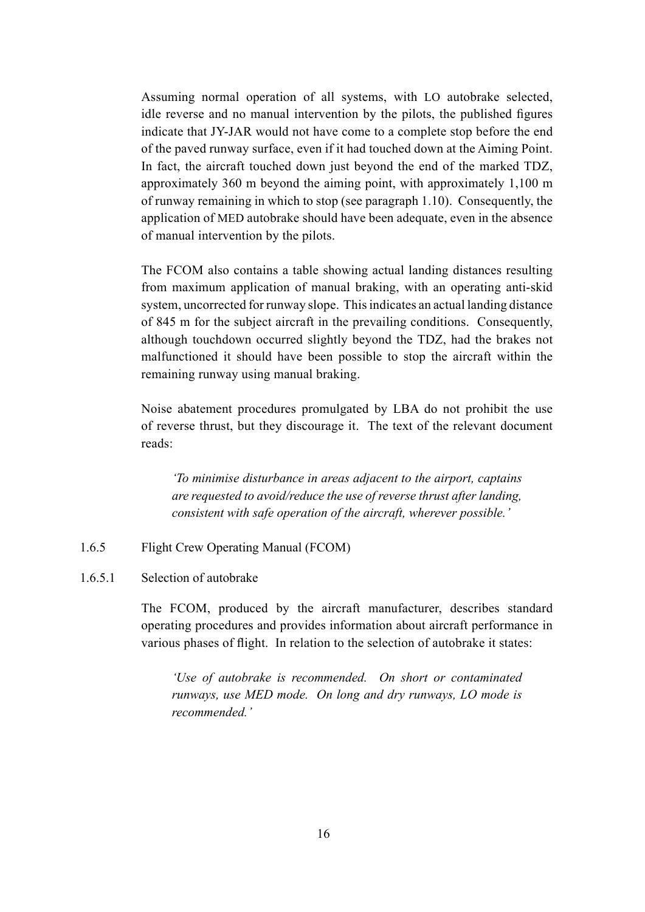Assuming normal operation of all systems, with LO autobrake selected, idle reverse and no manual intervention by the pilots, the published figures indicate that JY-JAR would not have come to a complete stop before the end of the paved runway surface, even if it had touched down at the Aiming Point. In fact, the aircraft touched down just beyond the end of the marked TDZ, approximately 360 m beyond the aiming point, with approximately 1,100 m of runway remaining in which to stop (see paragraph 1.10). Consequently, the application of MED autobrake should have been adequate, even in the absence of manual intervention by the pilots.

The FCOM also contains a table showing actual landing distances resulting from maximum application of manual braking, with an operating anti-skid system, uncorrected for runway slope. This indicates an actual landing distance of 845 m for the subject aircraft in the prevailing conditions. Consequently, although touchdown occurred slightly beyond the TDZ, had the brakes not malfunctioned it should have been possible to stop the aircraft within the remaining runway using manual braking.

Noise abatement procedures promulgated by LBA do not prohibit the use of reverse thrust, but they discourage it. The text of the relevant document reads:

> *'To minimise disturbance in areas adjacent to the airport, captains are requested to avoid/reduce the use of reverse thrust after landing, consistent with safe operation of the aircraft, wherever possible.'*

### 1.6.5 Flight Crew Operating Manual (FCOM)

#### 1.6.5.1 Selection of autobrake

The FCOM, produced by the aircraft manufacturer, describes standard operating procedures and provides information about aircraft performance in various phases of flight. In relation to the selection of autobrake it states:

> *'Use of autobrake is recommended. On short or contaminated runways, use MED mode. On long and dry runways, LO mode is recommended.'*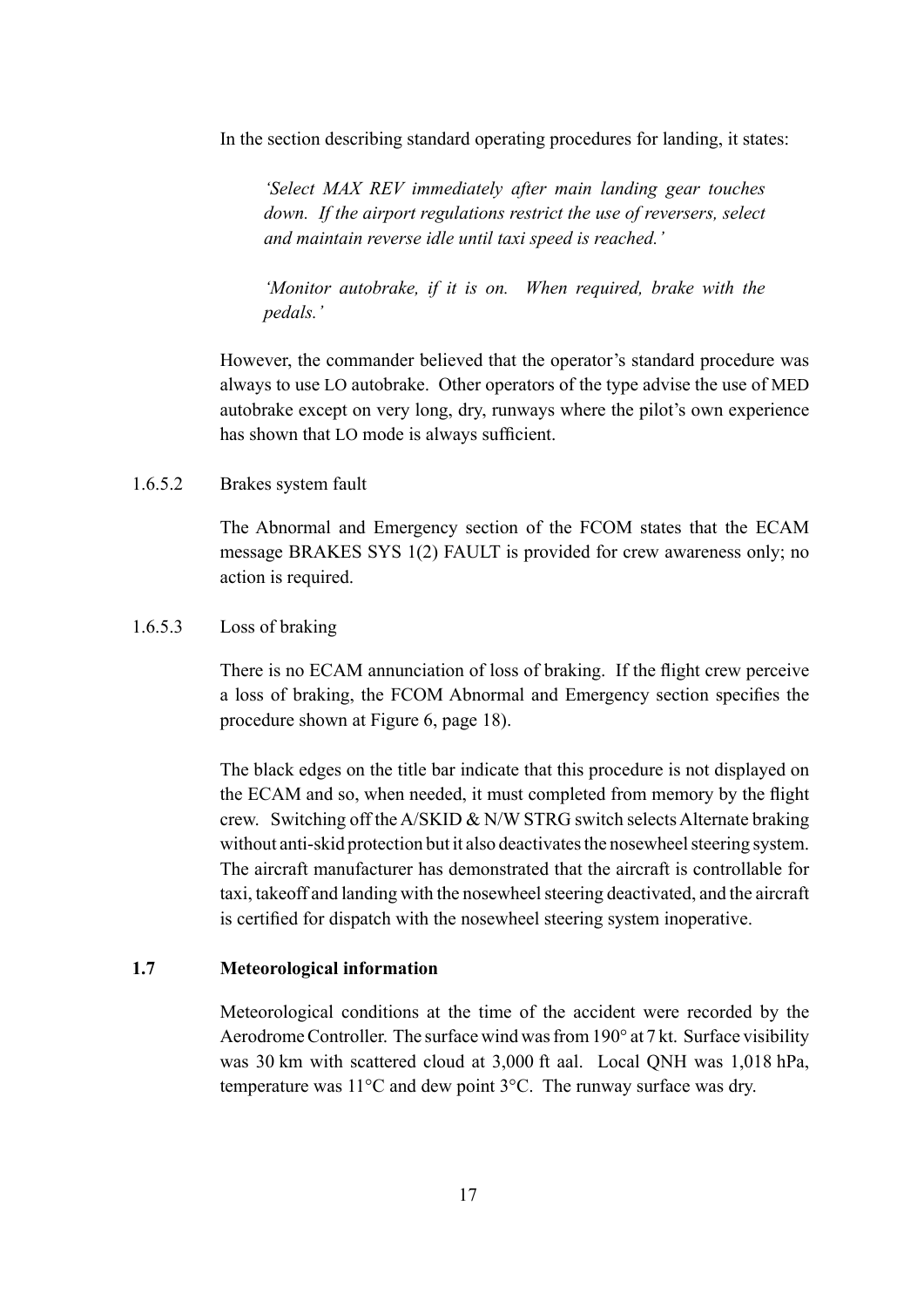In the section describing standard operating procedures for landing, it states:

> *'Select MAX REV immediately after main landing gear touches down. If the airport regulations restrict the use of reversers, select and maintain reverse idle until taxi speed is reached.'*
>
> *'Monitor autobrake, if it is on. When required, brake with the pedals.'*

However, the commander believed that the operator's standard procedure was always to use LO autobrake. Other operators of the type advise the use of MED autobrake except on very long, dry, runways where the pilot's own experience has shown that LO mode is always sufficient.

#### 1.6.5.2 Brakes system fault

The Abnormal and Emergency section of the FCOM states that the ECAM message BRAKES SYS 1(2) FAULT is provided for crew awareness only; no action is required.

#### 1.6.5.3 Loss of braking

There is no ECAM annunciation of loss of braking. If the flight crew perceive a loss of braking, the FCOM Abnormal and Emergency section specifies the procedure shown at Figure 6, page 18).

The black edges on the title bar indicate that this procedure is not displayed on the ECAM and so, when needed, it must completed from memory by the flight crew. Switching off the A/SKID & N/W STRG switch selects Alternate braking without anti-skid protection but it also deactivates the nosewheel steering system. The aircraft manufacturer has demonstrated that the aircraft is controllable for taxi, takeoff and landing with the nosewheel steering deactivated, and the aircraft is certified for dispatch with the nosewheel steering system inoperative.

### 1.7 Meteorological information

Meteorological conditions at the time of the accident were recorded by the Aerodrome Controller. The surface wind was from 190° at 7 kt. Surface visibility was 30 km with scattered cloud at 3,000 ft aal. Local QNH was 1,018 hPa, temperature was 11°C and dew point 3°C. The runway surface was dry.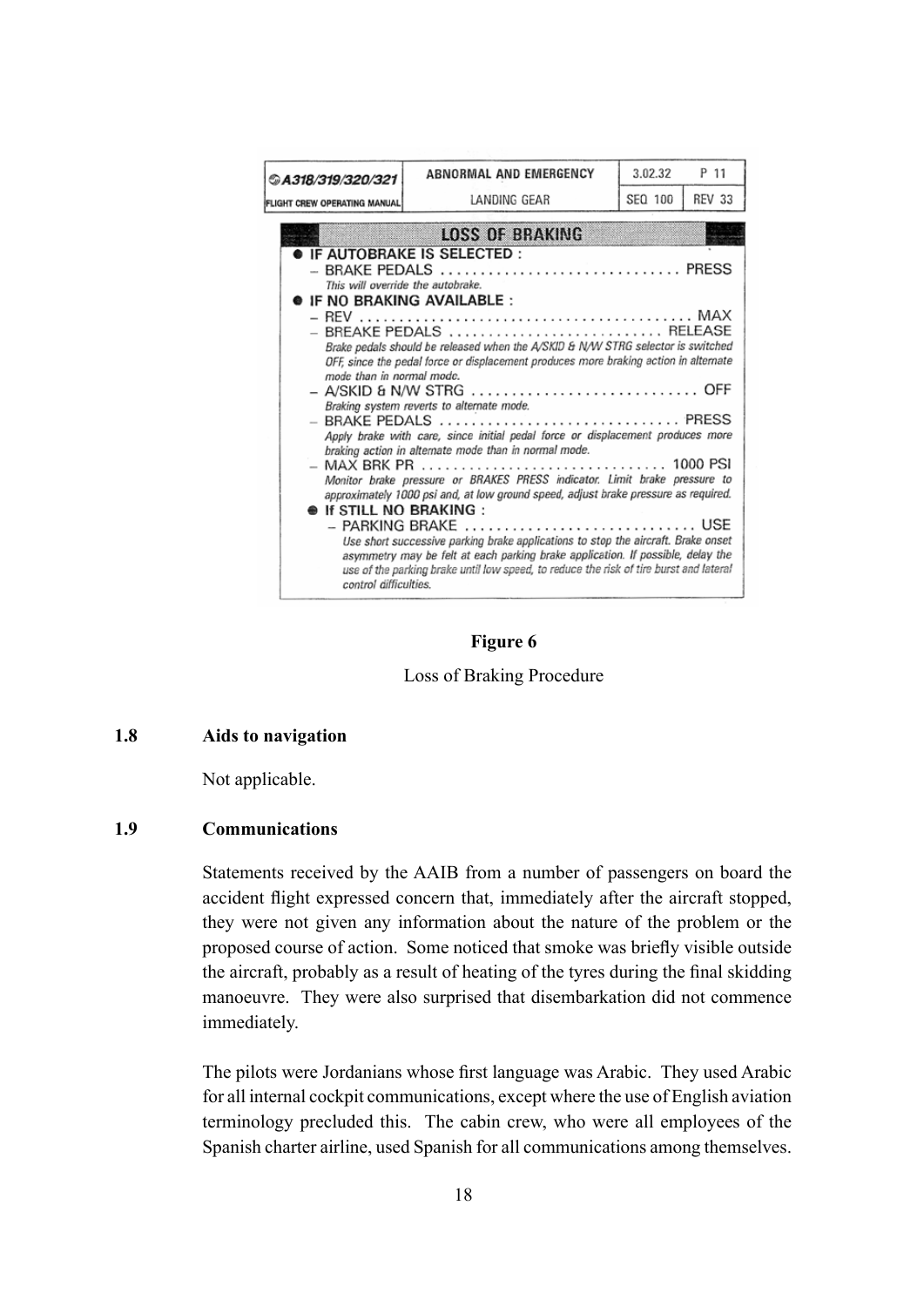| A318/319/320/321 | ABNORMAL AND EMERGENCY | 3.02.32 | P 11 |
|---|---|---|---|
| FLIGHT CREW OPERATING MANUAL | LANDING GEAR | SEQ 100 | REV 33 |

**LOSS OF BRAKING**

- **IF AUTOBRAKE IS SELECTED :**
  - BRAKE PEDALS .............................. PRESS
    *This will override the autobrake.*
- **IF NO BRAKING AVAILABLE :**
  - REV .............................................. MAX
  - BREAKE PEDALS ........................... RELEASE
    *Brake pedals should be released when the A/SKID & N/W STRG selector is switched OFF, since the pedal force or displacement produces more braking action in alternate mode than in normal mode.*
  - A/SKID & N/W STRG ............................ OFF
    *Braking system reverts to alternate mode.*
  - BRAKE PEDALS .............................. PRESS
    *Apply brake with care, since initial pedal force or displacement produces more braking action in alternate mode than in normal mode.*
  - MAX BRK PR ............................... 1000 PSI
    *Monitor brake pressure or BRAKES PRESS indicator. Limit brake pressure to approximately 1000 psi and, at low ground speed, adjust brake pressure as required.*
  - **If STILL NO BRAKING :**
    - PARKING BRAKE ............................. USE
      *Use short successive parking brake applications to stop the aircraft. Brake onset asymmetry may be felt at each parking brake application. If possible, delay the use of the parking brake until low speed, to reduce the risk of tire burst and lateral control difficulties.*

**Figure 6**

Loss of Braking Procedure

## 1.8 Aids to navigation

Not applicable.

## 1.9 Communications

Statements received by the AAIB from a number of passengers on board the accident flight expressed concern that, immediately after the aircraft stopped, they were not given any information about the nature of the problem or the proposed course of action. Some noticed that smoke was briefly visible outside the aircraft, probably as a result of heating of the tyres during the final skidding manoeuvre. They were also surprised that disembarkation did not commence immediately.

The pilots were Jordanians whose first language was Arabic. They used Arabic for all internal cockpit communications, except where the use of English aviation terminology precluded this. The cabin crew, who were all employees of the Spanish charter airline, used Spanish for all communications among themselves.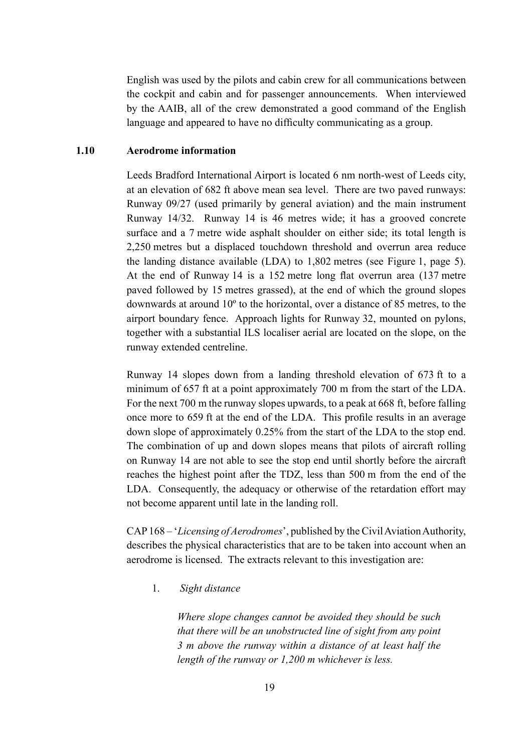English was used by the pilots and cabin crew for all communications between the cockpit and cabin and for passenger announcements. When interviewed by the AAIB, all of the crew demonstrated a good command of the English language and appeared to have no difficulty communicating as a group.

## 1.10 Aerodrome information

Leeds Bradford International Airport is located 6 nm north-west of Leeds city, at an elevation of 682 ft above mean sea level. There are two paved runways: Runway 09/27 (used primarily by general aviation) and the main instrument Runway 14/32. Runway 14 is 46 metres wide; it has a grooved concrete surface and a 7 metre wide asphalt shoulder on either side; its total length is 2,250 metres but a displaced touchdown threshold and overrun area reduce the landing distance available (LDA) to 1,802 metres (see Figure 1, page 5). At the end of Runway 14 is a 152 metre long flat overrun area (137 metre paved followed by 15 metres grassed), at the end of which the ground slopes downwards at around 10º to the horizontal, over a distance of 85 metres, to the airport boundary fence. Approach lights for Runway 32, mounted on pylons, together with a substantial ILS localiser aerial are located on the slope, on the runway extended centreline.

Runway 14 slopes down from a landing threshold elevation of 673 ft to a minimum of 657 ft at a point approximately 700 m from the start of the LDA. For the next 700 m the runway slopes upwards, to a peak at 668 ft, before falling once more to 659 ft at the end of the LDA. This profile results in an average down slope of approximately 0.25% from the start of the LDA to the stop end. The combination of up and down slopes means that pilots of aircraft rolling on Runway 14 are not able to see the stop end until shortly before the aircraft reaches the highest point after the TDZ, less than 500 m from the end of the LDA. Consequently, the adequacy or otherwise of the retardation effort may not become apparent until late in the landing roll.

CAP 168 – '*Licensing of Aerodromes*', published by the Civil Aviation Authority, describes the physical characteristics that are to be taken into account when an aerodrome is licensed. The extracts relevant to this investigation are:

1. *Sight distance*

    *Where slope changes cannot be avoided they should be such that there will be an unobstructed line of sight from any point 3 m above the runway within a distance of at least half the length of the runway or 1,200 m whichever is less.*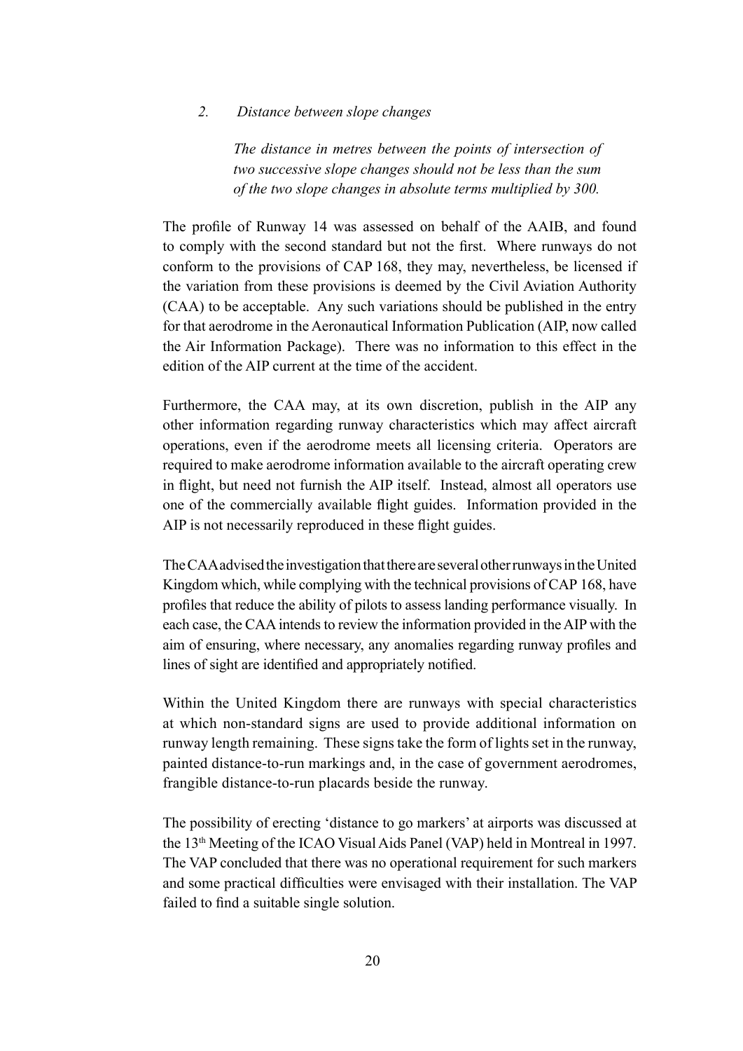*2. Distance between slope changes*

*The distance in metres between the points of intersection of two successive slope changes should not be less than the sum of the two slope changes in absolute terms multiplied by 300.*

The profile of Runway 14 was assessed on behalf of the AAIB, and found to comply with the second standard but not the first. Where runways do not conform to the provisions of CAP 168, they may, nevertheless, be licensed if the variation from these provisions is deemed by the Civil Aviation Authority (CAA) to be acceptable. Any such variations should be published in the entry for that aerodrome in the Aeronautical Information Publication (AIP, now called the Air Information Package). There was no information to this effect in the edition of the AIP current at the time of the accident.

Furthermore, the CAA may, at its own discretion, publish in the AIP any other information regarding runway characteristics which may affect aircraft operations, even if the aerodrome meets all licensing criteria. Operators are required to make aerodrome information available to the aircraft operating crew in flight, but need not furnish the AIP itself. Instead, almost all operators use one of the commercially available flight guides. Information provided in the AIP is not necessarily reproduced in these flight guides.

The CAA advised the investigation that there are several other runways in the United Kingdom which, while complying with the technical provisions of CAP 168, have profiles that reduce the ability of pilots to assess landing performance visually. In each case, the CAA intends to review the information provided in the AIP with the aim of ensuring, where necessary, any anomalies regarding runway profiles and lines of sight are identified and appropriately notified.

Within the United Kingdom there are runways with special characteristics at which non-standard signs are used to provide additional information on runway length remaining. These signs take the form of lights set in the runway, painted distance-to-run markings and, in the case of government aerodromes, frangible distance-to-run placards beside the runway.

The possibility of erecting 'distance to go markers' at airports was discussed at the 13th Meeting of the ICAO Visual Aids Panel (VAP) held in Montreal in 1997. The VAP concluded that there was no operational requirement for such markers and some practical difficulties were envisaged with their installation. The VAP failed to find a suitable single solution.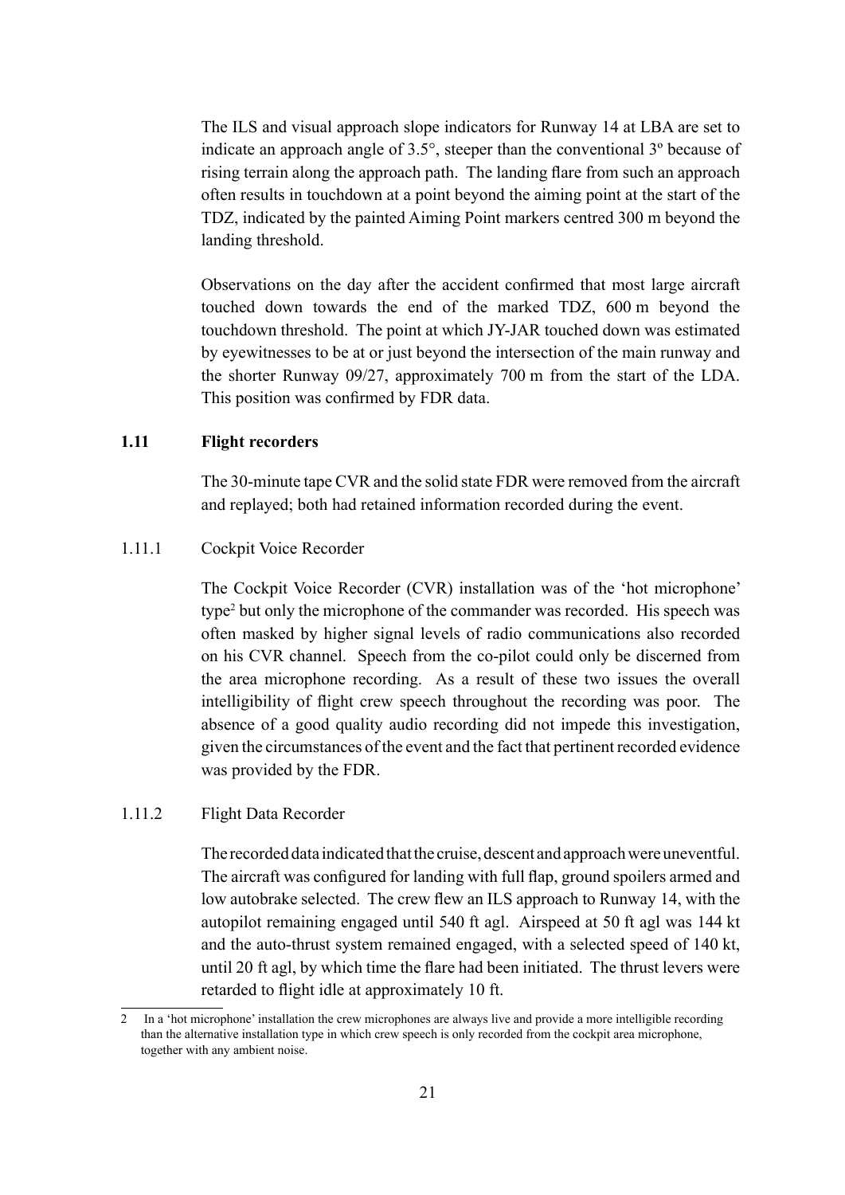The ILS and visual approach slope indicators for Runway 14 at LBA are set to indicate an approach angle of 3.5°, steeper than the conventional 3º because of rising terrain along the approach path. The landing flare from such an approach often results in touchdown at a point beyond the aiming point at the start of the TDZ, indicated by the painted Aiming Point markers centred 300 m beyond the landing threshold.

Observations on the day after the accident confirmed that most large aircraft touched down towards the end of the marked TDZ, 600 m beyond the touchdown threshold. The point at which JY-JAR touched down was estimated by eyewitnesses to be at or just beyond the intersection of the main runway and the shorter Runway 09/27, approximately 700 m from the start of the LDA. This position was confirmed by FDR data.

## 1.11 Flight recorders

The 30-minute tape CVR and the solid state FDR were removed from the aircraft and replayed; both had retained information recorded during the event.

### 1.11.1 Cockpit Voice Recorder

The Cockpit Voice Recorder (CVR) installation was of the 'hot microphone' type[2] but only the microphone of the commander was recorded. His speech was often masked by higher signal levels of radio communications also recorded on his CVR channel. Speech from the co-pilot could only be discerned from the area microphone recording. As a result of these two issues the overall intelligibility of flight crew speech throughout the recording was poor. The absence of a good quality audio recording did not impede this investigation, given the circumstances of the event and the fact that pertinent recorded evidence was provided by the FDR.

### 1.11.2 Flight Data Recorder

The recorded data indicated that the cruise, descent and approach were uneventful. The aircraft was configured for landing with full flap, ground spoilers armed and low autobrake selected. The crew flew an ILS approach to Runway 14, with the autopilot remaining engaged until 540 ft agl. Airspeed at 50 ft agl was 144 kt and the auto-thrust system remained engaged, with a selected speed of 140 kt, until 20 ft agl, by which time the flare had been initiated. The thrust levers were retarded to flight idle at approximately 10 ft.

---

2 In a 'hot microphone' installation the crew microphones are always live and provide a more intelligible recording than the alternative installation type in which crew speech is only recorded from the cockpit area microphone, together with any ambient noise.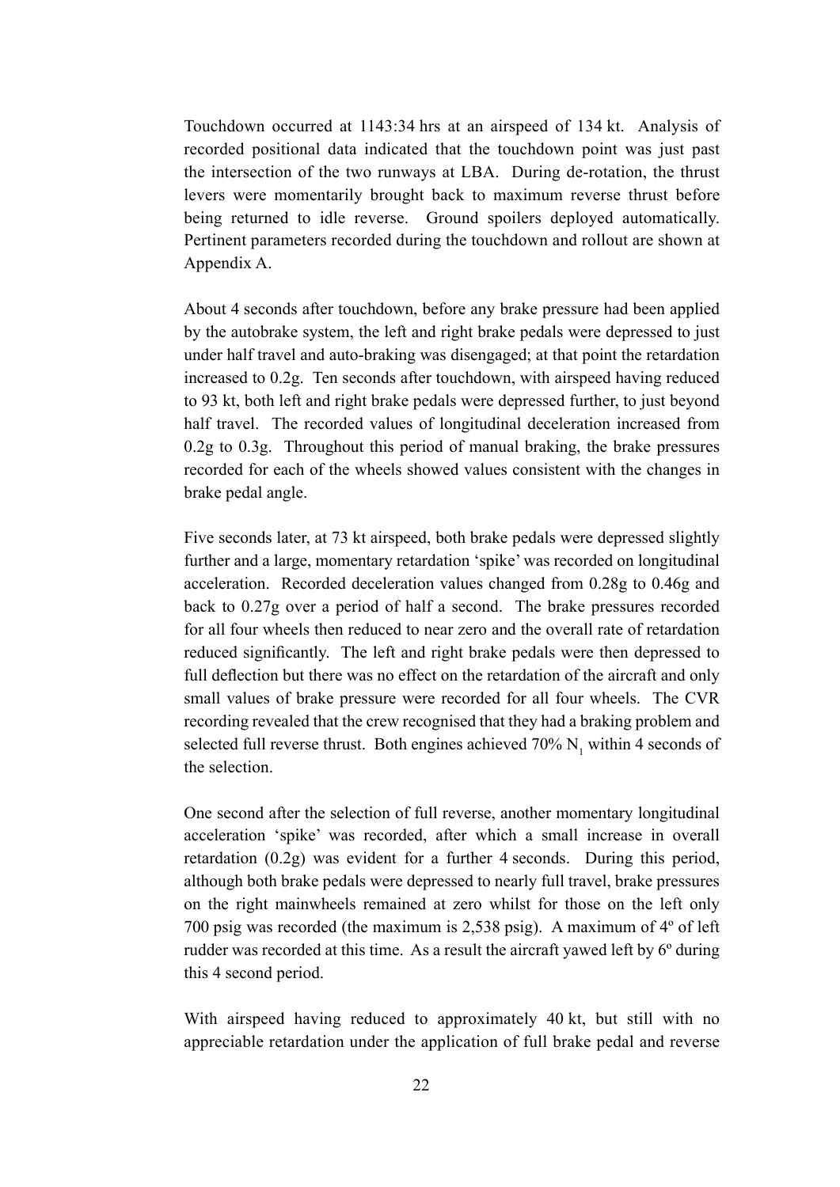Touchdown occurred at 1143:34 hrs at an airspeed of 134 kt. Analysis of recorded positional data indicated that the touchdown point was just past the intersection of the two runways at LBA. During de-rotation, the thrust levers were momentarily brought back to maximum reverse thrust before being returned to idle reverse. Ground spoilers deployed automatically. Pertinent parameters recorded during the touchdown and rollout are shown at Appendix A.

About 4 seconds after touchdown, before any brake pressure had been applied by the autobrake system, the left and right brake pedals were depressed to just under half travel and auto-braking was disengaged; at that point the retardation increased to 0.2g. Ten seconds after touchdown, with airspeed having reduced to 93 kt, both left and right brake pedals were depressed further, to just beyond half travel. The recorded values of longitudinal deceleration increased from 0.2g to 0.3g. Throughout this period of manual braking, the brake pressures recorded for each of the wheels showed values consistent with the changes in brake pedal angle.

Five seconds later, at 73 kt airspeed, both brake pedals were depressed slightly further and a large, momentary retardation 'spike' was recorded on longitudinal acceleration. Recorded deceleration values changed from 0.28g to 0.46g and back to 0.27g over a period of half a second. The brake pressures recorded for all four wheels then reduced to near zero and the overall rate of retardation reduced significantly. The left and right brake pedals were then depressed to full deflection but there was no effect on the retardation of the aircraft and only small values of brake pressure were recorded for all four wheels. The CVR recording revealed that the crew recognised that they had a braking problem and selected full reverse thrust. Both engines achieved 70% $N_1$ within 4 seconds of the selection.

One second after the selection of full reverse, another momentary longitudinal acceleration 'spike' was recorded, after which a small increase in overall retardation (0.2g) was evident for a further 4 seconds. During this period, although both brake pedals were depressed to nearly full travel, brake pressures on the right mainwheels remained at zero whilst for those on the left only 700 psig was recorded (the maximum is 2,538 psig). A maximum of 4º of left rudder was recorded at this time. As a result the aircraft yawed left by 6º during this 4 second period.

With airspeed having reduced to approximately 40 kt, but still with no appreciable retardation under the application of full brake pedal and reverse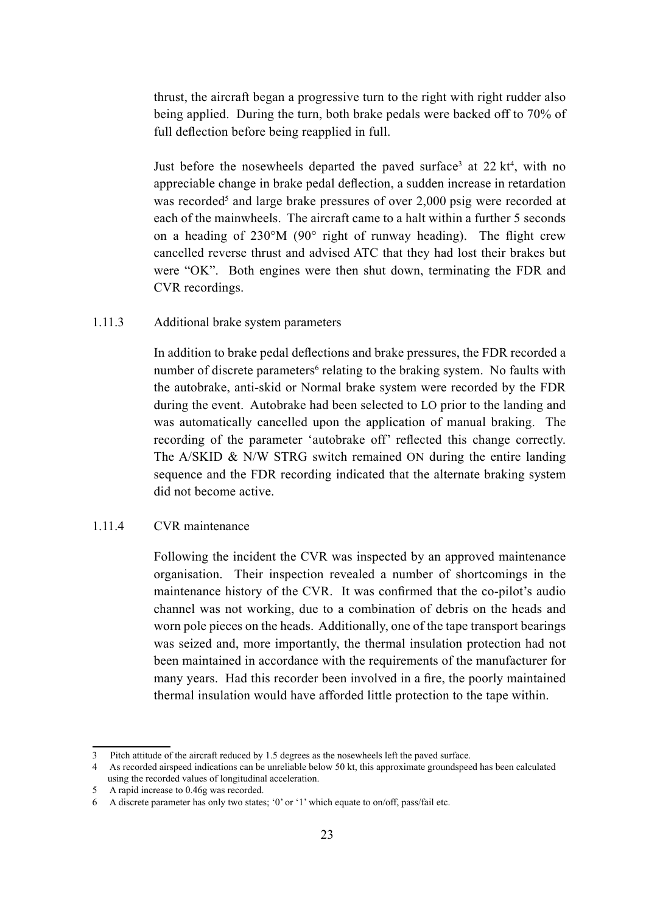thrust, the aircraft began a progressive turn to the right with right rudder also being applied. During the turn, both brake pedals were backed off to 70% of full deflection before being reapplied in full.

Just before the nosewheels departed the paved surface[3] at 22 kt[4], with no appreciable change in brake pedal deflection, a sudden increase in retardation was recorded[5] and large brake pressures of over 2,000 psig were recorded at each of the mainwheels. The aircraft came to a halt within a further 5 seconds on a heading of 230°M (90° right of runway heading). The flight crew cancelled reverse thrust and advised ATC that they had lost their brakes but were "OK". Both engines were then shut down, terminating the FDR and CVR recordings.

### 1.11.3 Additional brake system parameters

In addition to brake pedal deflections and brake pressures, the FDR recorded a number of discrete parameters[6] relating to the braking system. No faults with the autobrake, anti-skid or Normal brake system were recorded by the FDR during the event. Autobrake had been selected to LO prior to the landing and was automatically cancelled upon the application of manual braking. The recording of the parameter 'autobrake off' reflected this change correctly. The A/SKID & N/W STRG switch remained ON during the entire landing sequence and the FDR recording indicated that the alternate braking system did not become active.

### 1.11.4 CVR maintenance

Following the incident the CVR was inspected by an approved maintenance organisation. Their inspection revealed a number of shortcomings in the maintenance history of the CVR. It was confirmed that the co-pilot's audio channel was not working, due to a combination of debris on the heads and worn pole pieces on the heads. Additionally, one of the tape transport bearings was seized and, more importantly, the thermal insulation protection had not been maintained in accordance with the requirements of the manufacturer for many years. Had this recorder been involved in a fire, the poorly maintained thermal insulation would have afforded little protection to the tape within.

---

3 Pitch attitude of the aircraft reduced by 1.5 degrees as the nosewheels left the paved surface.

4 As recorded airspeed indications can be unreliable below 50 kt, this approximate groundspeed has been calculated using the recorded values of longitudinal acceleration.

5 A rapid increase to 0.46g was recorded.

6 A discrete parameter has only two states; '0' or '1' which equate to on/off, pass/fail etc.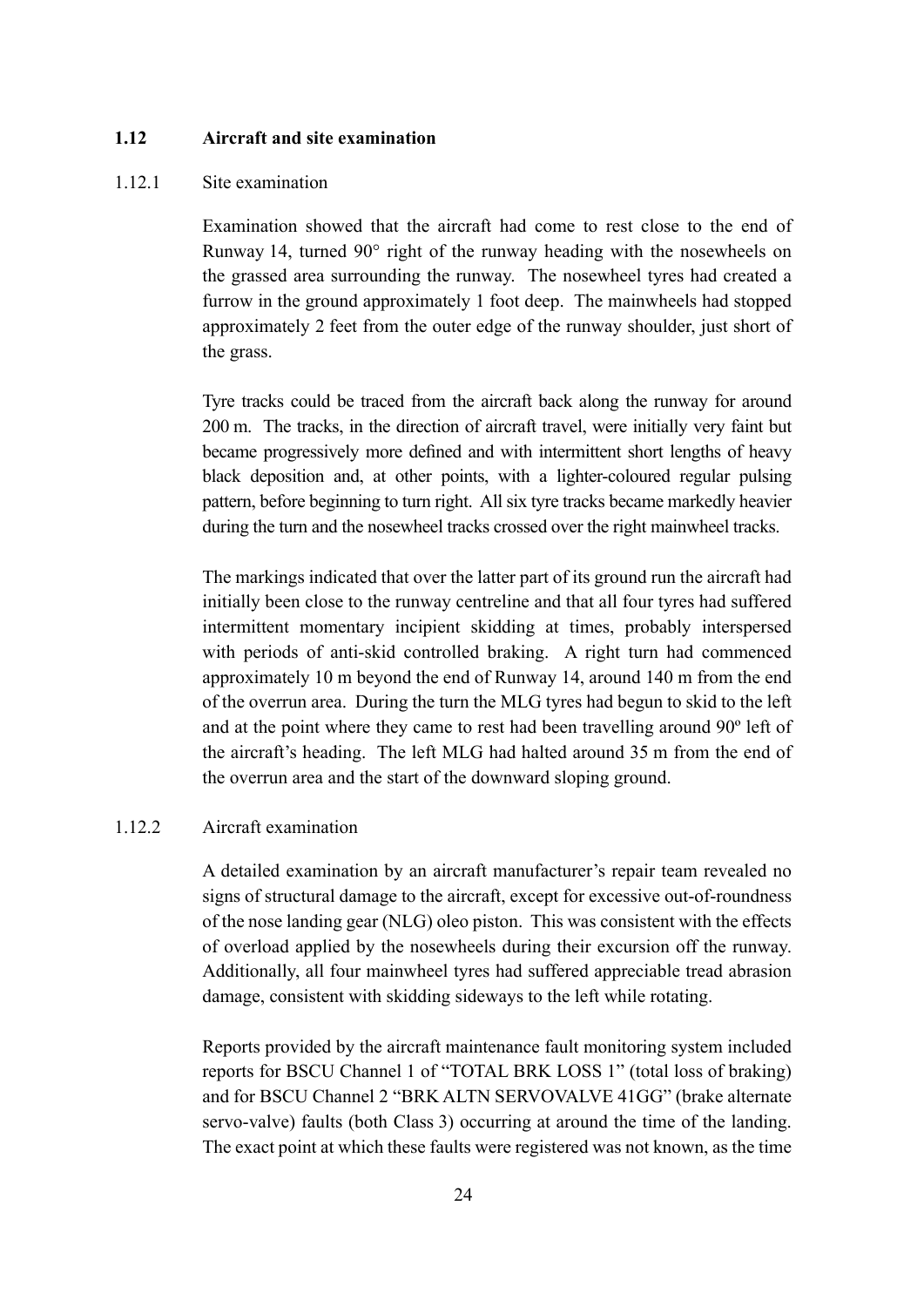## 1.12 Aircraft and site examination

### 1.12.1 Site examination

Examination showed that the aircraft had come to rest close to the end of Runway 14, turned 90° right of the runway heading with the nosewheels on the grassed area surrounding the runway. The nosewheel tyres had created a furrow in the ground approximately 1 foot deep. The mainwheels had stopped approximately 2 feet from the outer edge of the runway shoulder, just short of the grass.

Tyre tracks could be traced from the aircraft back along the runway for around 200 m. The tracks, in the direction of aircraft travel, were initially very faint but became progressively more defined and with intermittent short lengths of heavy black deposition and, at other points, with a lighter-coloured regular pulsing pattern, before beginning to turn right. All six tyre tracks became markedly heavier during the turn and the nosewheel tracks crossed over the right mainwheel tracks.

The markings indicated that over the latter part of its ground run the aircraft had initially been close to the runway centreline and that all four tyres had suffered intermittent momentary incipient skidding at times, probably interspersed with periods of anti-skid controlled braking. A right turn had commenced approximately 10 m beyond the end of Runway 14, around 140 m from the end of the overrun area. During the turn the MLG tyres had begun to skid to the left and at the point where they came to rest had been travelling around 90º left of the aircraft's heading. The left MLG had halted around 35 m from the end of the overrun area and the start of the downward sloping ground.

### 1.12.2 Aircraft examination

A detailed examination by an aircraft manufacturer's repair team revealed no signs of structural damage to the aircraft, except for excessive out-of-roundness of the nose landing gear (NLG) oleo piston. This was consistent with the effects of overload applied by the nosewheels during their excursion off the runway. Additionally, all four mainwheel tyres had suffered appreciable tread abrasion damage, consistent with skidding sideways to the left while rotating.

Reports provided by the aircraft maintenance fault monitoring system included reports for BSCU Channel 1 of "TOTAL BRK LOSS 1" (total loss of braking) and for BSCU Channel 2 "BRK ALTN SERVOVALVE 41GG" (brake alternate servo-valve) faults (both Class 3) occurring at around the time of the landing. The exact point at which these faults were registered was not known, as the time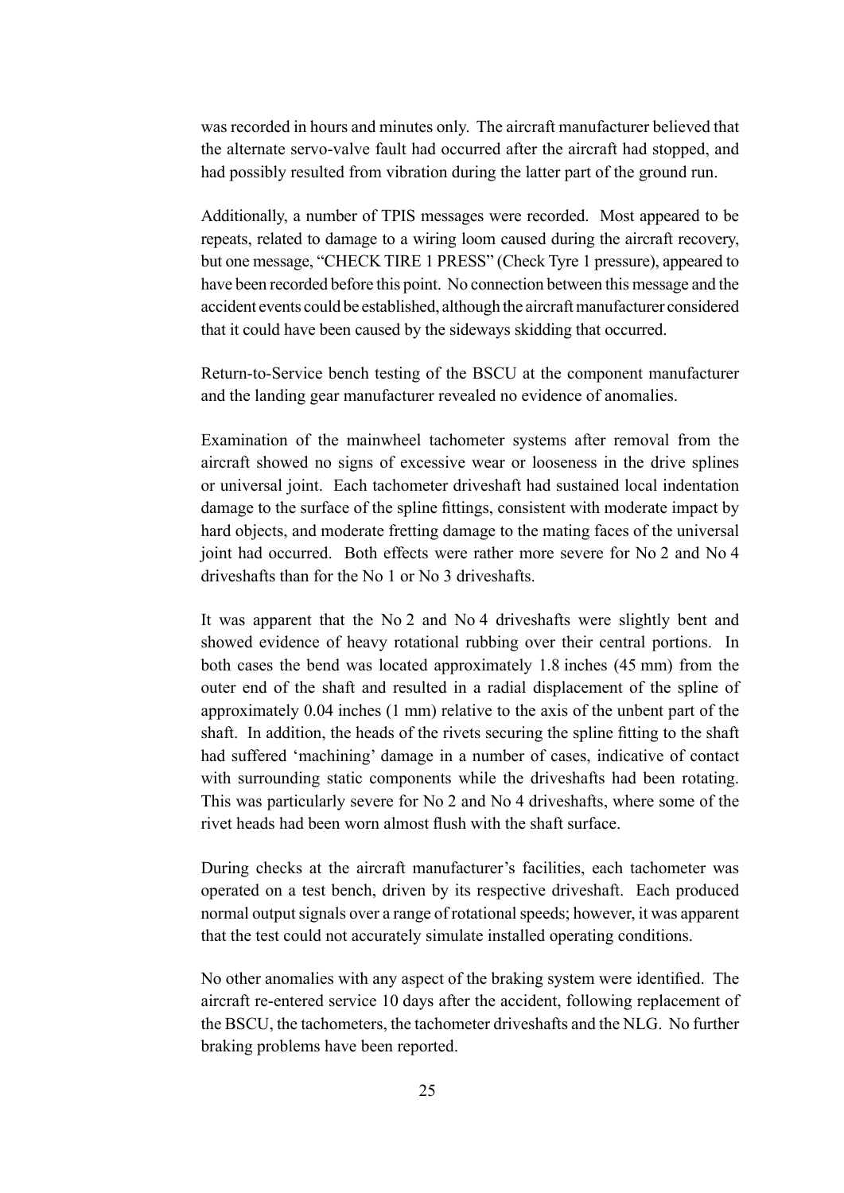was recorded in hours and minutes only. The aircraft manufacturer believed that the alternate servo-valve fault had occurred after the aircraft had stopped, and had possibly resulted from vibration during the latter part of the ground run.

Additionally, a number of TPIS messages were recorded. Most appeared to be repeats, related to damage to a wiring loom caused during the aircraft recovery, but one message, "CHECK TIRE 1 PRESS" (Check Tyre 1 pressure), appeared to have been recorded before this point. No connection between this message and the accident events could be established, although the aircraft manufacturer considered that it could have been caused by the sideways skidding that occurred.

Return-to-Service bench testing of the BSCU at the component manufacturer and the landing gear manufacturer revealed no evidence of anomalies.

Examination of the mainwheel tachometer systems after removal from the aircraft showed no signs of excessive wear or looseness in the drive splines or universal joint. Each tachometer driveshaft had sustained local indentation damage to the surface of the spline fittings, consistent with moderate impact by hard objects, and moderate fretting damage to the mating faces of the universal joint had occurred. Both effects were rather more severe for No 2 and No 4 driveshafts than for the No 1 or No 3 driveshafts.

It was apparent that the No 2 and No 4 driveshafts were slightly bent and showed evidence of heavy rotational rubbing over their central portions. In both cases the bend was located approximately 1.8 inches (45 mm) from the outer end of the shaft and resulted in a radial displacement of the spline of approximately 0.04 inches (1 mm) relative to the axis of the unbent part of the shaft. In addition, the heads of the rivets securing the spline fitting to the shaft had suffered 'machining' damage in a number of cases, indicative of contact with surrounding static components while the driveshafts had been rotating. This was particularly severe for No 2 and No 4 driveshafts, where some of the rivet heads had been worn almost flush with the shaft surface.

During checks at the aircraft manufacturer's facilities, each tachometer was operated on a test bench, driven by its respective driveshaft. Each produced normal output signals over a range of rotational speeds; however, it was apparent that the test could not accurately simulate installed operating conditions.

No other anomalies with any aspect of the braking system were identified. The aircraft re-entered service 10 days after the accident, following replacement of the BSCU, the tachometers, the tachometer driveshafts and the NLG. No further braking problems have been reported.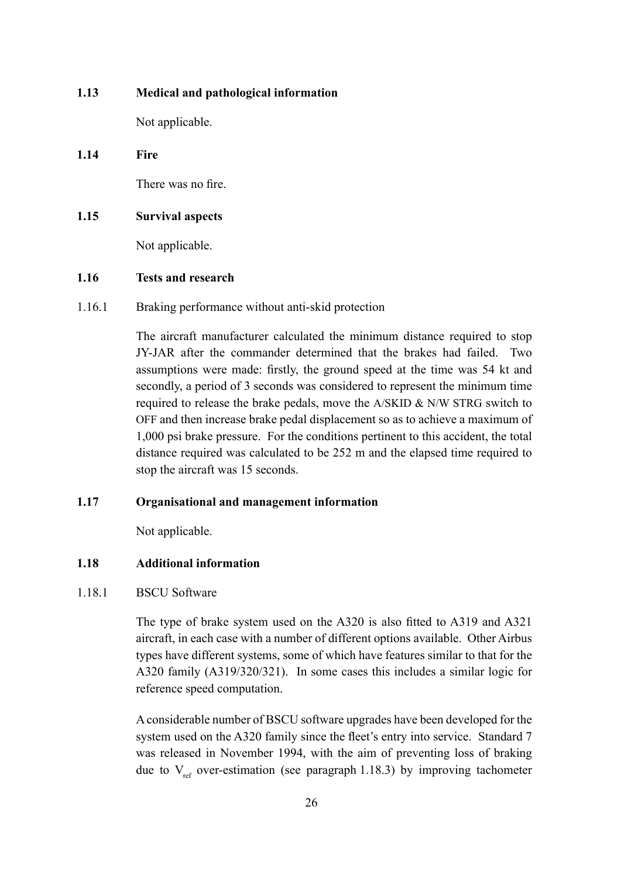## 1.13 Medical and pathological information

Not applicable.

## 1.14 Fire

There was no fire.

## 1.15 Survival aspects

Not applicable.

## 1.16 Tests and research

### 1.16.1 Braking performance without anti-skid protection

The aircraft manufacturer calculated the minimum distance required to stop JY-JAR after the commander determined that the brakes had failed. Two assumptions were made: firstly, the ground speed at the time was 54 kt and secondly, a period of 3 seconds was considered to represent the minimum time required to release the brake pedals, move the A/SKID & N/W STRG switch to OFF and then increase brake pedal displacement so as to achieve a maximum of 1,000 psi brake pressure. For the conditions pertinent to this accident, the total distance required was calculated to be 252 m and the elapsed time required to stop the aircraft was 15 seconds.

## 1.17 Organisational and management information

Not applicable.

## 1.18 Additional information

### 1.18.1 BSCU Software

The type of brake system used on the A320 is also fitted to A319 and A321 aircraft, in each case with a number of different options available. Other Airbus types have different systems, some of which have features similar to that for the A320 family (A319/320/321). In some cases this includes a similar logic for reference speed computation.

A considerable number of BSCU software upgrades have been developed for the system used on the A320 family since the fleet's entry into service. Standard 7 was released in November 1994, with the aim of preventing loss of braking due to $V_{ref}$ over-estimation (see paragraph 1.18.3) by improving tachometer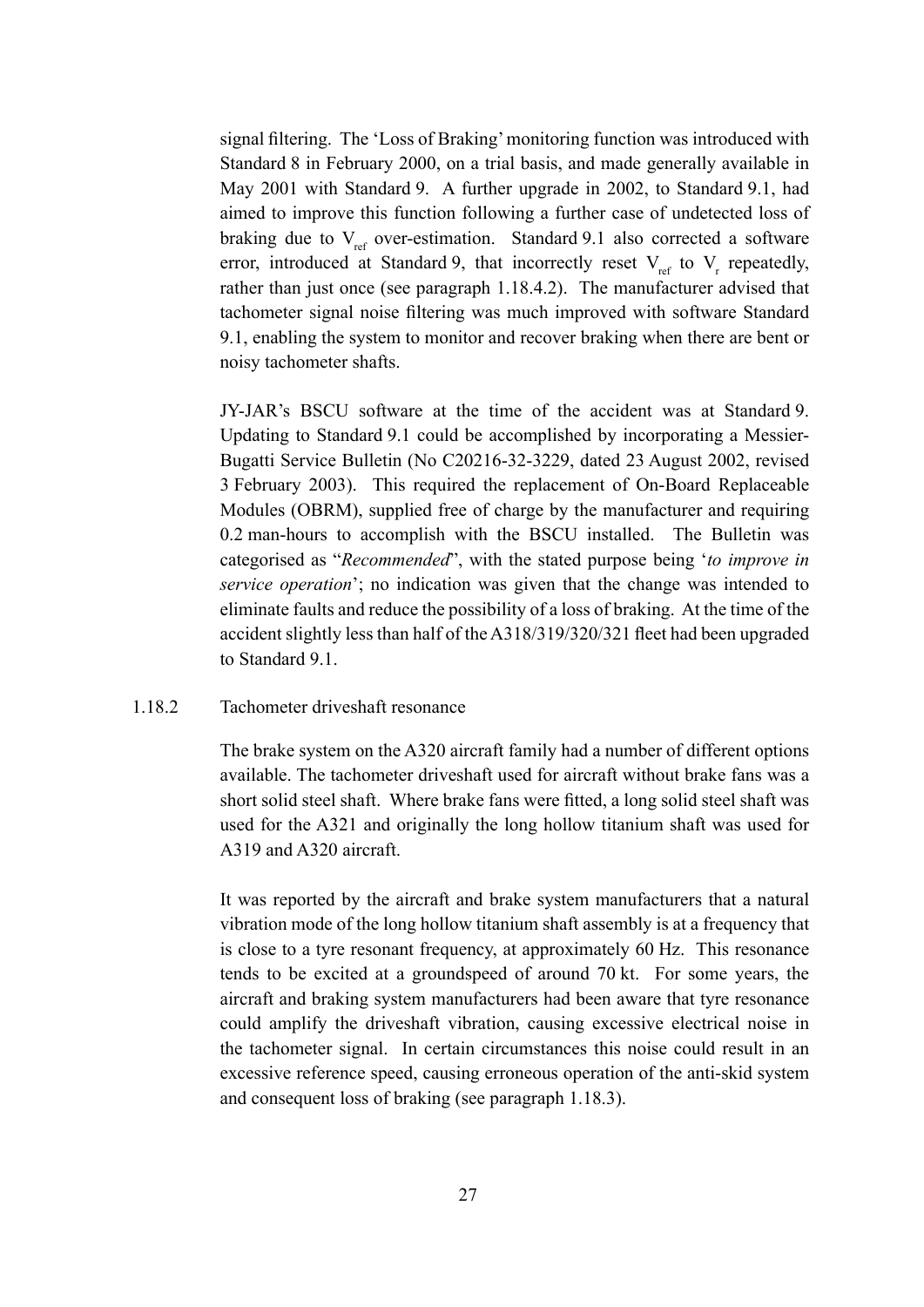signal filtering. The 'Loss of Braking' monitoring function was introduced with Standard 8 in February 2000, on a trial basis, and made generally available in May 2001 with Standard 9. A further upgrade in 2002, to Standard 9.1, had aimed to improve this function following a further case of undetected loss of braking due to $V_{ref}$ over-estimation. Standard 9.1 also corrected a software error, introduced at Standard 9, that incorrectly reset $V_{ref}$ to $V_r$ repeatedly, rather than just once (see paragraph 1.18.4.2). The manufacturer advised that tachometer signal noise filtering was much improved with software Standard 9.1, enabling the system to monitor and recover braking when there are bent or noisy tachometer shafts.

JY-JAR's BSCU software at the time of the accident was at Standard 9. Updating to Standard 9.1 could be accomplished by incorporating a Messier-Bugatti Service Bulletin (No C20216-32-3229, dated 23 August 2002, revised 3 February 2003). This required the replacement of On-Board Replaceable Modules (OBRM), supplied free of charge by the manufacturer and requiring 0.2 man-hours to accomplish with the BSCU installed. The Bulletin was categorised as "*Recommended*", with the stated purpose being '*to improve in service operation*'; no indication was given that the change was intended to eliminate faults and reduce the possibility of a loss of braking. At the time of the accident slightly less than half of the A318/319/320/321 fleet had been upgraded to Standard 9.1.

### 1.18.2 Tachometer driveshaft resonance

The brake system on the A320 aircraft family had a number of different options available. The tachometer driveshaft used for aircraft without brake fans was a short solid steel shaft. Where brake fans were fitted, a long solid steel shaft was used for the A321 and originally the long hollow titanium shaft was used for A319 and A320 aircraft.

It was reported by the aircraft and brake system manufacturers that a natural vibration mode of the long hollow titanium shaft assembly is at a frequency that is close to a tyre resonant frequency, at approximately 60 Hz. This resonance tends to be excited at a groundspeed of around 70 kt. For some years, the aircraft and braking system manufacturers had been aware that tyre resonance could amplify the driveshaft vibration, causing excessive electrical noise in the tachometer signal. In certain circumstances this noise could result in an excessive reference speed, causing erroneous operation of the anti-skid system and consequent loss of braking (see paragraph 1.18.3).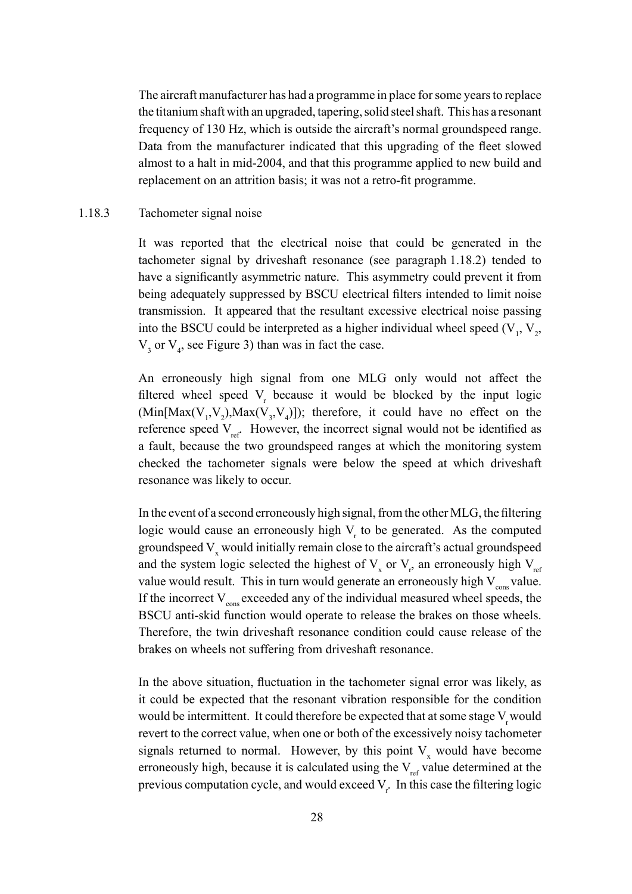The aircraft manufacturer has had a programme in place for some years to replace the titanium shaft with an upgraded, tapering, solid steel shaft. This has a resonant frequency of 130 Hz, which is outside the aircraft's normal groundspeed range. Data from the manufacturer indicated that this upgrading of the fleet slowed almost to a halt in mid-2004, and that this programme applied to new build and replacement on an attrition basis; it was not a retro-fit programme.

### 1.18.3 Tachometer signal noise

It was reported that the electrical noise that could be generated in the tachometer signal by driveshaft resonance (see paragraph 1.18.2) tended to have a significantly asymmetric nature. This asymmetry could prevent it from being adequately suppressed by BSCU electrical filters intended to limit noise transmission. It appeared that the resultant excessive electrical noise passing into the BSCU could be interpreted as a higher individual wheel speed ($V_1$, $V_2$, $V_3$ or $V_4$, see Figure 3) than was in fact the case.

An erroneously high signal from one MLG only would not affect the filtered wheel speed $V_r$ because it would be blocked by the input logic ($Min[Max(V_1,V_2),Max(V_3,V_4)]$); therefore, it could have no effect on the reference speed $V_{ref}$. However, the incorrect signal would not be identified as a fault, because the two groundspeed ranges at which the monitoring system checked the tachometer signals were below the speed at which driveshaft resonance was likely to occur.

In the event of a second erroneously high signal, from the other MLG, the filtering logic would cause an erroneously high $V_r$ to be generated. As the computed groundspeed $V_x$ would initially remain close to the aircraft's actual groundspeed and the system logic selected the highest of $V_x$ or $V_r$, an erroneously high $V_{ref}$ value would result. This in turn would generate an erroneously high $V_{cons}$ value. If the incorrect $V_{cons}$ exceeded any of the individual measured wheel speeds, the BSCU anti-skid function would operate to release the brakes on those wheels. Therefore, the twin driveshaft resonance condition could cause release of the brakes on wheels not suffering from driveshaft resonance.

In the above situation, fluctuation in the tachometer signal error was likely, as it could be expected that the resonant vibration responsible for the condition would be intermittent. It could therefore be expected that at some stage $V_r$ would revert to the correct value, when one or both of the excessively noisy tachometer signals returned to normal. However, by this point $V_x$ would have become erroneously high, because it is calculated using the $V_{ref}$ value determined at the previous computation cycle, and would exceed $V_r$. In this case the filtering logic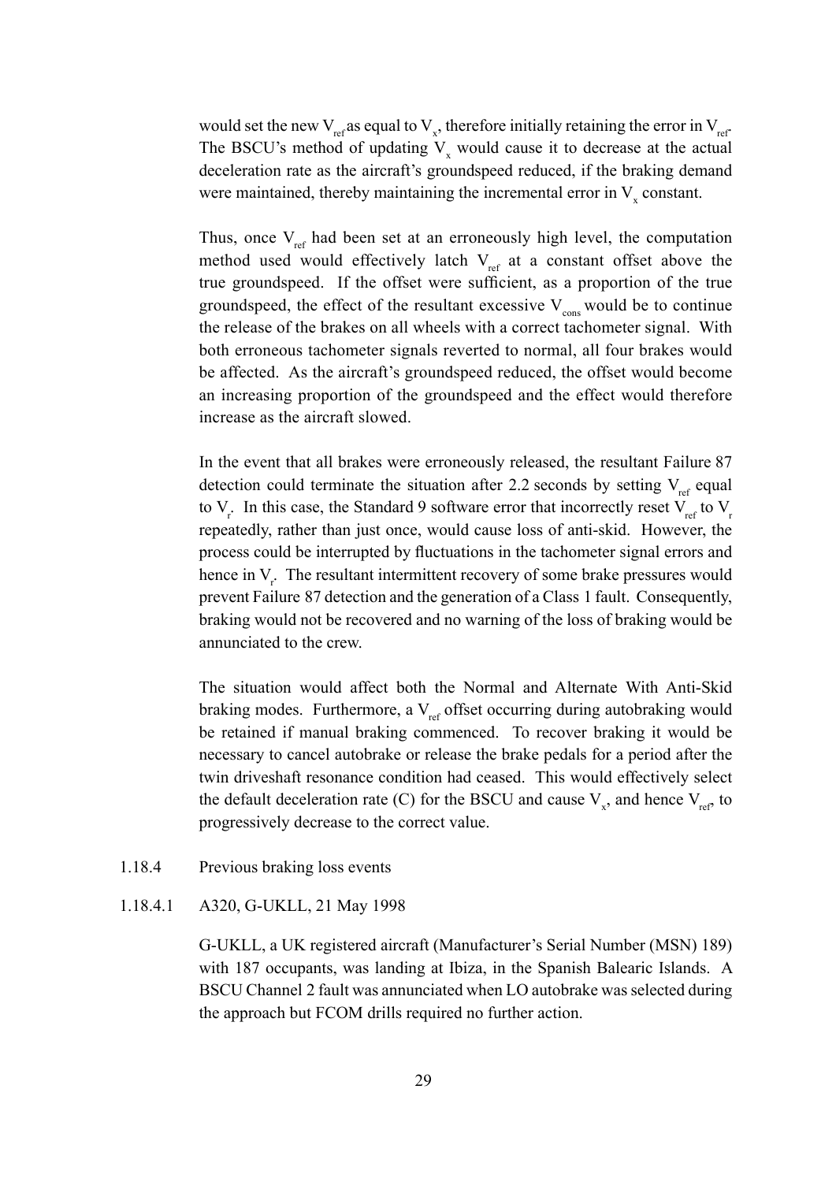would set the new $V_{ref}$ as equal to $V_x$, therefore initially retaining the error in $V_{ref}$. The BSCU's method of updating $V_x$ would cause it to decrease at the actual deceleration rate as the aircraft's groundspeed reduced, if the braking demand were maintained, thereby maintaining the incremental error in $V_x$ constant.

Thus, once $V_{ref}$ had been set at an erroneously high level, the computation method used would effectively latch $V_{ref}$ at a constant offset above the true groundspeed. If the offset were sufficient, as a proportion of the true groundspeed, the effect of the resultant excessive $V_{cons}$ would be to continue the release of the brakes on all wheels with a correct tachometer signal. With both erroneous tachometer signals reverted to normal, all four brakes would be affected. As the aircraft's groundspeed reduced, the offset would become an increasing proportion of the groundspeed and the effect would therefore increase as the aircraft slowed.

In the event that all brakes were erroneously released, the resultant Failure 87 detection could terminate the situation after 2.2 seconds by setting $V_{ref}$ equal to $V_r$. In this case, the Standard 9 software error that incorrectly reset $V_{ref}$ to $V_r$ repeatedly, rather than just once, would cause loss of anti-skid. However, the process could be interrupted by fluctuations in the tachometer signal errors and hence in $V_r$. The resultant intermittent recovery of some brake pressures would prevent Failure 87 detection and the generation of a Class 1 fault. Consequently, braking would not be recovered and no warning of the loss of braking would be annunciated to the crew.

The situation would affect both the Normal and Alternate With Anti-Skid braking modes. Furthermore, a $V_{ref}$ offset occurring during autobraking would be retained if manual braking commenced. To recover braking it would be necessary to cancel autobrake or release the brake pedals for a period after the twin driveshaft resonance condition had ceased. This would effectively select the default deceleration rate (C) for the BSCU and cause $V_x$, and hence $V_{ref}$, to progressively decrease to the correct value.

### 1.18.4 Previous braking loss events

#### 1.18.4.1 A320, G-UKLL, 21 May 1998

G-UKLL, a UK registered aircraft (Manufacturer's Serial Number (MSN) 189) with 187 occupants, was landing at Ibiza, in the Spanish Balearic Islands. A BSCU Channel 2 fault was annunciated when LO autobrake was selected during the approach but FCOM drills required no further action.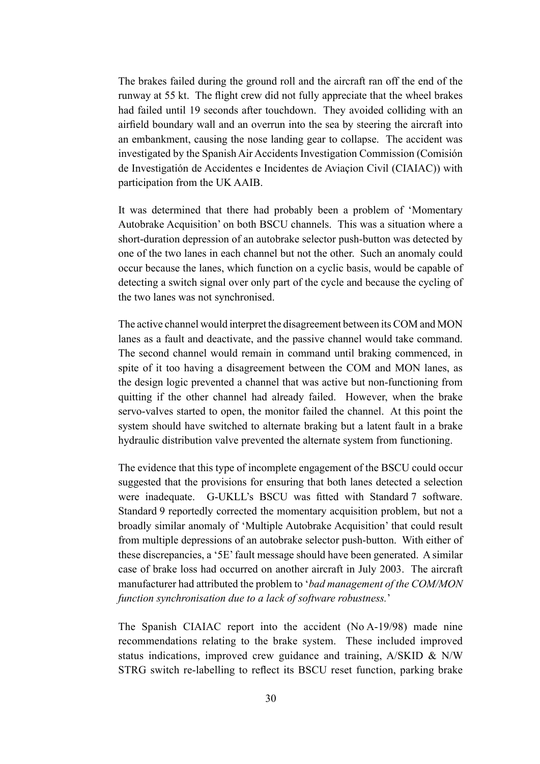The brakes failed during the ground roll and the aircraft ran off the end of the runway at 55 kt. The flight crew did not fully appreciate that the wheel brakes had failed until 19 seconds after touchdown. They avoided colliding with an airfield boundary wall and an overrun into the sea by steering the aircraft into an embankment, causing the nose landing gear to collapse. The accident was investigated by the Spanish Air Accidents Investigation Commission (Comisión de Investigatión de Accidentes e Incidentes de Aviaçion Civil (CIAIAC)) with participation from the UK AAIB.

It was determined that there had probably been a problem of 'Momentary Autobrake Acquisition' on both BSCU channels. This was a situation where a short-duration depression of an autobrake selector push-button was detected by one of the two lanes in each channel but not the other. Such an anomaly could occur because the lanes, which function on a cyclic basis, would be capable of detecting a switch signal over only part of the cycle and because the cycling of the two lanes was not synchronised.

The active channel would interpret the disagreement between its COM and MON lanes as a fault and deactivate, and the passive channel would take command. The second channel would remain in command until braking commenced, in spite of it too having a disagreement between the COM and MON lanes, as the design logic prevented a channel that was active but non-functioning from quitting if the other channel had already failed. However, when the brake servo-valves started to open, the monitor failed the channel. At this point the system should have switched to alternate braking but a latent fault in a brake hydraulic distribution valve prevented the alternate system from functioning.

The evidence that this type of incomplete engagement of the BSCU could occur suggested that the provisions for ensuring that both lanes detected a selection were inadequate. G-UKLL's BSCU was fitted with Standard 7 software. Standard 9 reportedly corrected the momentary acquisition problem, but not a broadly similar anomaly of 'Multiple Autobrake Acquisition' that could result from multiple depressions of an autobrake selector push-button. With either of these discrepancies, a '5E' fault message should have been generated. A similar case of brake loss had occurred on another aircraft in July 2003. The aircraft manufacturer had attributed the problem to '*bad management of the COM/MON function synchronisation due to a lack of software robustness.*'

The Spanish CIAIAC report into the accident (No A-19/98) made nine recommendations relating to the brake system. These included improved status indications, improved crew guidance and training, A/SKID & N/W STRG switch re-labelling to reflect its BSCU reset function, parking brake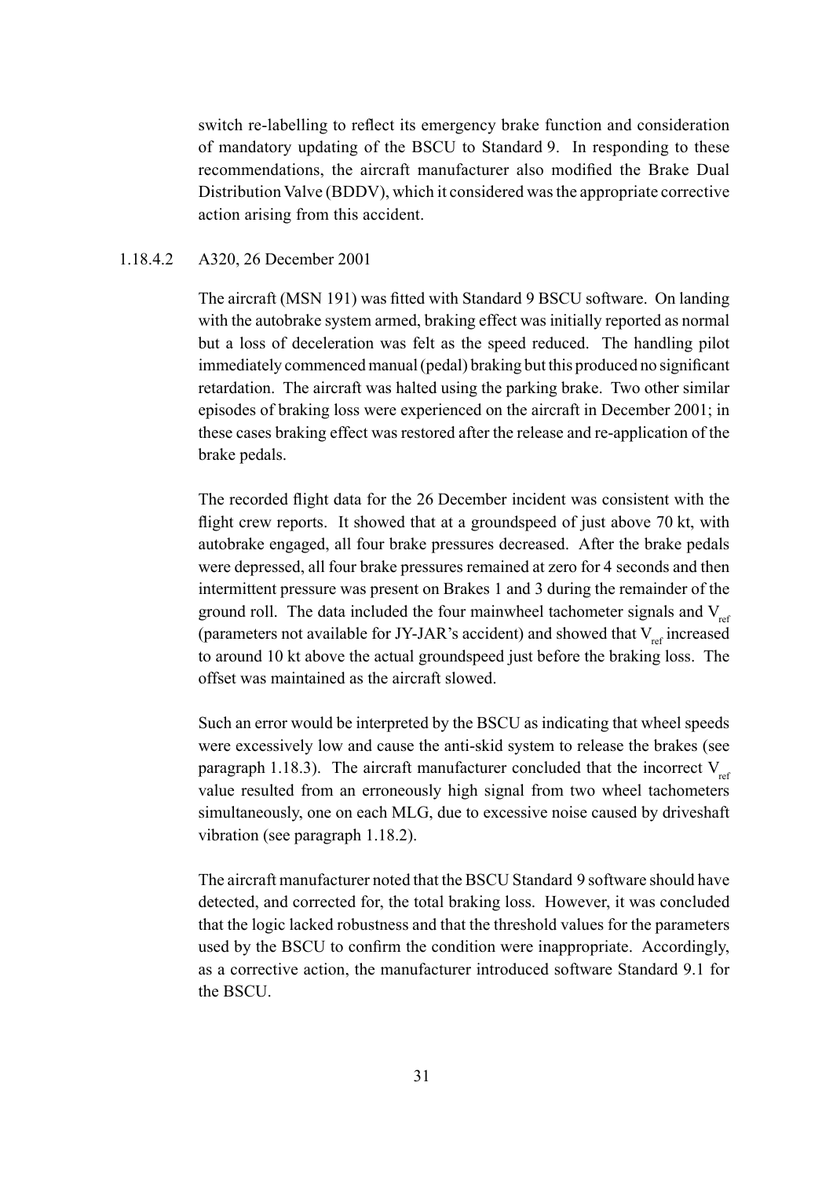switch re-labelling to reflect its emergency brake function and consideration of mandatory updating of the BSCU to Standard 9. In responding to these recommendations, the aircraft manufacturer also modified the Brake Dual Distribution Valve (BDDV), which it considered was the appropriate corrective action arising from this accident.

#### 1.18.4.2 A320, 26 December 2001

The aircraft (MSN 191) was fitted with Standard 9 BSCU software. On landing with the autobrake system armed, braking effect was initially reported as normal but a loss of deceleration was felt as the speed reduced. The handling pilot immediately commenced manual (pedal) braking but this produced no significant retardation. The aircraft was halted using the parking brake. Two other similar episodes of braking loss were experienced on the aircraft in December 2001; in these cases braking effect was restored after the release and re-application of the brake pedals.

The recorded flight data for the 26 December incident was consistent with the flight crew reports. It showed that at a groundspeed of just above 70 kt, with autobrake engaged, all four brake pressures decreased. After the brake pedals were depressed, all four brake pressures remained at zero for 4 seconds and then intermittent pressure was present on Brakes 1 and 3 during the remainder of the ground roll. The data included the four mainwheel tachometer signals and $V_{ref}$ (parameters not available for JY-JAR's accident) and showed that $V_{ref}$ increased to around 10 kt above the actual groundspeed just before the braking loss. The offset was maintained as the aircraft slowed.

Such an error would be interpreted by the BSCU as indicating that wheel speeds were excessively low and cause the anti-skid system to release the brakes (see paragraph 1.18.3). The aircraft manufacturer concluded that the incorrect $V_{ref}$ value resulted from an erroneously high signal from two wheel tachometers simultaneously, one on each MLG, due to excessive noise caused by driveshaft vibration (see paragraph 1.18.2).

The aircraft manufacturer noted that the BSCU Standard 9 software should have detected, and corrected for, the total braking loss. However, it was concluded that the logic lacked robustness and that the threshold values for the parameters used by the BSCU to confirm the condition were inappropriate. Accordingly, as a corrective action, the manufacturer introduced software Standard 9.1 for the BSCU.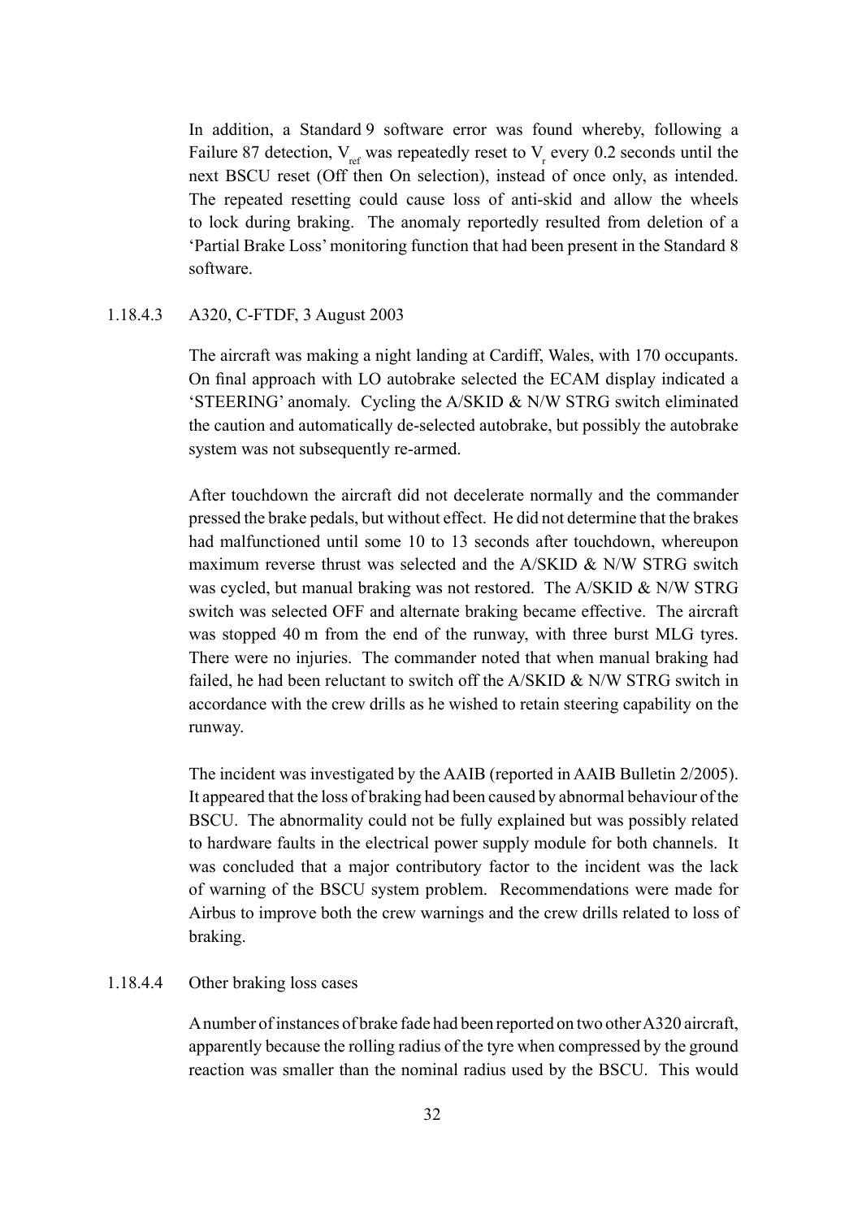In addition, a Standard 9 software error was found whereby, following a Failure 87 detection, $V_{ref}$ was repeatedly reset to $V_r$ every 0.2 seconds until the next BSCU reset (Off then On selection), instead of once only, as intended. The repeated resetting could cause loss of anti-skid and allow the wheels to lock during braking. The anomaly reportedly resulted from deletion of a 'Partial Brake Loss' monitoring function that had been present in the Standard 8 software.

#### 1.18.4.3 A320, C-FTDF, 3 August 2003

The aircraft was making a night landing at Cardiff, Wales, with 170 occupants. On final approach with LO autobrake selected the ECAM display indicated a 'STEERING' anomaly. Cycling the A/SKID & N/W STRG switch eliminated the caution and automatically de-selected autobrake, but possibly the autobrake system was not subsequently re-armed.

After touchdown the aircraft did not decelerate normally and the commander pressed the brake pedals, but without effect. He did not determine that the brakes had malfunctioned until some 10 to 13 seconds after touchdown, whereupon maximum reverse thrust was selected and the A/SKID & N/W STRG switch was cycled, but manual braking was not restored. The A/SKID & N/W STRG switch was selected OFF and alternate braking became effective. The aircraft was stopped 40 m from the end of the runway, with three burst MLG tyres. There were no injuries. The commander noted that when manual braking had failed, he had been reluctant to switch off the A/SKID & N/W STRG switch in accordance with the crew drills as he wished to retain steering capability on the runway.

The incident was investigated by the AAIB (reported in AAIB Bulletin 2/2005). It appeared that the loss of braking had been caused by abnormal behaviour of the BSCU. The abnormality could not be fully explained but was possibly related to hardware faults in the electrical power supply module for both channels. It was concluded that a major contributory factor to the incident was the lack of warning of the BSCU system problem. Recommendations were made for Airbus to improve both the crew warnings and the crew drills related to loss of braking.

#### 1.18.4.4 Other braking loss cases

A number of instances of brake fade had been reported on two other A320 aircraft, apparently because the rolling radius of the tyre when compressed by the ground reaction was smaller than the nominal radius used by the BSCU. This would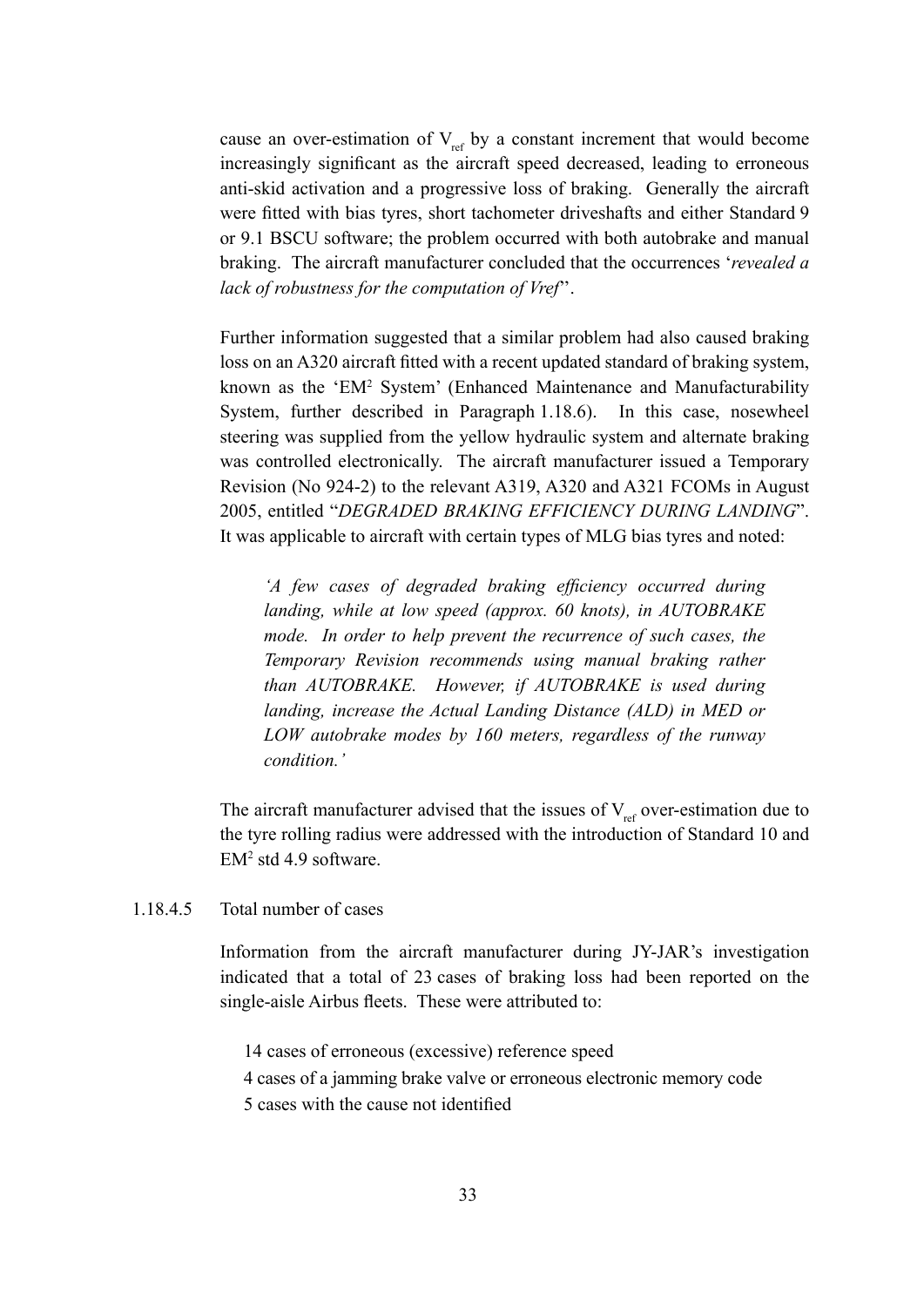cause an over-estimation of $V_{ref}$ by a constant increment that would become increasingly significant as the aircraft speed decreased, leading to erroneous anti-skid activation and a progressive loss of braking. Generally the aircraft were fitted with bias tyres, short tachometer driveshafts and either Standard 9 or 9.1 BSCU software; the problem occurred with both autobrake and manual braking. The aircraft manufacturer concluded that the occurrences '*revealed a lack of robustness for the computation of Vref*'.

Further information suggested that a similar problem had also caused braking loss on an A320 aircraft fitted with a recent updated standard of braking system, known as the 'EM$^2$ System' (Enhanced Maintenance and Manufacturability System, further described in Paragraph 1.18.6). In this case, nosewheel steering was supplied from the yellow hydraulic system and alternate braking was controlled electronically. The aircraft manufacturer issued a Temporary Revision (No 924-2) to the relevant A319, A320 and A321 FCOMs in August 2005, entitled "*DEGRADED BRAKING EFFICIENCY DURING LANDING*". It was applicable to aircraft with certain types of MLG bias tyres and noted:

> *'A few cases of degraded braking efficiency occurred during landing, while at low speed (approx. 60 knots), in AUTOBRAKE mode. In order to help prevent the recurrence of such cases, the Temporary Revision recommends using manual braking rather than AUTOBRAKE. However, if AUTOBRAKE is used during landing, increase the Actual Landing Distance (ALD) in MED or LOW autobrake modes by 160 meters, regardless of the runway condition.'*

The aircraft manufacturer advised that the issues of $V_{ref}$ over-estimation due to the tyre rolling radius were addressed with the introduction of Standard 10 and EM$^2$ std 4.9 software.

1.18.4.5 Total number of cases

Information from the aircraft manufacturer during JY-JAR's investigation indicated that a total of 23 cases of braking loss had been reported on the single-aisle Airbus fleets. These were attributed to:

14 cases of erroneous (excessive) reference speed
4 cases of a jamming brake valve or erroneous electronic memory code
5 cases with the cause not identified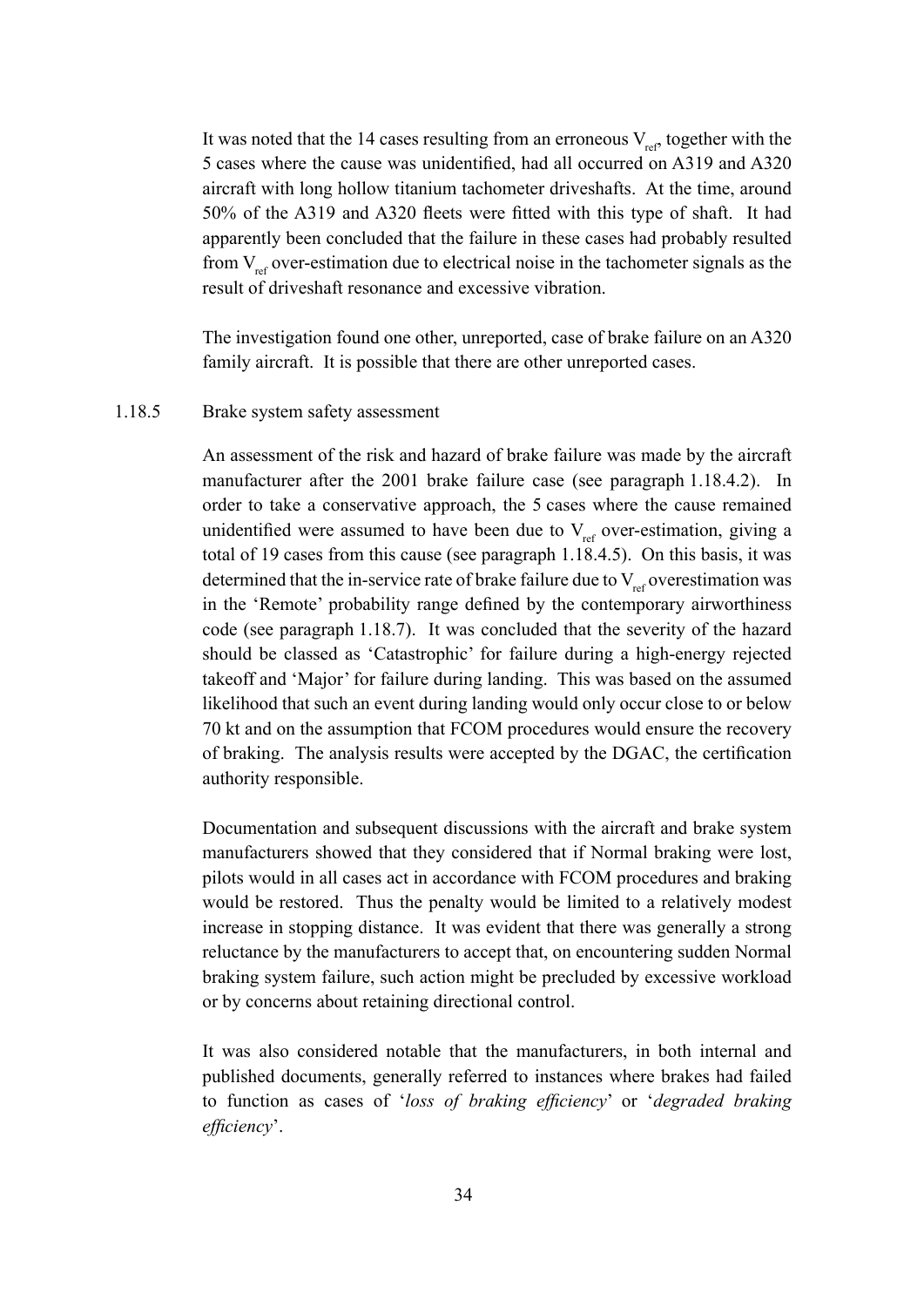It was noted that the 14 cases resulting from an erroneous $V_{ref}$, together with the 5 cases where the cause was unidentified, had all occurred on A319 and A320 aircraft with long hollow titanium tachometer driveshafts. At the time, around 50% of the A319 and A320 fleets were fitted with this type of shaft. It had apparently been concluded that the failure in these cases had probably resulted from $V_{ref}$ over-estimation due to electrical noise in the tachometer signals as the result of driveshaft resonance and excessive vibration.

The investigation found one other, unreported, case of brake failure on an A320 family aircraft. It is possible that there are other unreported cases.

### 1.18.5 Brake system safety assessment

An assessment of the risk and hazard of brake failure was made by the aircraft manufacturer after the 2001 brake failure case (see paragraph 1.18.4.2). In order to take a conservative approach, the 5 cases where the cause remained unidentified were assumed to have been due to $V_{ref}$ over-estimation, giving a total of 19 cases from this cause (see paragraph 1.18.4.5). On this basis, it was determined that the in-service rate of brake failure due to $V_{ref}$ overestimation was in the 'Remote' probability range defined by the contemporary airworthiness code (see paragraph 1.18.7). It was concluded that the severity of the hazard should be classed as 'Catastrophic' for failure during a high-energy rejected takeoff and 'Major' for failure during landing. This was based on the assumed likelihood that such an event during landing would only occur close to or below 70 kt and on the assumption that FCOM procedures would ensure the recovery of braking. The analysis results were accepted by the DGAC, the certification authority responsible.

Documentation and subsequent discussions with the aircraft and brake system manufacturers showed that they considered that if Normal braking were lost, pilots would in all cases act in accordance with FCOM procedures and braking would be restored. Thus the penalty would be limited to a relatively modest increase in stopping distance. It was evident that there was generally a strong reluctance by the manufacturers to accept that, on encountering sudden Normal braking system failure, such action might be precluded by excessive workload or by concerns about retaining directional control.

It was also considered notable that the manufacturers, in both internal and published documents, generally referred to instances where brakes had failed to function as cases of '*loss of braking efficiency*' or '*degraded braking efficiency*'.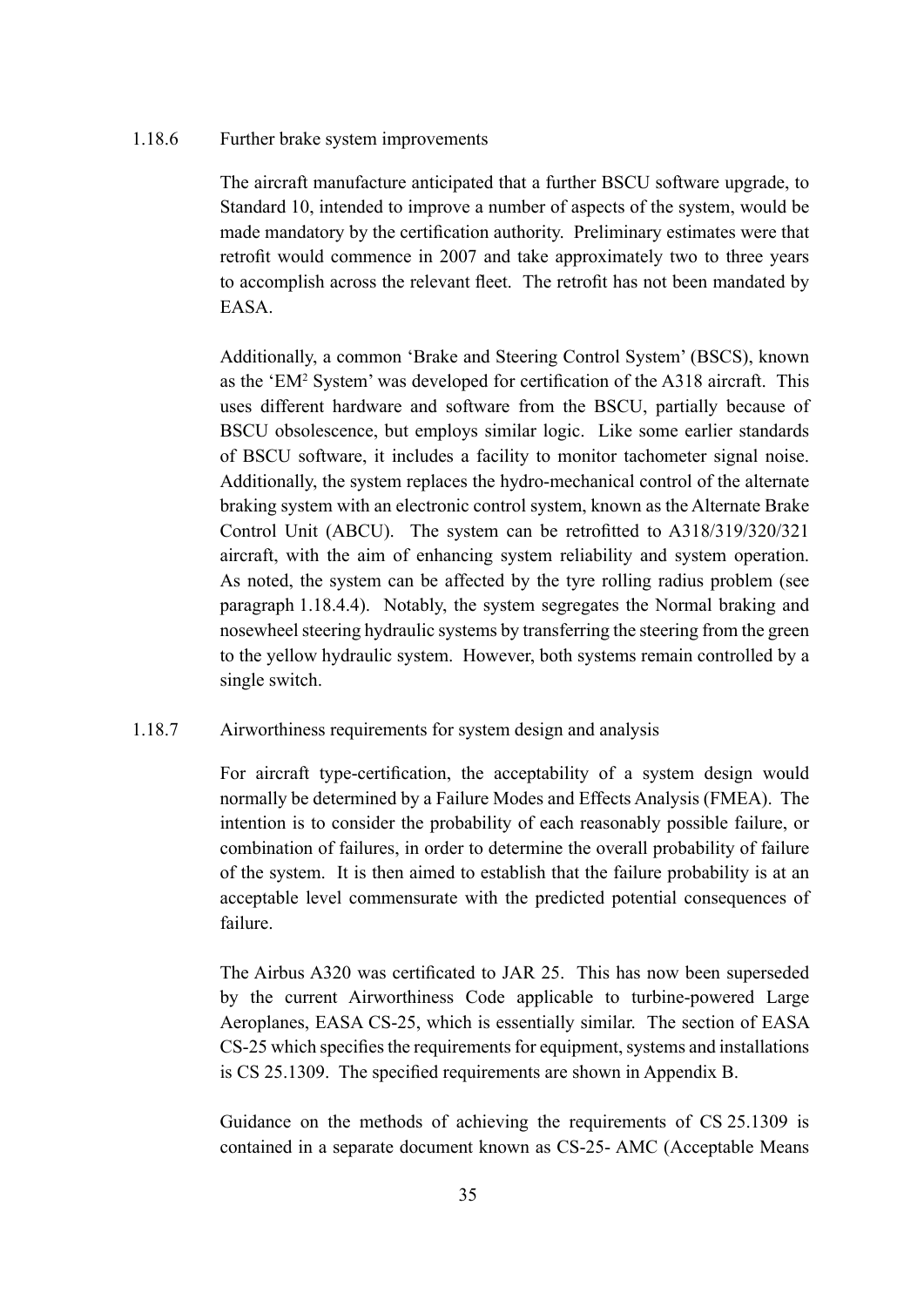### 1.18.6 Further brake system improvements

The aircraft manufacture anticipated that a further BSCU software upgrade, to Standard 10, intended to improve a number of aspects of the system, would be made mandatory by the certification authority. Preliminary estimates were that retrofit would commence in 2007 and take approximately two to three years to accomplish across the relevant fleet. The retrofit has not been mandated by EASA.

Additionally, a common 'Brake and Steering Control System' (BSCS), known as the 'EM$^2$ System' was developed for certification of the A318 aircraft. This uses different hardware and software from the BSCU, partially because of BSCU obsolescence, but employs similar logic. Like some earlier standards of BSCU software, it includes a facility to monitor tachometer signal noise. Additionally, the system replaces the hydro-mechanical control of the alternate braking system with an electronic control system, known as the Alternate Brake Control Unit (ABCU). The system can be retrofitted to A318/319/320/321 aircraft, with the aim of enhancing system reliability and system operation. As noted, the system can be affected by the tyre rolling radius problem (see paragraph 1.18.4.4). Notably, the system segregates the Normal braking and nosewheel steering hydraulic systems by transferring the steering from the green to the yellow hydraulic system. However, both systems remain controlled by a single switch.

### 1.18.7 Airworthiness requirements for system design and analysis

For aircraft type-certification, the acceptability of a system design would normally be determined by a Failure Modes and Effects Analysis (FMEA). The intention is to consider the probability of each reasonably possible failure, or combination of failures, in order to determine the overall probability of failure of the system. It is then aimed to establish that the failure probability is at an acceptable level commensurate with the predicted potential consequences of failure.

The Airbus A320 was certificated to JAR 25. This has now been superseded by the current Airworthiness Code applicable to turbine-powered Large Aeroplanes, EASA CS-25, which is essentially similar. The section of EASA CS-25 which specifies the requirements for equipment, systems and installations is CS 25.1309. The specified requirements are shown in Appendix B.

Guidance on the methods of achieving the requirements of CS 25.1309 is contained in a separate document known as CS-25- AMC (Acceptable Means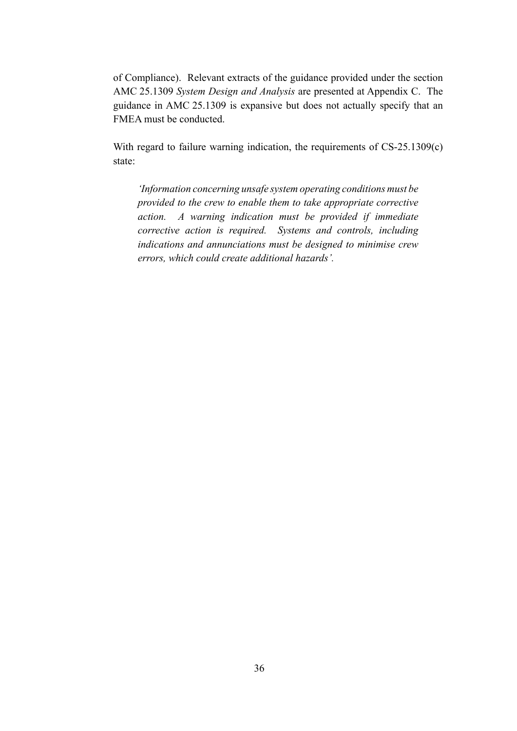of Compliance). Relevant extracts of the guidance provided under the section AMC 25.1309 *System Design and Analysis* are presented at Appendix C. The guidance in AMC 25.1309 is expansive but does not actually specify that an FMEA must be conducted.

With regard to failure warning indication, the requirements of CS-25.1309(c) state:

> *'Information concerning unsafe system operating conditions must be provided to the crew to enable them to take appropriate corrective action. A warning indication must be provided if immediate corrective action is required. Systems and controls, including indications and annunciations must be designed to minimise crew errors, which could create additional hazards'.*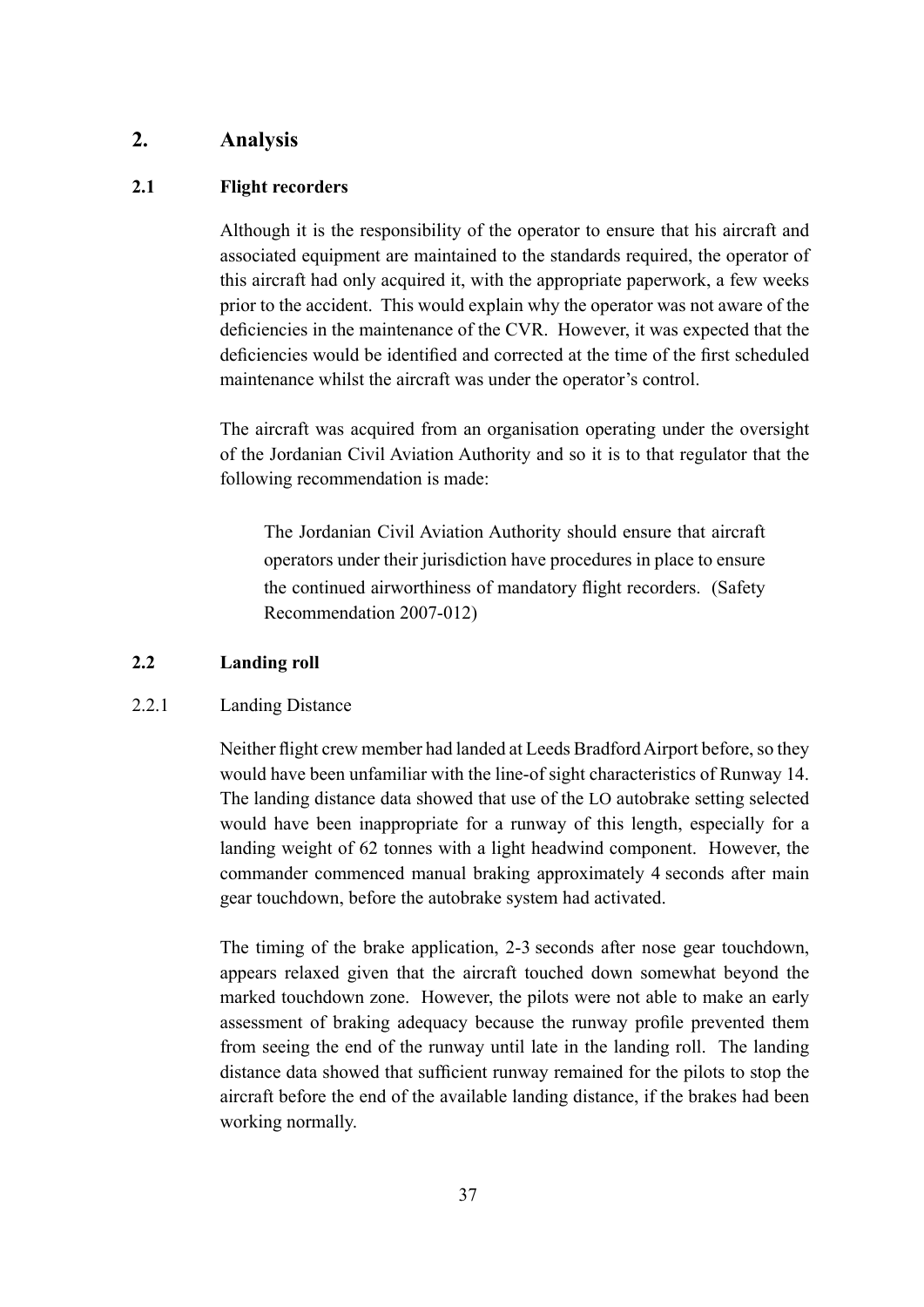# 2. Analysis

## 2.1 Flight recorders

Although it is the responsibility of the operator to ensure that his aircraft and associated equipment are maintained to the standards required, the operator of this aircraft had only acquired it, with the appropriate paperwork, a few weeks prior to the accident. This would explain why the operator was not aware of the deficiencies in the maintenance of the CVR. However, it was expected that the deficiencies would be identified and corrected at the time of the first scheduled maintenance whilst the aircraft was under the operator's control.

The aircraft was acquired from an organisation operating under the oversight of the Jordanian Civil Aviation Authority and so it is to that regulator that the following recommendation is made:

> The Jordanian Civil Aviation Authority should ensure that aircraft operators under their jurisdiction have procedures in place to ensure the continued airworthiness of mandatory flight recorders. (Safety Recommendation 2007-012)

## 2.2 Landing roll

### 2.2.1 Landing Distance

Neither flight crew member had landed at Leeds Bradford Airport before, so they would have been unfamiliar with the line-of sight characteristics of Runway 14. The landing distance data showed that use of the LO autobrake setting selected would have been inappropriate for a runway of this length, especially for a landing weight of 62 tonnes with a light headwind component. However, the commander commenced manual braking approximately 4 seconds after main gear touchdown, before the autobrake system had activated.

The timing of the brake application, 2-3 seconds after nose gear touchdown, appears relaxed given that the aircraft touched down somewhat beyond the marked touchdown zone. However, the pilots were not able to make an early assessment of braking adequacy because the runway profile prevented them from seeing the end of the runway until late in the landing roll. The landing distance data showed that sufficient runway remained for the pilots to stop the aircraft before the end of the available landing distance, if the brakes had been working normally.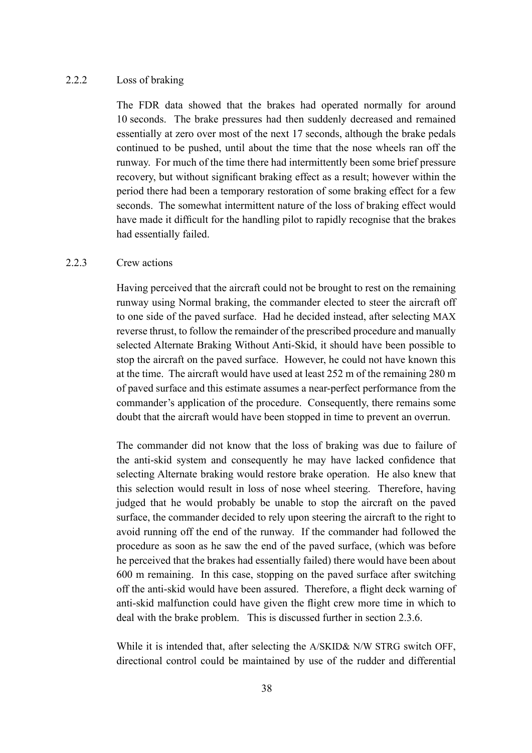### 2.2.2 Loss of braking

The FDR data showed that the brakes had operated normally for around 10 seconds. The brake pressures had then suddenly decreased and remained essentially at zero over most of the next 17 seconds, although the brake pedals continued to be pushed, until about the time that the nose wheels ran off the runway. For much of the time there had intermittently been some brief pressure recovery, but without significant braking effect as a result; however within the period there had been a temporary restoration of some braking effect for a few seconds. The somewhat intermittent nature of the loss of braking effect would have made it difficult for the handling pilot to rapidly recognise that the brakes had essentially failed.

### 2.2.3 Crew actions

Having perceived that the aircraft could not be brought to rest on the remaining runway using Normal braking, the commander elected to steer the aircraft off to one side of the paved surface. Had he decided instead, after selecting MAX reverse thrust, to follow the remainder of the prescribed procedure and manually selected Alternate Braking Without Anti-Skid, it should have been possible to stop the aircraft on the paved surface. However, he could not have known this at the time. The aircraft would have used at least 252 m of the remaining 280 m of paved surface and this estimate assumes a near-perfect performance from the commander's application of the procedure. Consequently, there remains some doubt that the aircraft would have been stopped in time to prevent an overrun.

The commander did not know that the loss of braking was due to failure of the anti-skid system and consequently he may have lacked confidence that selecting Alternate braking would restore brake operation. He also knew that this selection would result in loss of nose wheel steering. Therefore, having judged that he would probably be unable to stop the aircraft on the paved surface, the commander decided to rely upon steering the aircraft to the right to avoid running off the end of the runway. If the commander had followed the procedure as soon as he saw the end of the paved surface, (which was before he perceived that the brakes had essentially failed) there would have been about 600 m remaining. In this case, stopping on the paved surface after switching off the anti-skid would have been assured. Therefore, a flight deck warning of anti-skid malfunction could have given the flight crew more time in which to deal with the brake problem. This is discussed further in section 2.3.6.

While it is intended that, after selecting the A/SKID& N/W STRG switch OFF, directional control could be maintained by use of the rudder and differential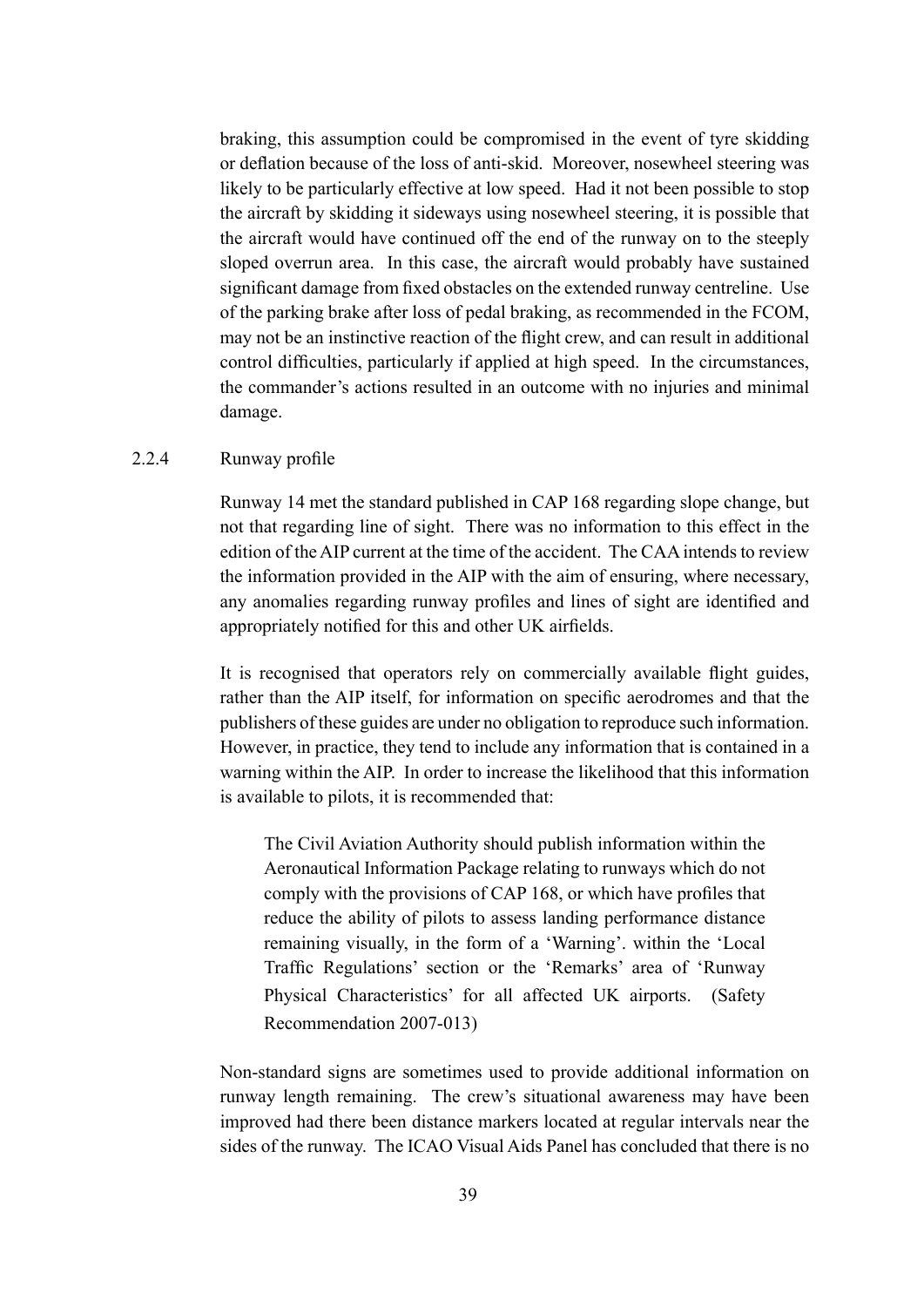braking, this assumption could be compromised in the event of tyre skidding or deflation because of the loss of anti-skid. Moreover, nosewheel steering was likely to be particularly effective at low speed. Had it not been possible to stop the aircraft by skidding it sideways using nosewheel steering, it is possible that the aircraft would have continued off the end of the runway on to the steeply sloped overrun area. In this case, the aircraft would probably have sustained significant damage from fixed obstacles on the extended runway centreline. Use of the parking brake after loss of pedal braking, as recommended in the FCOM, may not be an instinctive reaction of the flight crew, and can result in additional control difficulties, particularly if applied at high speed. In the circumstances, the commander's actions resulted in an outcome with no injuries and minimal damage.

### 2.2.4 Runway profile

Runway 14 met the standard published in CAP 168 regarding slope change, but not that regarding line of sight. There was no information to this effect in the edition of the AIP current at the time of the accident. The CAA intends to review the information provided in the AIP with the aim of ensuring, where necessary, any anomalies regarding runway profiles and lines of sight are identified and appropriately notified for this and other UK airfields.

It is recognised that operators rely on commercially available flight guides, rather than the AIP itself, for information on specific aerodromes and that the publishers of these guides are under no obligation to reproduce such information. However, in practice, they tend to include any information that is contained in a warning within the AIP. In order to increase the likelihood that this information is available to pilots, it is recommended that:

> The Civil Aviation Authority should publish information within the Aeronautical Information Package relating to runways which do not comply with the provisions of CAP 168, or which have profiles that reduce the ability of pilots to assess landing performance distance remaining visually, in the form of a 'Warning'. within the 'Local Traffic Regulations' section or the 'Remarks' area of 'Runway Physical Characteristics' for all affected UK airports. (Safety Recommendation 2007-013)

Non-standard signs are sometimes used to provide additional information on runway length remaining. The crew's situational awareness may have been improved had there been distance markers located at regular intervals near the sides of the runway. The ICAO Visual Aids Panel has concluded that there is no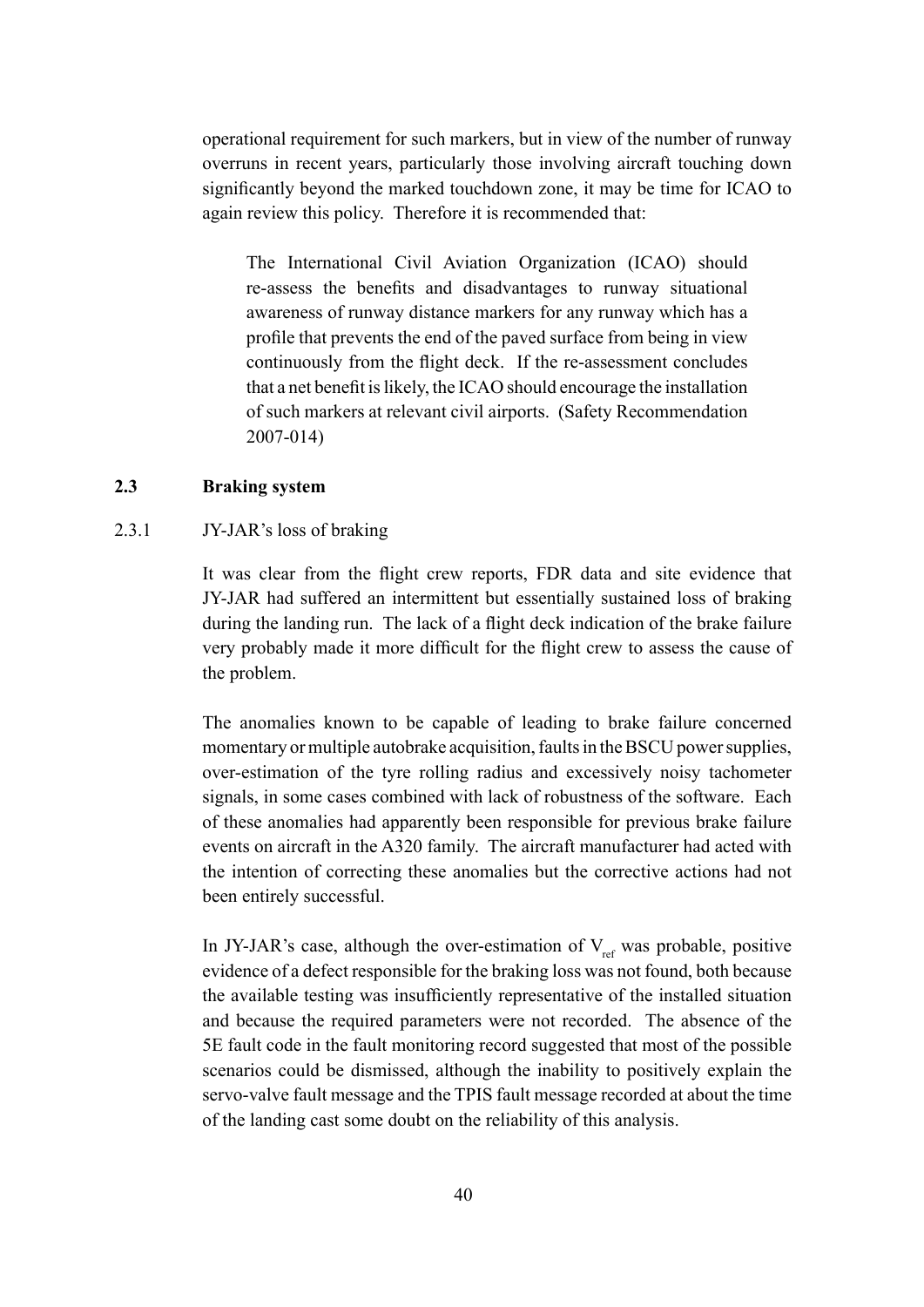operational requirement for such markers, but in view of the number of runway overruns in recent years, particularly those involving aircraft touching down significantly beyond the marked touchdown zone, it may be time for ICAO to again review this policy. Therefore it is recommended that:

> The International Civil Aviation Organization (ICAO) should re-assess the benefits and disadvantages to runway situational awareness of runway distance markers for any runway which has a profile that prevents the end of the paved surface from being in view continuously from the flight deck. If the re-assessment concludes that a net benefit is likely, the ICAO should encourage the installation of such markers at relevant civil airports. (Safety Recommendation 2007-014)

### 2.3 Braking system

#### 2.3.1 JY-JAR's loss of braking

It was clear from the flight crew reports, FDR data and site evidence that JY-JAR had suffered an intermittent but essentially sustained loss of braking during the landing run. The lack of a flight deck indication of the brake failure very probably made it more difficult for the flight crew to assess the cause of the problem.

The anomalies known to be capable of leading to brake failure concerned momentary or multiple autobrake acquisition, faults in the BSCU power supplies, over-estimation of the tyre rolling radius and excessively noisy tachometer signals, in some cases combined with lack of robustness of the software. Each of these anomalies had apparently been responsible for previous brake failure events on aircraft in the A320 family. The aircraft manufacturer had acted with the intention of correcting these anomalies but the corrective actions had not been entirely successful.

In JY-JAR's case, although the over-estimation of $V_{ref}$ was probable, positive evidence of a defect responsible for the braking loss was not found, both because the available testing was insufficiently representative of the installed situation and because the required parameters were not recorded. The absence of the 5E fault code in the fault monitoring record suggested that most of the possible scenarios could be dismissed, although the inability to positively explain the servo-valve fault message and the TPIS fault message recorded at about the time of the landing cast some doubt on the reliability of this analysis.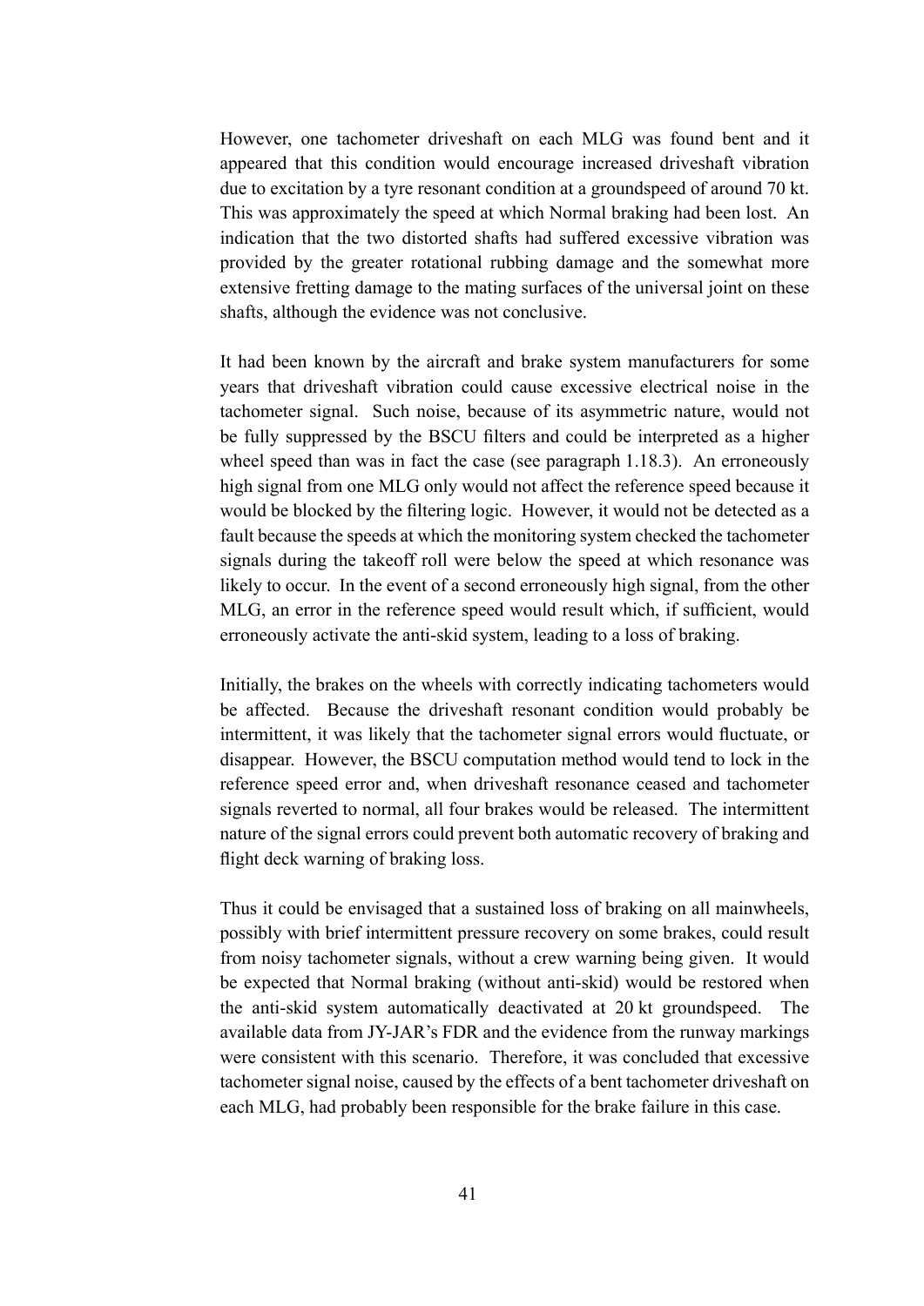However, one tachometer driveshaft on each MLG was found bent and it appeared that this condition would encourage increased driveshaft vibration due to excitation by a tyre resonant condition at a groundspeed of around 70 kt. This was approximately the speed at which Normal braking had been lost. An indication that the two distorted shafts had suffered excessive vibration was provided by the greater rotational rubbing damage and the somewhat more extensive fretting damage to the mating surfaces of the universal joint on these shafts, although the evidence was not conclusive.

It had been known by the aircraft and brake system manufacturers for some years that driveshaft vibration could cause excessive electrical noise in the tachometer signal. Such noise, because of its asymmetric nature, would not be fully suppressed by the BSCU filters and could be interpreted as a higher wheel speed than was in fact the case (see paragraph 1.18.3). An erroneously high signal from one MLG only would not affect the reference speed because it would be blocked by the filtering logic. However, it would not be detected as a fault because the speeds at which the monitoring system checked the tachometer signals during the takeoff roll were below the speed at which resonance was likely to occur. In the event of a second erroneously high signal, from the other MLG, an error in the reference speed would result which, if sufficient, would erroneously activate the anti-skid system, leading to a loss of braking.

Initially, the brakes on the wheels with correctly indicating tachometers would be affected. Because the driveshaft resonant condition would probably be intermittent, it was likely that the tachometer signal errors would fluctuate, or disappear. However, the BSCU computation method would tend to lock in the reference speed error and, when driveshaft resonance ceased and tachometer signals reverted to normal, all four brakes would be released. The intermittent nature of the signal errors could prevent both automatic recovery of braking and flight deck warning of braking loss.

Thus it could be envisaged that a sustained loss of braking on all mainwheels, possibly with brief intermittent pressure recovery on some brakes, could result from noisy tachometer signals, without a crew warning being given. It would be expected that Normal braking (without anti-skid) would be restored when the anti-skid system automatically deactivated at 20 kt groundspeed. The available data from JY-JAR's FDR and the evidence from the runway markings were consistent with this scenario. Therefore, it was concluded that excessive tachometer signal noise, caused by the effects of a bent tachometer driveshaft on each MLG, had probably been responsible for the brake failure in this case.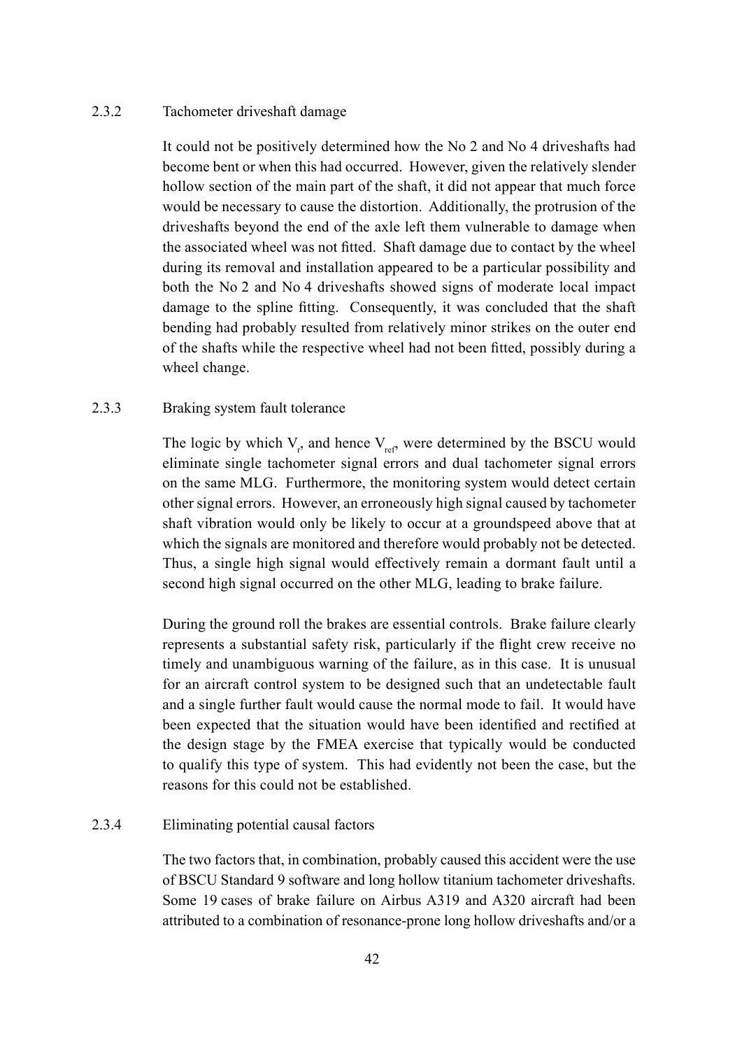### 2.3.2 Tachometer driveshaft damage

It could not be positively determined how the No 2 and No 4 driveshafts had become bent or when this had occurred. However, given the relatively slender hollow section of the main part of the shaft, it did not appear that much force would be necessary to cause the distortion. Additionally, the protrusion of the driveshafts beyond the end of the axle left them vulnerable to damage when the associated wheel was not fitted. Shaft damage due to contact by the wheel during its removal and installation appeared to be a particular possibility and both the No 2 and No 4 driveshafts showed signs of moderate local impact damage to the spline fitting. Consequently, it was concluded that the shaft bending had probably resulted from relatively minor strikes on the outer end of the shafts while the respective wheel had not been fitted, possibly during a wheel change.

### 2.3.3 Braking system fault tolerance

The logic by which $V_r$, and hence $V_{ref}$, were determined by the BSCU would eliminate single tachometer signal errors and dual tachometer signal errors on the same MLG. Furthermore, the monitoring system would detect certain other signal errors. However, an erroneously high signal caused by tachometer shaft vibration would only be likely to occur at a groundspeed above that at which the signals are monitored and therefore would probably not be detected. Thus, a single high signal would effectively remain a dormant fault until a second high signal occurred on the other MLG, leading to brake failure.

During the ground roll the brakes are essential controls. Brake failure clearly represents a substantial safety risk, particularly if the flight crew receive no timely and unambiguous warning of the failure, as in this case. It is unusual for an aircraft control system to be designed such that an undetectable fault and a single further fault would cause the normal mode to fail. It would have been expected that the situation would have been identified and rectified at the design stage by the FMEA exercise that typically would be conducted to qualify this type of system. This had evidently not been the case, but the reasons for this could not be established.

### 2.3.4 Eliminating potential causal factors

The two factors that, in combination, probably caused this accident were the use of BSCU Standard 9 software and long hollow titanium tachometer driveshafts. Some 19 cases of brake failure on Airbus A319 and A320 aircraft had been attributed to a combination of resonance-prone long hollow driveshafts and/or a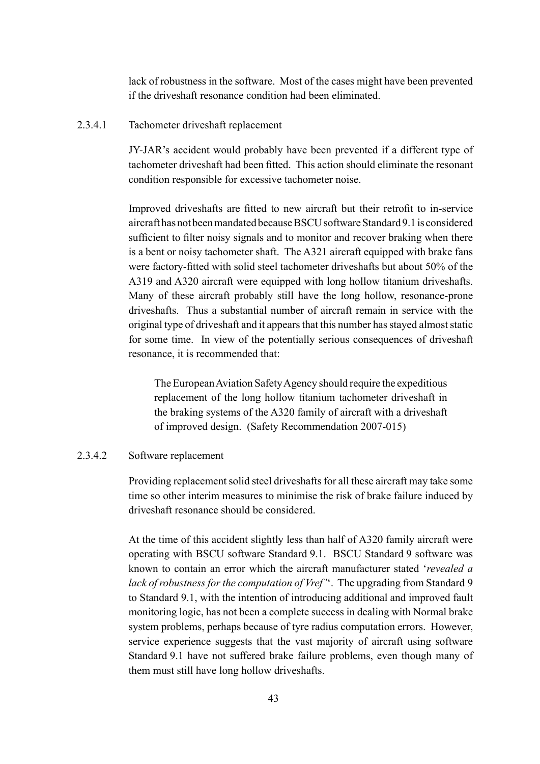lack of robustness in the software. Most of the cases might have been prevented if the driveshaft resonance condition had been eliminated.

#### 2.3.4.1 Tachometer driveshaft replacement

JY-JAR's accident would probably have been prevented if a different type of tachometer driveshaft had been fitted. This action should eliminate the resonant condition responsible for excessive tachometer noise.

Improved driveshafts are fitted to new aircraft but their retrofit to in-service aircraft has not been mandated because BSCU software Standard 9.1 is considered sufficient to filter noisy signals and to monitor and recover braking when there is a bent or noisy tachometer shaft. The A321 aircraft equipped with brake fans were factory-fitted with solid steel tachometer driveshafts but about 50% of the A319 and A320 aircraft were equipped with long hollow titanium driveshafts. Many of these aircraft probably still have the long hollow, resonance-prone driveshafts. Thus a substantial number of aircraft remain in service with the original type of driveshaft and it appears that this number has stayed almost static for some time. In view of the potentially serious consequences of driveshaft resonance, it is recommended that:

> The European Aviation Safety Agency should require the expeditious replacement of the long hollow titanium tachometer driveshaft in the braking systems of the A320 family of aircraft with a driveshaft of improved design. (Safety Recommendation 2007-015)

#### 2.3.4.2 Software replacement

Providing replacement solid steel driveshafts for all these aircraft may take some time so other interim measures to minimise the risk of brake failure induced by driveshaft resonance should be considered.

At the time of this accident slightly less than half of A320 family aircraft were operating with BSCU software Standard 9.1. BSCU Standard 9 software was known to contain an error which the aircraft manufacturer stated '*revealed a lack of robustness for the computation of Vref*'. The upgrading from Standard 9 to Standard 9.1, with the intention of introducing additional and improved fault monitoring logic, has not been a complete success in dealing with Normal brake system problems, perhaps because of tyre radius computation errors. However, service experience suggests that the vast majority of aircraft using software Standard 9.1 have not suffered brake failure problems, even though many of them must still have long hollow driveshafts.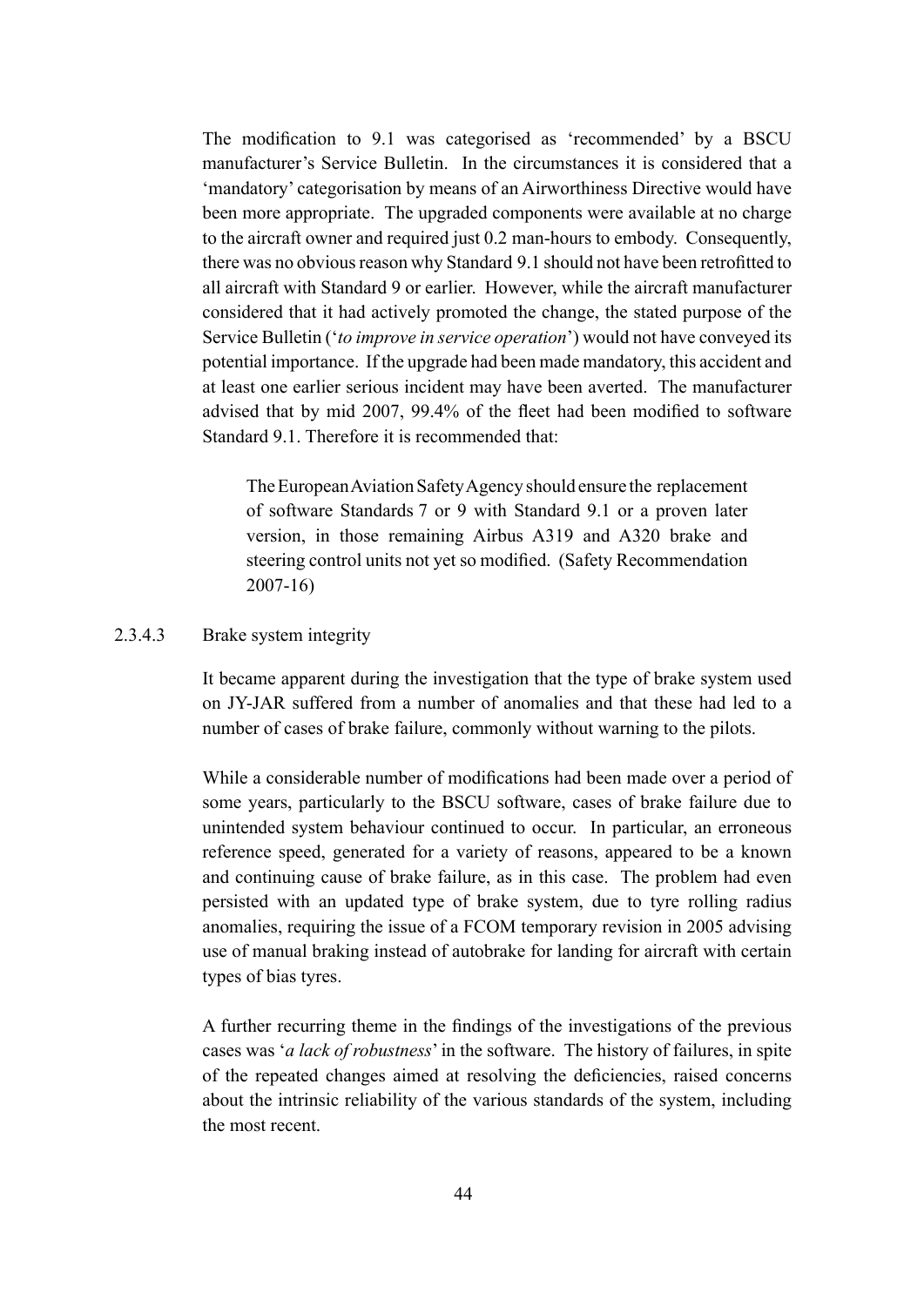The modification to 9.1 was categorised as 'recommended' by a BSCU manufacturer's Service Bulletin. In the circumstances it is considered that a 'mandatory' categorisation by means of an Airworthiness Directive would have been more appropriate. The upgraded components were available at no charge to the aircraft owner and required just 0.2 man-hours to embody. Consequently, there was no obvious reason why Standard 9.1 should not have been retrofitted to all aircraft with Standard 9 or earlier. However, while the aircraft manufacturer considered that it had actively promoted the change, the stated purpose of the Service Bulletin ('*to improve in service operation*') would not have conveyed its potential importance. If the upgrade had been made mandatory, this accident and at least one earlier serious incident may have been averted. The manufacturer advised that by mid 2007, 99.4% of the fleet had been modified to software Standard 9.1. Therefore it is recommended that:

> The European Aviation Safety Agency should ensure the replacement of software Standards 7 or 9 with Standard 9.1 or a proven later version, in those remaining Airbus A319 and A320 brake and steering control units not yet so modified. (Safety Recommendation 2007-16)

#### 2.3.4.3 Brake system integrity

It became apparent during the investigation that the type of brake system used on JY-JAR suffered from a number of anomalies and that these had led to a number of cases of brake failure, commonly without warning to the pilots.

While a considerable number of modifications had been made over a period of some years, particularly to the BSCU software, cases of brake failure due to unintended system behaviour continued to occur. In particular, an erroneous reference speed, generated for a variety of reasons, appeared to be a known and continuing cause of brake failure, as in this case. The problem had even persisted with an updated type of brake system, due to tyre rolling radius anomalies, requiring the issue of a FCOM temporary revision in 2005 advising use of manual braking instead of autobrake for landing for aircraft with certain types of bias tyres.

A further recurring theme in the findings of the investigations of the previous cases was '*a lack of robustness*' in the software. The history of failures, in spite of the repeated changes aimed at resolving the deficiencies, raised concerns about the intrinsic reliability of the various standards of the system, including the most recent.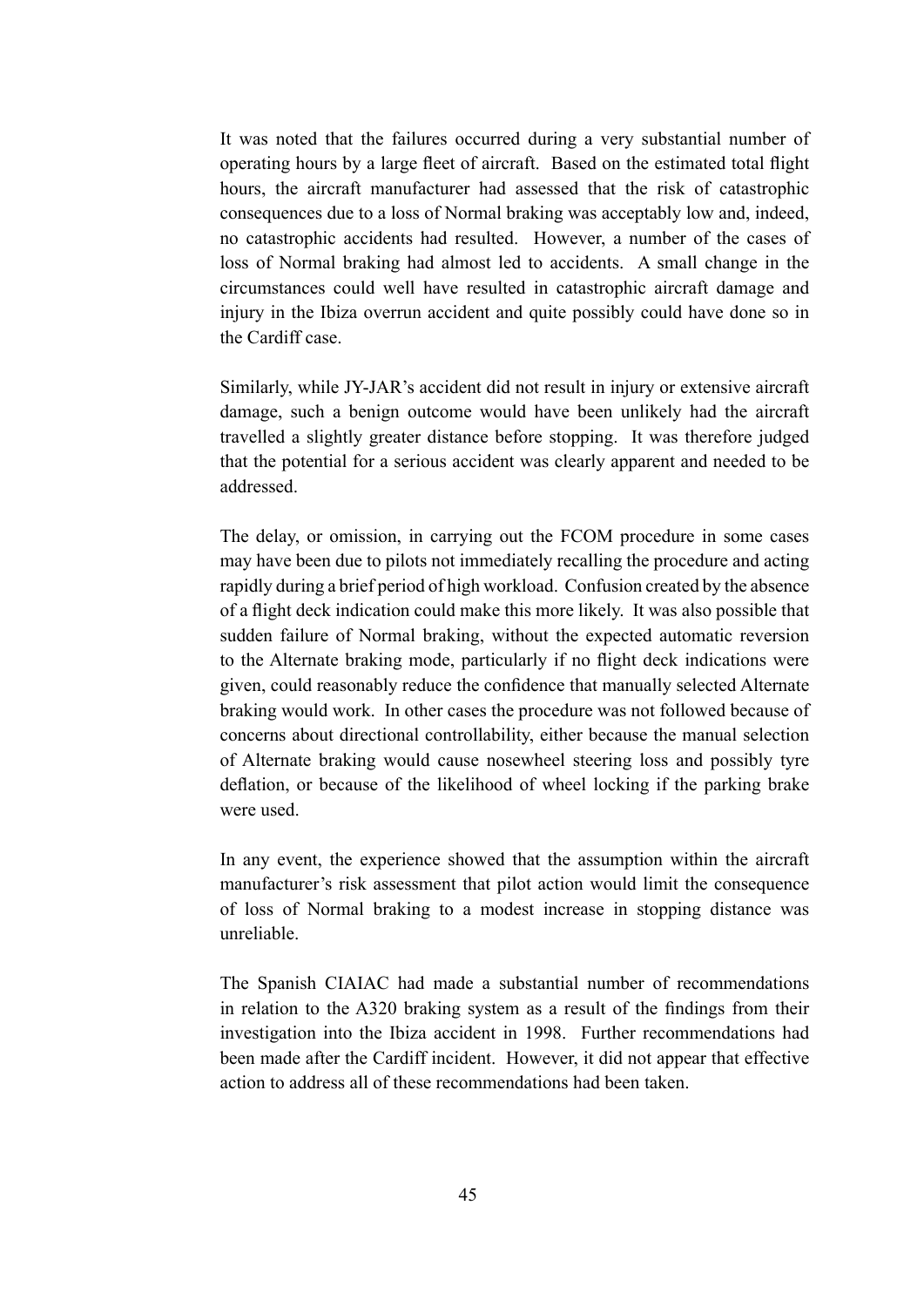It was noted that the failures occurred during a very substantial number of operating hours by a large fleet of aircraft. Based on the estimated total flight hours, the aircraft manufacturer had assessed that the risk of catastrophic consequences due to a loss of Normal braking was acceptably low and, indeed, no catastrophic accidents had resulted. However, a number of the cases of loss of Normal braking had almost led to accidents. A small change in the circumstances could well have resulted in catastrophic aircraft damage and injury in the Ibiza overrun accident and quite possibly could have done so in the Cardiff case.

Similarly, while JY-JAR's accident did not result in injury or extensive aircraft damage, such a benign outcome would have been unlikely had the aircraft travelled a slightly greater distance before stopping. It was therefore judged that the potential for a serious accident was clearly apparent and needed to be addressed.

The delay, or omission, in carrying out the FCOM procedure in some cases may have been due to pilots not immediately recalling the procedure and acting rapidly during a brief period of high workload. Confusion created by the absence of a flight deck indication could make this more likely. It was also possible that sudden failure of Normal braking, without the expected automatic reversion to the Alternate braking mode, particularly if no flight deck indications were given, could reasonably reduce the confidence that manually selected Alternate braking would work. In other cases the procedure was not followed because of concerns about directional controllability, either because the manual selection of Alternate braking would cause nosewheel steering loss and possibly tyre deflation, or because of the likelihood of wheel locking if the parking brake were used.

In any event, the experience showed that the assumption within the aircraft manufacturer's risk assessment that pilot action would limit the consequence of loss of Normal braking to a modest increase in stopping distance was unreliable.

The Spanish CIAIAC had made a substantial number of recommendations in relation to the A320 braking system as a result of the findings from their investigation into the Ibiza accident in 1998. Further recommendations had been made after the Cardiff incident. However, it did not appear that effective action to address all of these recommendations had been taken.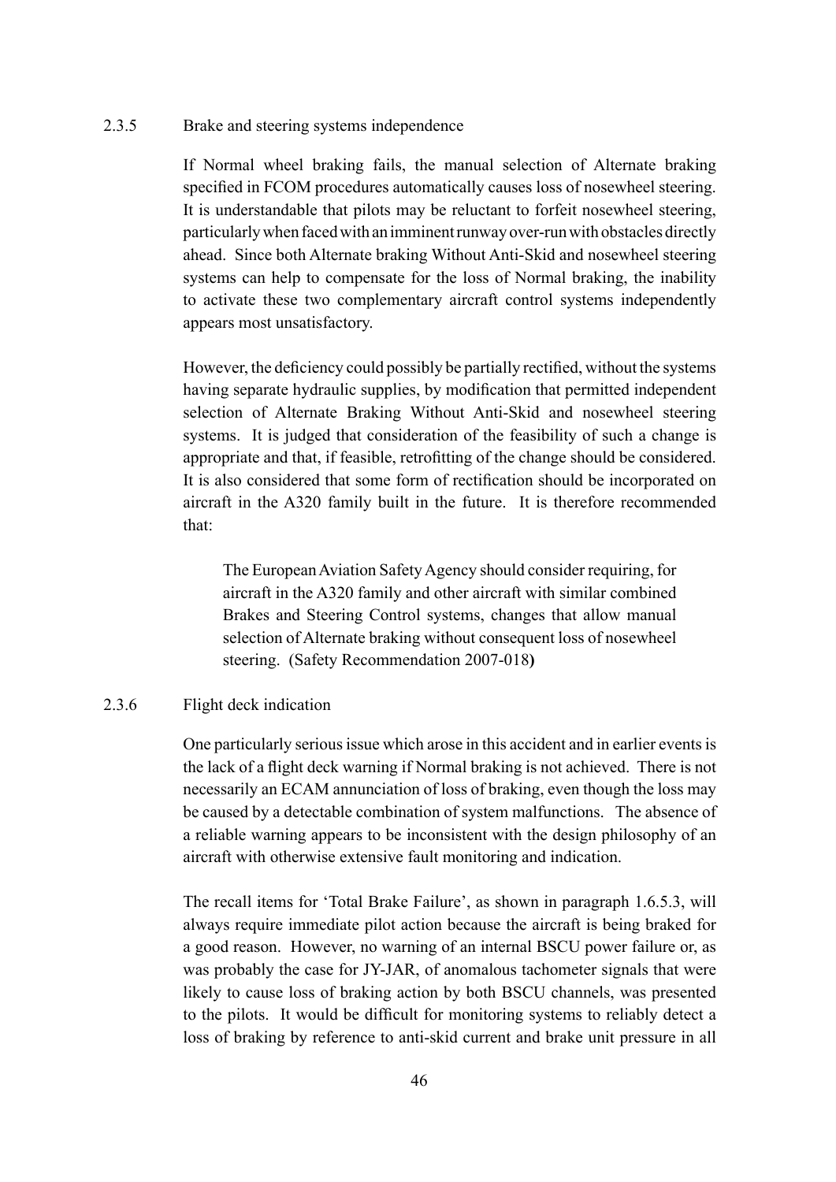### 2.3.5 Brake and steering systems independence

If Normal wheel braking fails, the manual selection of Alternate braking specified in FCOM procedures automatically causes loss of nosewheel steering. It is understandable that pilots may be reluctant to forfeit nosewheel steering, particularly when faced with an imminent runway over-run with obstacles directly ahead. Since both Alternate braking Without Anti-Skid and nosewheel steering systems can help to compensate for the loss of Normal braking, the inability to activate these two complementary aircraft control systems independently appears most unsatisfactory.

However, the deficiency could possibly be partially rectified, without the systems having separate hydraulic supplies, by modification that permitted independent selection of Alternate Braking Without Anti-Skid and nosewheel steering systems. It is judged that consideration of the feasibility of such a change is appropriate and that, if feasible, retrofitting of the change should be considered. It is also considered that some form of rectification should be incorporated on aircraft in the A320 family built in the future. It is therefore recommended that:

> The European Aviation Safety Agency should consider requiring, for aircraft in the A320 family and other aircraft with similar combined Brakes and Steering Control systems, changes that allow manual selection of Alternate braking without consequent loss of nosewheel steering. (Safety Recommendation 2007-018**)**

### 2.3.6 Flight deck indication

One particularly serious issue which arose in this accident and in earlier events is the lack of a flight deck warning if Normal braking is not achieved. There is not necessarily an ECAM annunciation of loss of braking, even though the loss may be caused by a detectable combination of system malfunctions. The absence of a reliable warning appears to be inconsistent with the design philosophy of an aircraft with otherwise extensive fault monitoring and indication.

The recall items for 'Total Brake Failure', as shown in paragraph 1.6.5.3, will always require immediate pilot action because the aircraft is being braked for a good reason. However, no warning of an internal BSCU power failure or, as was probably the case for JY-JAR, of anomalous tachometer signals that were likely to cause loss of braking action by both BSCU channels, was presented to the pilots. It would be difficult for monitoring systems to reliably detect a loss of braking by reference to anti-skid current and brake unit pressure in all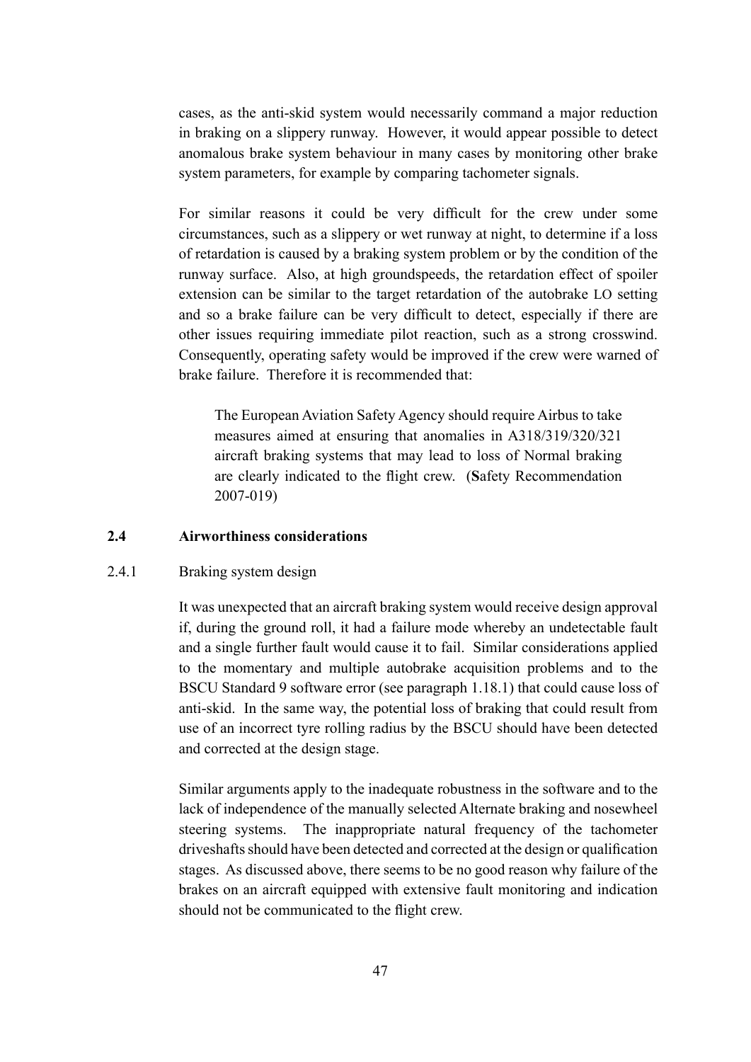cases, as the anti-skid system would necessarily command a major reduction in braking on a slippery runway. However, it would appear possible to detect anomalous brake system behaviour in many cases by monitoring other brake system parameters, for example by comparing tachometer signals.

For similar reasons it could be very difficult for the crew under some circumstances, such as a slippery or wet runway at night, to determine if a loss of retardation is caused by a braking system problem or by the condition of the runway surface. Also, at high groundspeeds, the retardation effect of spoiler extension can be similar to the target retardation of the autobrake LO setting and so a brake failure can be very difficult to detect, especially if there are other issues requiring immediate pilot reaction, such as a strong crosswind. Consequently, operating safety would be improved if the crew were warned of brake failure. Therefore it is recommended that:

> The European Aviation Safety Agency should require Airbus to take measures aimed at ensuring that anomalies in A318/319/320/321 aircraft braking systems that may lead to loss of Normal braking are clearly indicated to the flight crew. (**S**afety Recommendation 2007-019)

### 2.4 Airworthiness considerations

#### 2.4.1 Braking system design

It was unexpected that an aircraft braking system would receive design approval if, during the ground roll, it had a failure mode whereby an undetectable fault and a single further fault would cause it to fail. Similar considerations applied to the momentary and multiple autobrake acquisition problems and to the BSCU Standard 9 software error (see paragraph 1.18.1) that could cause loss of anti-skid. In the same way, the potential loss of braking that could result from use of an incorrect tyre rolling radius by the BSCU should have been detected and corrected at the design stage.

Similar arguments apply to the inadequate robustness in the software and to the lack of independence of the manually selected Alternate braking and nosewheel steering systems. The inappropriate natural frequency of the tachometer driveshafts should have been detected and corrected at the design or qualification stages. As discussed above, there seems to be no good reason why failure of the brakes on an aircraft equipped with extensive fault monitoring and indication should not be communicated to the flight crew.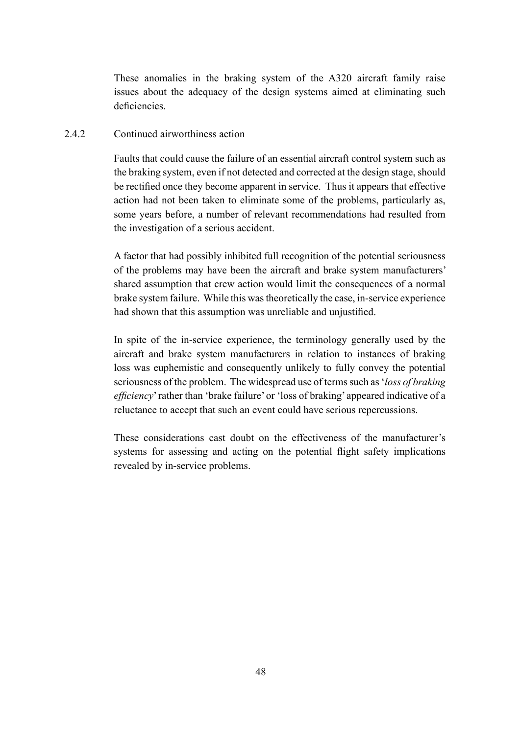These anomalies in the braking system of the A320 aircraft family raise issues about the adequacy of the design systems aimed at eliminating such deficiencies.

### 2.4.2 Continued airworthiness action

Faults that could cause the failure of an essential aircraft control system such as the braking system, even if not detected and corrected at the design stage, should be rectified once they become apparent in service. Thus it appears that effective action had not been taken to eliminate some of the problems, particularly as, some years before, a number of relevant recommendations had resulted from the investigation of a serious accident.

A factor that had possibly inhibited full recognition of the potential seriousness of the problems may have been the aircraft and brake system manufacturers' shared assumption that crew action would limit the consequences of a normal brake system failure. While this was theoretically the case, in-service experience had shown that this assumption was unreliable and unjustified.

In spite of the in-service experience, the terminology generally used by the aircraft and brake system manufacturers in relation to instances of braking loss was euphemistic and consequently unlikely to fully convey the potential seriousness of the problem. The widespread use of terms such as '*loss of braking efficiency*' rather than 'brake failure' or 'loss of braking' appeared indicative of a reluctance to accept that such an event could have serious repercussions.

These considerations cast doubt on the effectiveness of the manufacturer's systems for assessing and acting on the potential flight safety implications revealed by in-service problems.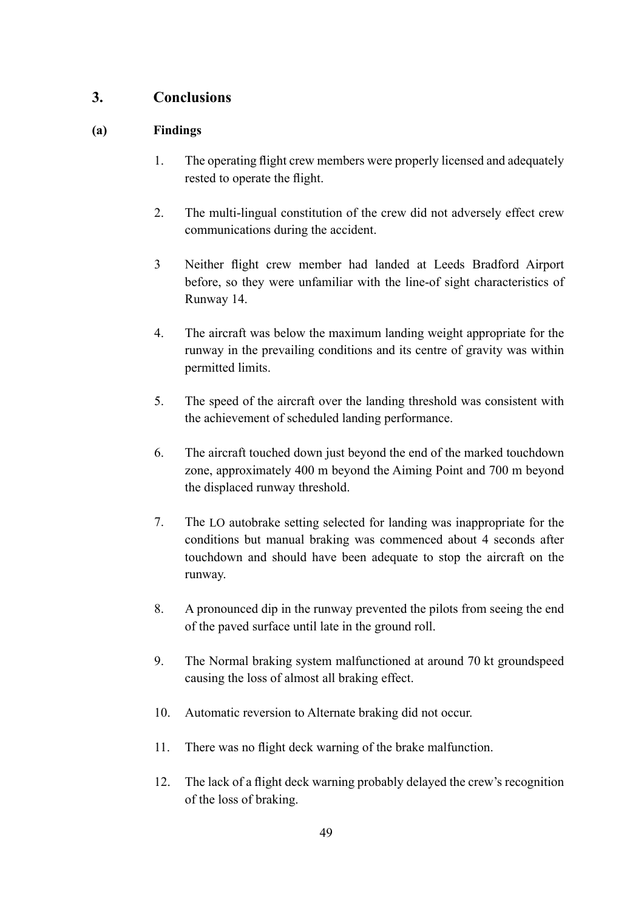## 3. Conclusions

### (a) Findings

1. The operating flight crew members were properly licensed and adequately rested to operate the flight.

2. The multi-lingual constitution of the crew did not adversely effect crew communications during the accident.

3 Neither flight crew member had landed at Leeds Bradford Airport before, so they were unfamiliar with the line-of sight characteristics of Runway 14.

4. The aircraft was below the maximum landing weight appropriate for the runway in the prevailing conditions and its centre of gravity was within permitted limits.

5. The speed of the aircraft over the landing threshold was consistent with the achievement of scheduled landing performance.

6. The aircraft touched down just beyond the end of the marked touchdown zone, approximately 400 m beyond the Aiming Point and 700 m beyond the displaced runway threshold.

7. The LO autobrake setting selected for landing was inappropriate for the conditions but manual braking was commenced about 4 seconds after touchdown and should have been adequate to stop the aircraft on the runway.

8. A pronounced dip in the runway prevented the pilots from seeing the end of the paved surface until late in the ground roll.

9. The Normal braking system malfunctioned at around 70 kt groundspeed causing the loss of almost all braking effect.

10. Automatic reversion to Alternate braking did not occur.

11. There was no flight deck warning of the brake malfunction.

12. The lack of a flight deck warning probably delayed the crew's recognition of the loss of braking.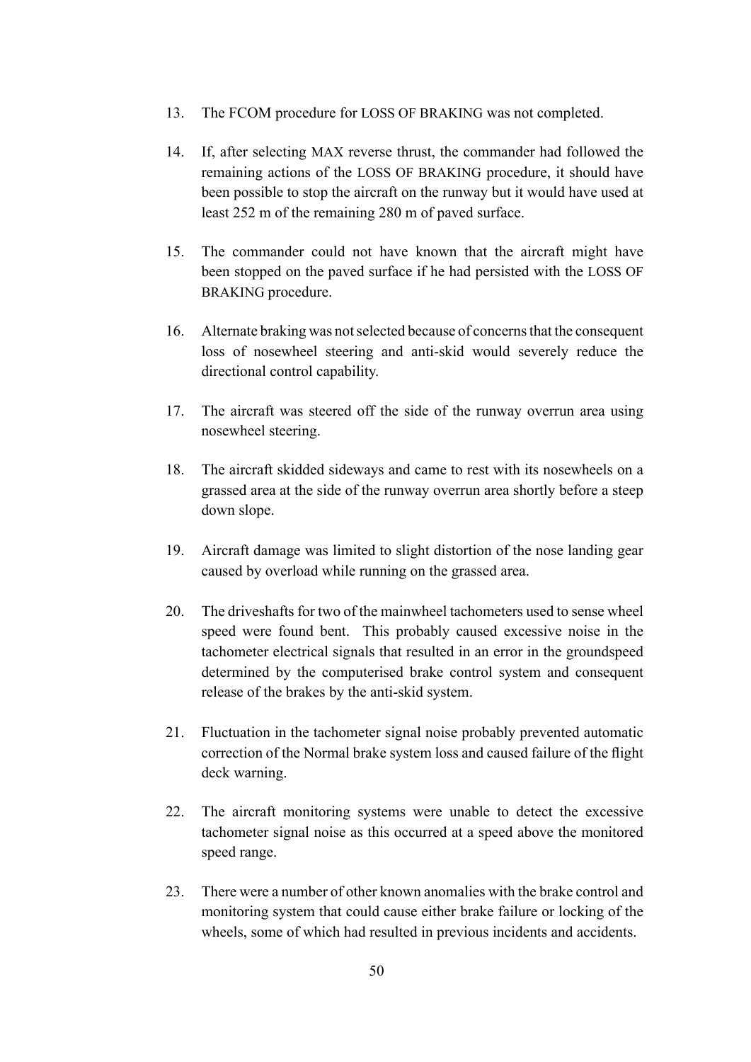13. The FCOM procedure for LOSS OF BRAKING was not completed.

14. If, after selecting MAX reverse thrust, the commander had followed the remaining actions of the LOSS OF BRAKING procedure, it should have been possible to stop the aircraft on the runway but it would have used at least 252 m of the remaining 280 m of paved surface.

15. The commander could not have known that the aircraft might have been stopped on the paved surface if he had persisted with the LOSS OF BRAKING procedure.

16. Alternate braking was not selected because of concerns that the consequent loss of nosewheel steering and anti-skid would severely reduce the directional control capability.

17. The aircraft was steered off the side of the runway overrun area using nosewheel steering.

18. The aircraft skidded sideways and came to rest with its nosewheels on a grassed area at the side of the runway overrun area shortly before a steep down slope.

19. Aircraft damage was limited to slight distortion of the nose landing gear caused by overload while running on the grassed area.

20. The driveshafts for two of the mainwheel tachometers used to sense wheel speed were found bent. This probably caused excessive noise in the tachometer electrical signals that resulted in an error in the groundspeed determined by the computerised brake control system and consequent release of the brakes by the anti-skid system.

21. Fluctuation in the tachometer signal noise probably prevented automatic correction of the Normal brake system loss and caused failure of the flight deck warning.

22. The aircraft monitoring systems were unable to detect the excessive tachometer signal noise as this occurred at a speed above the monitored speed range.

23. There were a number of other known anomalies with the brake control and monitoring system that could cause either brake failure or locking of the wheels, some of which had resulted in previous incidents and accidents.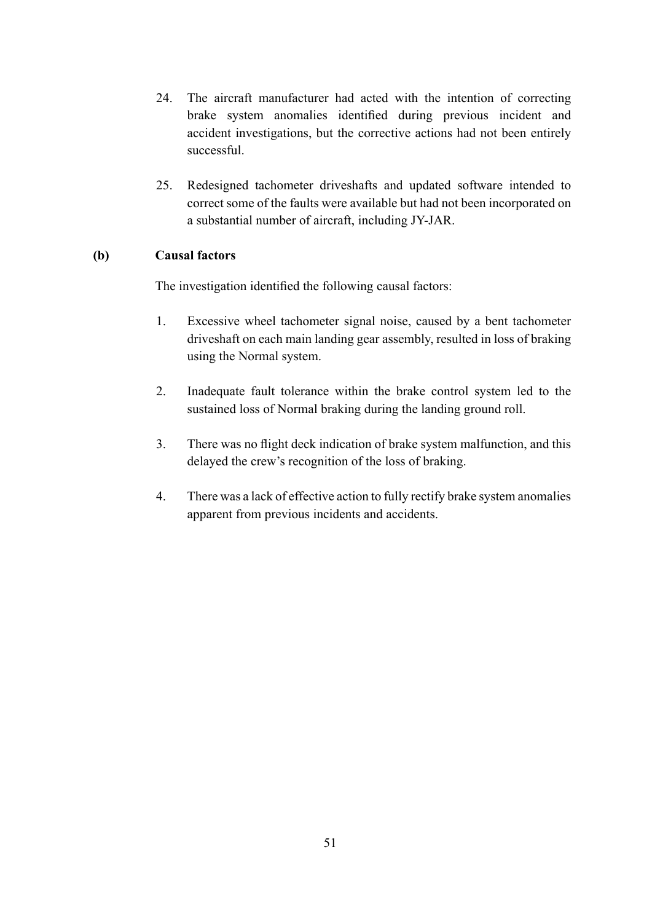24. The aircraft manufacturer had acted with the intention of correcting brake system anomalies identified during previous incident and accident investigations, but the corrective actions had not been entirely successful.

25. Redesigned tachometer driveshafts and updated software intended to correct some of the faults were available but had not been incorporated on a substantial number of aircraft, including JY-JAR.

### (b) Causal factors

The investigation identified the following causal factors:

1. Excessive wheel tachometer signal noise, caused by a bent tachometer driveshaft on each main landing gear assembly, resulted in loss of braking using the Normal system.

2. Inadequate fault tolerance within the brake control system led to the sustained loss of Normal braking during the landing ground roll.

3. There was no flight deck indication of brake system malfunction, and this delayed the crew's recognition of the loss of braking.

4. There was a lack of effective action to fully rectify brake system anomalies apparent from previous incidents and accidents.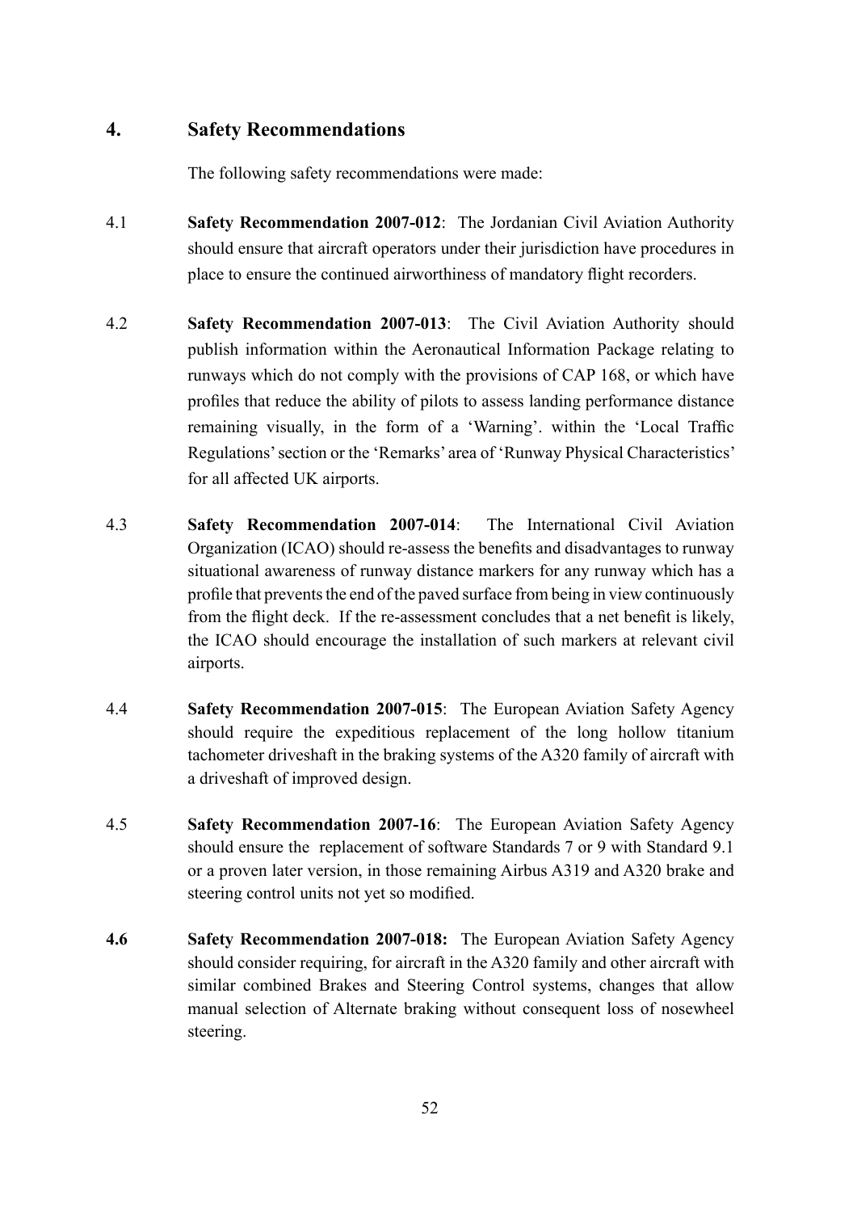## 4. Safety Recommendations

The following safety recommendations were made:

4.1 **Safety Recommendation 2007-012**: The Jordanian Civil Aviation Authority should ensure that aircraft operators under their jurisdiction have procedures in place to ensure the continued airworthiness of mandatory flight recorders.

4.2 **Safety Recommendation 2007-013**: The Civil Aviation Authority should publish information within the Aeronautical Information Package relating to runways which do not comply with the provisions of CAP 168, or which have profiles that reduce the ability of pilots to assess landing performance distance remaining visually, in the form of a 'Warning'. within the 'Local Traffic Regulations' section or the 'Remarks' area of 'Runway Physical Characteristics' for all affected UK airports.

4.3 **Safety Recommendation 2007-014**: The International Civil Aviation Organization (ICAO) should re-assess the benefits and disadvantages to runway situational awareness of runway distance markers for any runway which has a profile that prevents the end of the paved surface from being in view continuously from the flight deck. If the re-assessment concludes that a net benefit is likely, the ICAO should encourage the installation of such markers at relevant civil airports.

4.4 **Safety Recommendation 2007-015**: The European Aviation Safety Agency should require the expeditious replacement of the long hollow titanium tachometer driveshaft in the braking systems of the A320 family of aircraft with a driveshaft of improved design.

4.5 **Safety Recommendation 2007-16**: The European Aviation Safety Agency should ensure the replacement of software Standards 7 or 9 with Standard 9.1 or a proven later version, in those remaining Airbus A319 and A320 brake and steering control units not yet so modified.

**4.6** **Safety Recommendation 2007-018:** The European Aviation Safety Agency should consider requiring, for aircraft in the A320 family and other aircraft with similar combined Brakes and Steering Control systems, changes that allow manual selection of Alternate braking without consequent loss of nosewheel steering.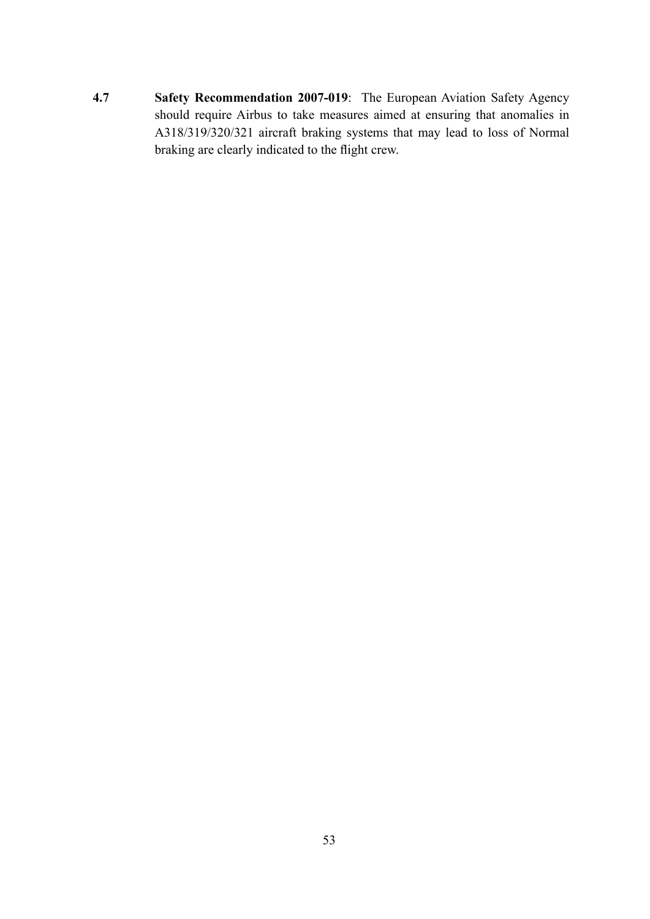4.7 **Safety Recommendation 2007-019**: The European Aviation Safety Agency should require Airbus to take measures aimed at ensuring that anomalies in A318/319/320/321 aircraft braking systems that may lead to loss of Normal braking are clearly indicated to the flight crew.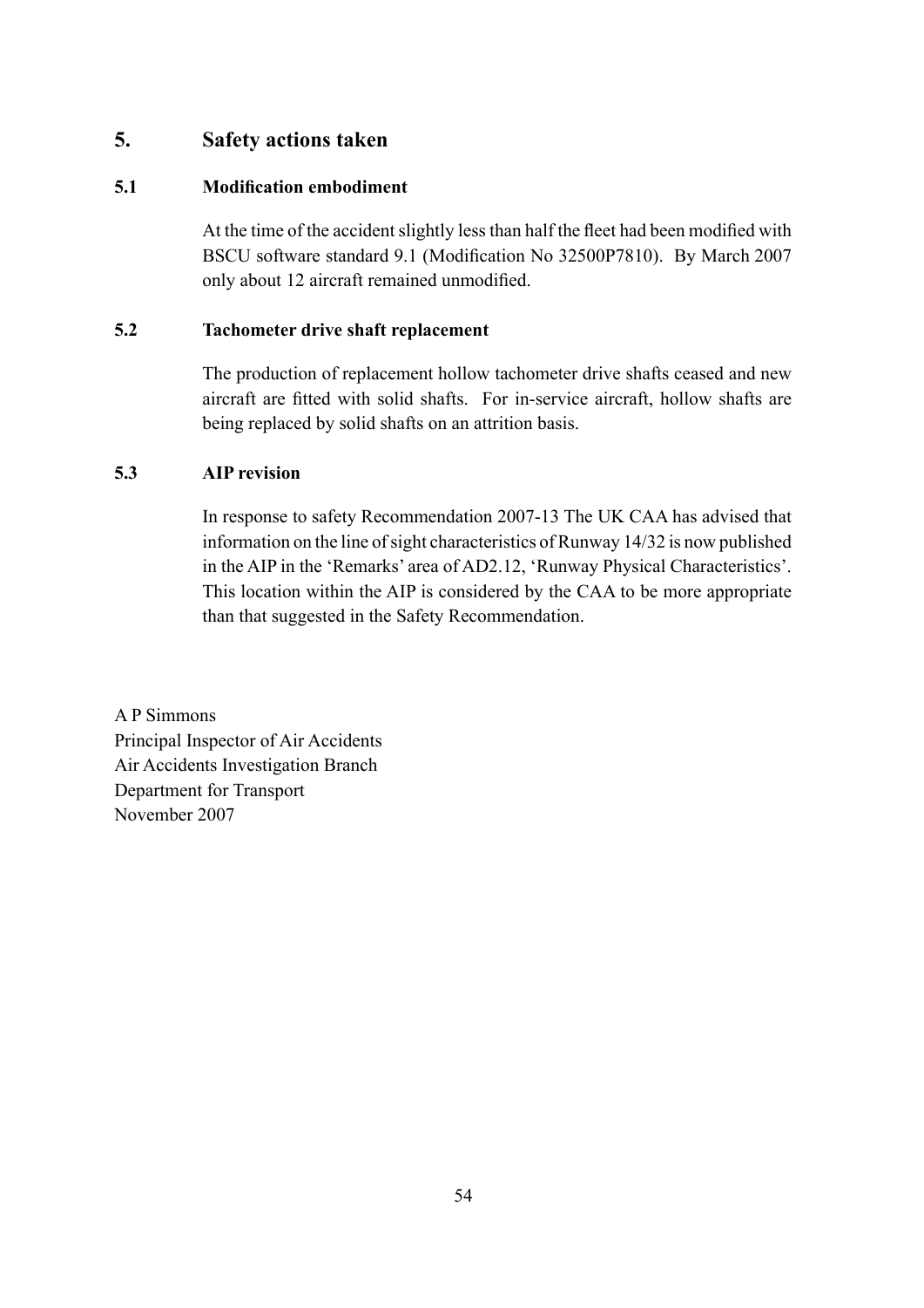## 5. Safety actions taken

### 5.1 Modification embodiment

At the time of the accident slightly less than half the fleet had been modified with BSCU software standard 9.1 (Modification No 32500P7810). By March 2007 only about 12 aircraft remained unmodified.

### 5.2 Tachometer drive shaft replacement

The production of replacement hollow tachometer drive shafts ceased and new aircraft are fitted with solid shafts. For in-service aircraft, hollow shafts are being replaced by solid shafts on an attrition basis.

### 5.3 AIP revision

In response to safety Recommendation 2007-13 The UK CAA has advised that information on the line of sight characteristics of Runway 14/32 is now published in the AIP in the 'Remarks' area of AD2.12, 'Runway Physical Characteristics'. This location within the AIP is considered by the CAA to be more appropriate than that suggested in the Safety Recommendation.

A P Simmons
Principal Inspector of Air Accidents
Air Accidents Investigation Branch
Department for Transport
November 2007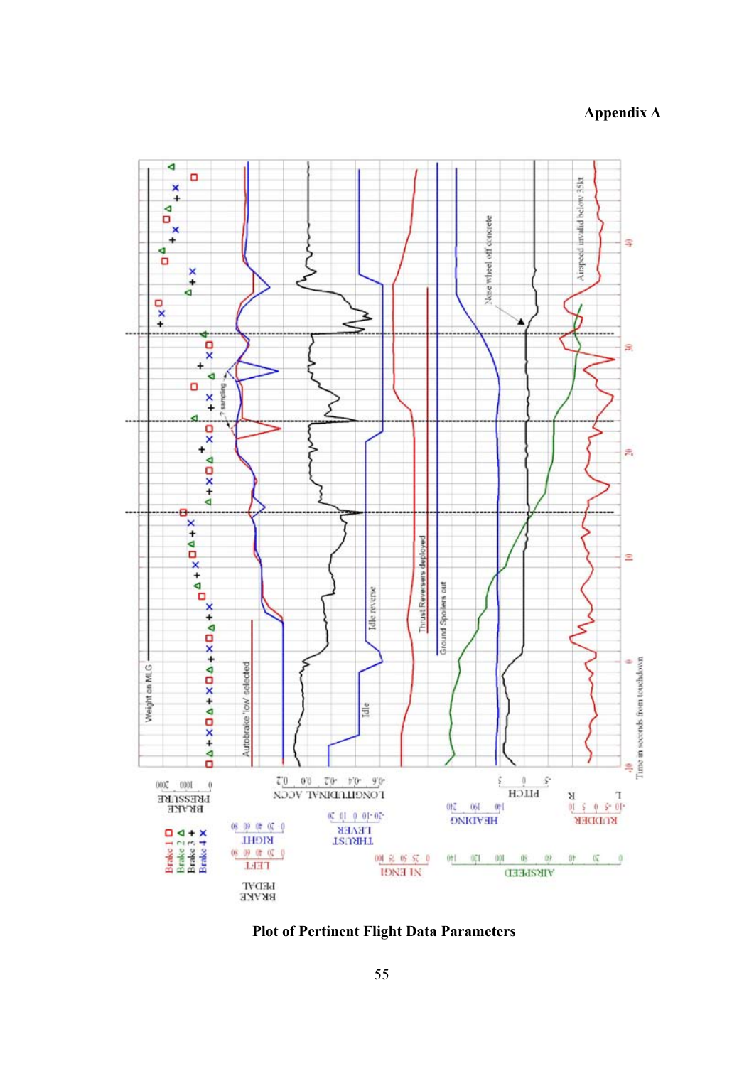**Appendix A**

**Plot of Pertinent Flight Data Parameters**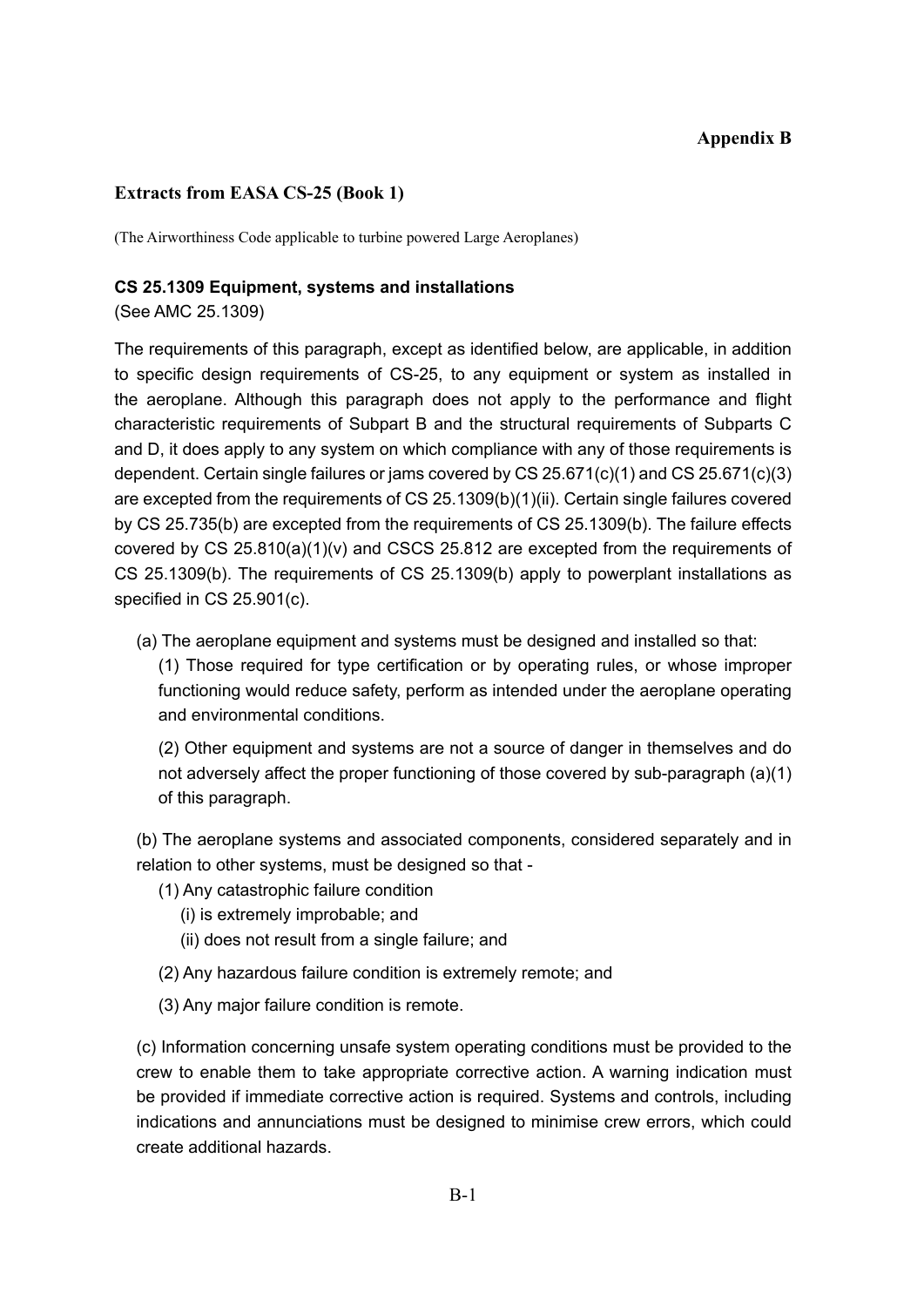**Appendix B**

## Extracts from EASA CS-25 (Book 1)

(The Airworthiness Code applicable to turbine powered Large Aeroplanes)

### CS 25.1309 Equipment, systems and installations

(See AMC 25.1309)

The requirements of this paragraph, except as identified below, are applicable, in addition to specific design requirements of CS-25, to any equipment or system as installed in the aeroplane. Although this paragraph does not apply to the performance and flight characteristic requirements of Subpart B and the structural requirements of Subparts C and D, it does apply to any system on which compliance with any of those requirements is dependent. Certain single failures or jams covered by CS 25.671(c)(1) and CS 25.671(c)(3) are excepted from the requirements of CS 25.1309(b)(1)(ii). Certain single failures covered by CS 25.735(b) are excepted from the requirements of CS 25.1309(b). The failure effects covered by CS 25.810(a)(1)(v) and CSCS 25.812 are excepted from the requirements of CS 25.1309(b). The requirements of CS 25.1309(b) apply to powerplant installations as specified in CS 25.901(c).

(a) The aeroplane equipment and systems must be designed and installed so that:

(1) Those required for type certification or by operating rules, or whose improper functioning would reduce safety, perform as intended under the aeroplane operating and environmental conditions.

(2) Other equipment and systems are not a source of danger in themselves and do not adversely affect the proper functioning of those covered by sub-paragraph (a)(1) of this paragraph.

(b) The aeroplane systems and associated components, considered separately and in relation to other systems, must be designed so that -

(1) Any catastrophic failure condition

(i) is extremely improbable; and

(ii) does not result from a single failure; and

(2) Any hazardous failure condition is extremely remote; and

(3) Any major failure condition is remote.

(c) Information concerning unsafe system operating conditions must be provided to the crew to enable them to take appropriate corrective action. A warning indication must be provided if immediate corrective action is required. Systems and controls, including indications and annunciations must be designed to minimise crew errors, which could create additional hazards.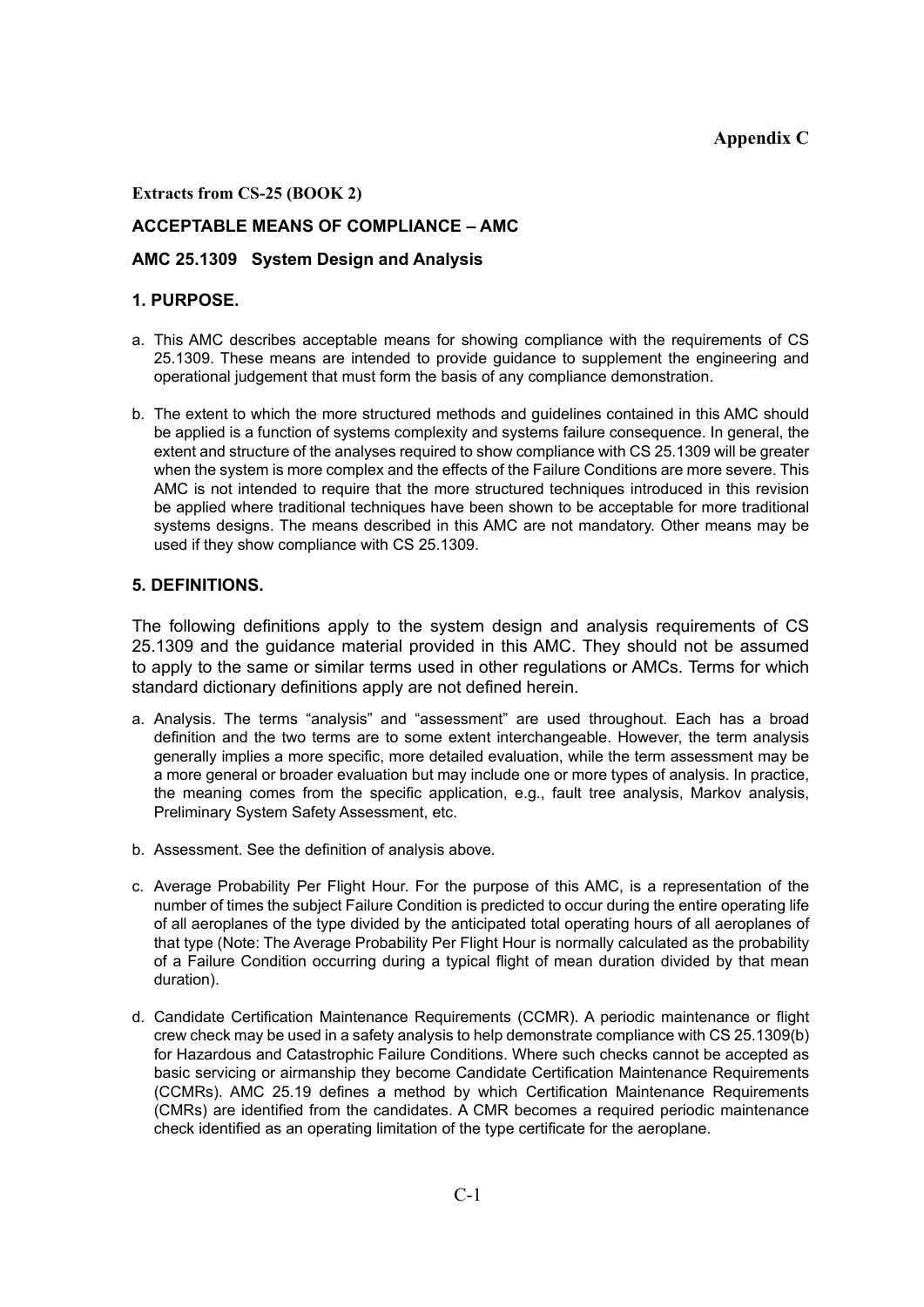**Appendix C**

**Extracts from CS-25 (BOOK 2)**

## ACCEPTABLE MEANS OF COMPLIANCE – AMC

### AMC 25.1309 System Design and Analysis

### 1. PURPOSE.

a. This AMC describes acceptable means for showing compliance with the requirements of CS 25.1309. These means are intended to provide guidance to supplement the engineering and operational judgement that must form the basis of any compliance demonstration.

b. The extent to which the more structured methods and guidelines contained in this AMC should be applied is a function of systems complexity and systems failure consequence. In general, the extent and structure of the analyses required to show compliance with CS 25.1309 will be greater when the system is more complex and the effects of the Failure Conditions are more severe. This AMC is not intended to require that the more structured techniques introduced in this revision be applied where traditional techniques have been shown to be acceptable for more traditional systems designs. The means described in this AMC are not mandatory. Other means may be used if they show compliance with CS 25.1309.

### 5. DEFINITIONS.

The following definitions apply to the system design and analysis requirements of CS 25.1309 and the guidance material provided in this AMC. They should not be assumed to apply to the same or similar terms used in other regulations or AMCs. Terms for which standard dictionary definitions apply are not defined herein.

a. Analysis. The terms "analysis" and "assessment" are used throughout. Each has a broad definition and the two terms are to some extent interchangeable. However, the term analysis generally implies a more specific, more detailed evaluation, while the term assessment may be a more general or broader evaluation but may include one or more types of analysis. In practice, the meaning comes from the specific application, e.g., fault tree analysis, Markov analysis, Preliminary System Safety Assessment, etc.

b. Assessment. See the definition of analysis above.

c. Average Probability Per Flight Hour. For the purpose of this AMC, is a representation of the number of times the subject Failure Condition is predicted to occur during the entire operating life of all aeroplanes of the type divided by the anticipated total operating hours of all aeroplanes of that type (Note: The Average Probability Per Flight Hour is normally calculated as the probability of a Failure Condition occurring during a typical flight of mean duration divided by that mean duration).

d. Candidate Certification Maintenance Requirements (CCMR). A periodic maintenance or flight crew check may be used in a safety analysis to help demonstrate compliance with CS 25.1309(b) for Hazardous and Catastrophic Failure Conditions. Where such checks cannot be accepted as basic servicing or airmanship they become Candidate Certification Maintenance Requirements (CCMRs). AMC 25.19 defines a method by which Certification Maintenance Requirements (CMRs) are identified from the candidates. A CMR becomes a required periodic maintenance check identified as an operating limitation of the type certificate for the aeroplane.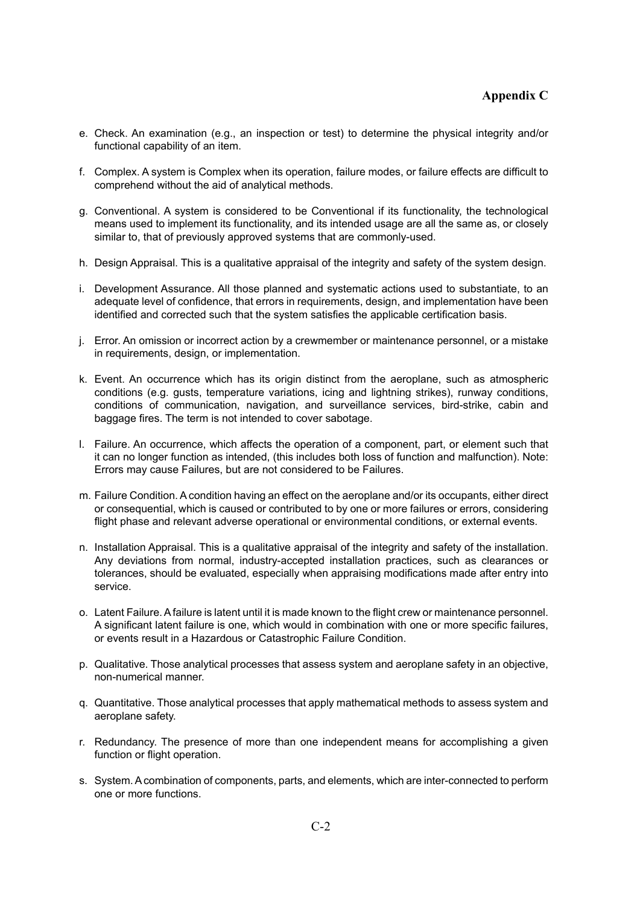## Appendix C

e. Check. An examination (e.g., an inspection or test) to determine the physical integrity and/or functional capability of an item.

f. Complex. A system is Complex when its operation, failure modes, or failure effects are difficult to comprehend without the aid of analytical methods.

g. Conventional. A system is considered to be Conventional if its functionality, the technological means used to implement its functionality, and its intended usage are all the same as, or closely similar to, that of previously approved systems that are commonly-used.

h. Design Appraisal. This is a qualitative appraisal of the integrity and safety of the system design.

i. Development Assurance. All those planned and systematic actions used to substantiate, to an adequate level of confidence, that errors in requirements, design, and implementation have been identified and corrected such that the system satisfies the applicable certification basis.

j. Error. An omission or incorrect action by a crewmember or maintenance personnel, or a mistake in requirements, design, or implementation.

k. Event. An occurrence which has its origin distinct from the aeroplane, such as atmospheric conditions (e.g. gusts, temperature variations, icing and lightning strikes), runway conditions, conditions of communication, navigation, and surveillance services, bird-strike, cabin and baggage fires. The term is not intended to cover sabotage.

l. Failure. An occurrence, which affects the operation of a component, part, or element such that it can no longer function as intended, (this includes both loss of function and malfunction). Note: Errors may cause Failures, but are not considered to be Failures.

m. Failure Condition. A condition having an effect on the aeroplane and/or its occupants, either direct or consequential, which is caused or contributed to by one or more failures or errors, considering flight phase and relevant adverse operational or environmental conditions, or external events.

n. Installation Appraisal. This is a qualitative appraisal of the integrity and safety of the installation. Any deviations from normal, industry-accepted installation practices, such as clearances or tolerances, should be evaluated, especially when appraising modifications made after entry into service.

o. Latent Failure. A failure is latent until it is made known to the flight crew or maintenance personnel. A significant latent failure is one, which would in combination with one or more specific failures, or events result in a Hazardous or Catastrophic Failure Condition.

p. Qualitative. Those analytical processes that assess system and aeroplane safety in an objective, non-numerical manner.

q. Quantitative. Those analytical processes that apply mathematical methods to assess system and aeroplane safety.

r. Redundancy. The presence of more than one independent means for accomplishing a given function or flight operation.

s. System. A combination of components, parts, and elements, which are inter-connected to perform one or more functions.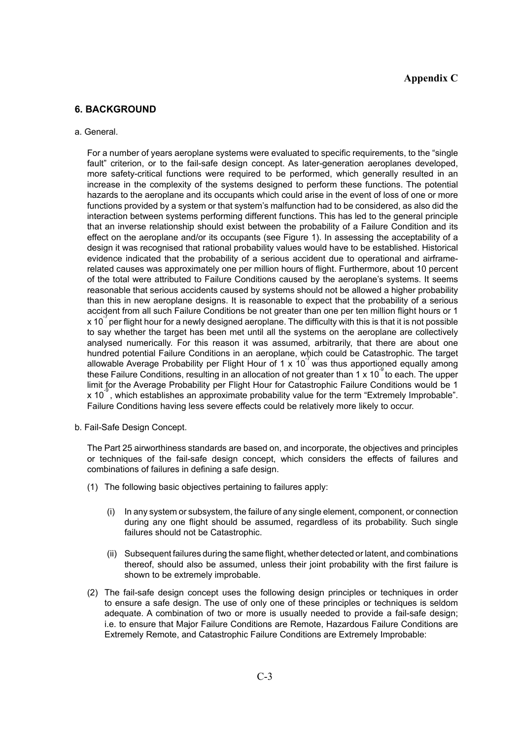**Appendix C**

## 6. BACKGROUND

a. General.

For a number of years aeroplane systems were evaluated to specific requirements, to the "single fault" criterion, or to the fail-safe design concept. As later-generation aeroplanes developed, more safety-critical functions were required to be performed, which generally resulted in an increase in the complexity of the systems designed to perform these functions. The potential hazards to the aeroplane and its occupants which could arise in the event of loss of one or more functions provided by a system or that system's malfunction had to be considered, as also did the interaction between systems performing different functions. This has led to the general principle that an inverse relationship should exist between the probability of a Failure Condition and its effect on the aeroplane and/or its occupants (see Figure 1). In assessing the acceptability of a design it was recognised that rational probability values would have to be established. Historical evidence indicated that the probability of a serious accident due to operational and airframe-related causes was approximately one per million hours of flight. Furthermore, about 10 percent of the total were attributed to Failure Conditions caused by the aeroplane's systems. It seems reasonable that serious accidents caused by systems should not be allowed a higher probability than this in new aeroplane designs. It is reasonable to expect that the probability of a serious accident from all such Failure Conditions be not greater than one per ten million flight hours or $1 \times 10^{-7}$ per flight hour for a newly designed aeroplane. The difficulty with this is that it is not possible to say whether the target has been met until all the systems on the aeroplane are collectively analysed numerically. For this reason it was assumed, arbitrarily, that there are about one hundred potential Failure Conditions in an aeroplane, which could be Catastrophic. The target allowable Average Probability per Flight Hour of $1 \times 10^{-7}$ was thus apportioned equally among these Failure Conditions, resulting in an allocation of not greater than $1 \times 10^{-9}$ to each. The upper limit for the Average Probability per Flight Hour for Catastrophic Failure Conditions would be $1 \times 10^{-9}$, which establishes an approximate probability value for the term "Extremely Improbable". Failure Conditions having less severe effects could be relatively more likely to occur.

b. Fail-Safe Design Concept.

The Part 25 airworthiness standards are based on, and incorporate, the objectives and principles or techniques of the fail-safe design concept, which considers the effects of failures and combinations of failures in defining a safe design.

(1) The following basic objectives pertaining to failures apply:

(i) In any system or subsystem, the failure of any single element, component, or connection during any one flight should be assumed, regardless of its probability. Such single failures should not be Catastrophic.

(ii) Subsequent failures during the same flight, whether detected or latent, and combinations thereof, should also be assumed, unless their joint probability with the first failure is shown to be extremely improbable.

(2) The fail-safe design concept uses the following design principles or techniques in order to ensure a safe design. The use of only one of these principles or techniques is seldom adequate. A combination of two or more is usually needed to provide a fail-safe design; i.e. to ensure that Major Failure Conditions are Remote, Hazardous Failure Conditions are Extremely Remote, and Catastrophic Failure Conditions are Extremely Improbable: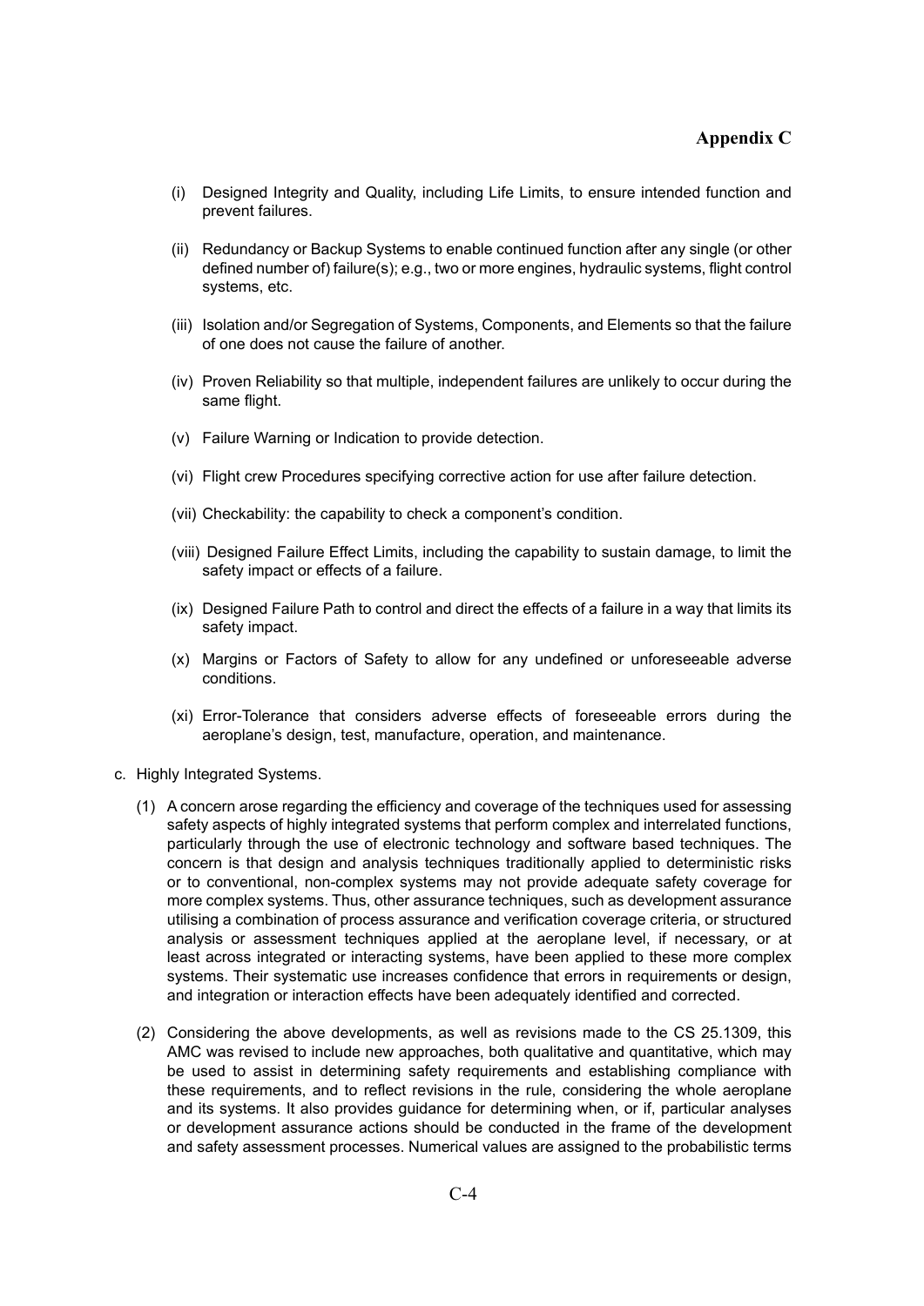(i) Designed Integrity and Quality, including Life Limits, to ensure intended function and prevent failures.

(ii) Redundancy or Backup Systems to enable continued function after any single (or other defined number of) failure(s); e.g., two or more engines, hydraulic systems, flight control systems, etc.

(iii) Isolation and/or Segregation of Systems, Components, and Elements so that the failure of one does not cause the failure of another.

(iv) Proven Reliability so that multiple, independent failures are unlikely to occur during the same flight.

(v) Failure Warning or Indication to provide detection.

(vi) Flight crew Procedures specifying corrective action for use after failure detection.

(vii) Checkability: the capability to check a component's condition.

(viii) Designed Failure Effect Limits, including the capability to sustain damage, to limit the safety impact or effects of a failure.

(ix) Designed Failure Path to control and direct the effects of a failure in a way that limits its safety impact.

(x) Margins or Factors of Safety to allow for any undefined or unforeseeable adverse conditions.

(xi) Error-Tolerance that considers adverse effects of foreseeable errors during the aeroplane's design, test, manufacture, operation, and maintenance.

c. Highly Integrated Systems.

(1) A concern arose regarding the efficiency and coverage of the techniques used for assessing safety aspects of highly integrated systems that perform complex and interrelated functions, particularly through the use of electronic technology and software based techniques. The concern is that design and analysis techniques traditionally applied to deterministic risks or to conventional, non-complex systems may not provide adequate safety coverage for more complex systems. Thus, other assurance techniques, such as development assurance utilising a combination of process assurance and verification coverage criteria, or structured analysis or assessment techniques applied at the aeroplane level, if necessary, or at least across integrated or interacting systems, have been applied to these more complex systems. Their systematic use increases confidence that errors in requirements or design, and integration or interaction effects have been adequately identified and corrected.

(2) Considering the above developments, as well as revisions made to the CS 25.1309, this AMC was revised to include new approaches, both qualitative and quantitative, which may be used to assist in determining safety requirements and establishing compliance with these requirements, and to reflect revisions in the rule, considering the whole aeroplane and its systems. It also provides guidance for determining when, or if, particular analyses or development assurance actions should be conducted in the frame of the development and safety assessment processes. Numerical values are assigned to the probabilistic terms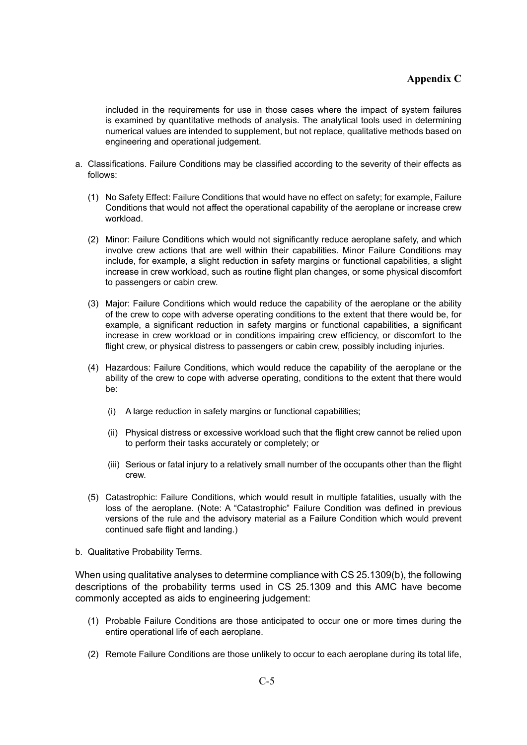included in the requirements for use in those cases where the impact of system failures is examined by quantitative methods of analysis. The analytical tools used in determining numerical values are intended to supplement, but not replace, qualitative methods based on engineering and operational judgement.

a. Classifications. Failure Conditions may be classified according to the severity of their effects as follows:

   (1) No Safety Effect: Failure Conditions that would have no effect on safety; for example, Failure Conditions that would not affect the operational capability of the aeroplane or increase crew workload.

   (2) Minor: Failure Conditions which would not significantly reduce aeroplane safety, and which involve crew actions that are well within their capabilities. Minor Failure Conditions may include, for example, a slight reduction in safety margins or functional capabilities, a slight increase in crew workload, such as routine flight plan changes, or some physical discomfort to passengers or cabin crew.

   (3) Major: Failure Conditions which would reduce the capability of the aeroplane or the ability of the crew to cope with adverse operating conditions to the extent that there would be, for example, a significant reduction in safety margins or functional capabilities, a significant increase in crew workload or in conditions impairing crew efficiency, or discomfort to the flight crew, or physical distress to passengers or cabin crew, possibly including injuries.

   (4) Hazardous: Failure Conditions, which would reduce the capability of the aeroplane or the ability of the crew to cope with adverse operating, conditions to the extent that there would be:

      (i) A large reduction in safety margins or functional capabilities;

      (ii) Physical distress or excessive workload such that the flight crew cannot be relied upon to perform their tasks accurately or completely; or

      (iii) Serious or fatal injury to a relatively small number of the occupants other than the flight crew.

   (5) Catastrophic: Failure Conditions, which would result in multiple fatalities, usually with the loss of the aeroplane. (Note: A "Catastrophic" Failure Condition was defined in previous versions of the rule and the advisory material as a Failure Condition which would prevent continued safe flight and landing.)

b. Qualitative Probability Terms.

When using qualitative analyses to determine compliance with CS 25.1309(b), the following descriptions of the probability terms used in CS 25.1309 and this AMC have become commonly accepted as aids to engineering judgement:

   (1) Probable Failure Conditions are those anticipated to occur one or more times during the entire operational life of each aeroplane.

   (2) Remote Failure Conditions are those unlikely to occur to each aeroplane during its total life,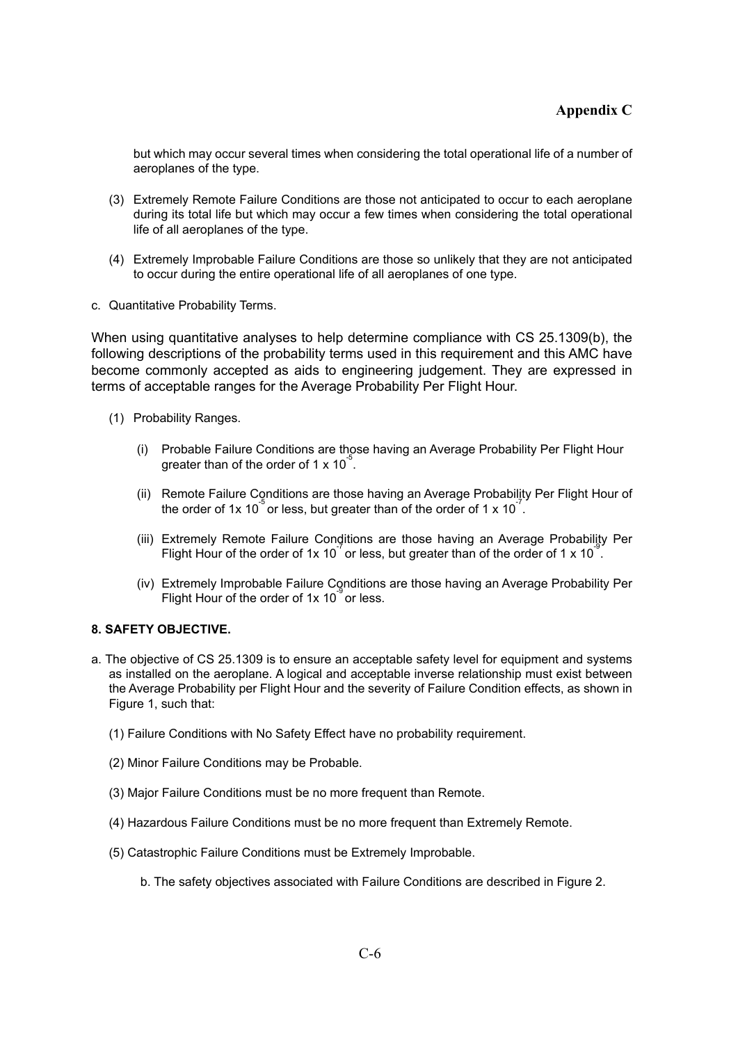but which may occur several times when considering the total operational life of a number of aeroplanes of the type.

(3) Extremely Remote Failure Conditions are those not anticipated to occur to each aeroplane during its total life but which may occur a few times when considering the total operational life of all aeroplanes of the type.

(4) Extremely Improbable Failure Conditions are those so unlikely that they are not anticipated to occur during the entire operational life of all aeroplanes of one type.

c. Quantitative Probability Terms.

When using quantitative analyses to help determine compliance with CS 25.1309(b), the following descriptions of the probability terms used in this requirement and this AMC have become commonly accepted as aids to engineering judgement. They are expressed in terms of acceptable ranges for the Average Probability Per Flight Hour.

(1) Probability Ranges.

(i) Probable Failure Conditions are those having an Average Probability Per Flight Hour greater than of the order of $1 \times 10^{-5}$.

(ii) Remote Failure Conditions are those having an Average Probability Per Flight Hour of the order of $1 \times 10^{-5}$ or less, but greater than of the order of $1 \times 10^{-7}$.

(iii) Extremely Remote Failure Conditions are those having an Average Probability Per Flight Hour of the order of $1 \times 10^{-7}$ or less, but greater than of the order of $1 \times 10^{-9}$.

(iv) Extremely Improbable Failure Conditions are those having an Average Probability Per Flight Hour of the order of $1 \times 10^{-9}$ or less.

**8. SAFETY OBJECTIVE.**

a. The objective of CS 25.1309 is to ensure an acceptable safety level for equipment and systems as installed on the aeroplane. A logical and acceptable inverse relationship must exist between the Average Probability per Flight Hour and the severity of Failure Condition effects, as shown in Figure 1, such that:

(1) Failure Conditions with No Safety Effect have no probability requirement.

(2) Minor Failure Conditions may be Probable.

(3) Major Failure Conditions must be no more frequent than Remote.

(4) Hazardous Failure Conditions must be no more frequent than Extremely Remote.

(5) Catastrophic Failure Conditions must be Extremely Improbable.

b. The safety objectives associated with Failure Conditions are described in Figure 2.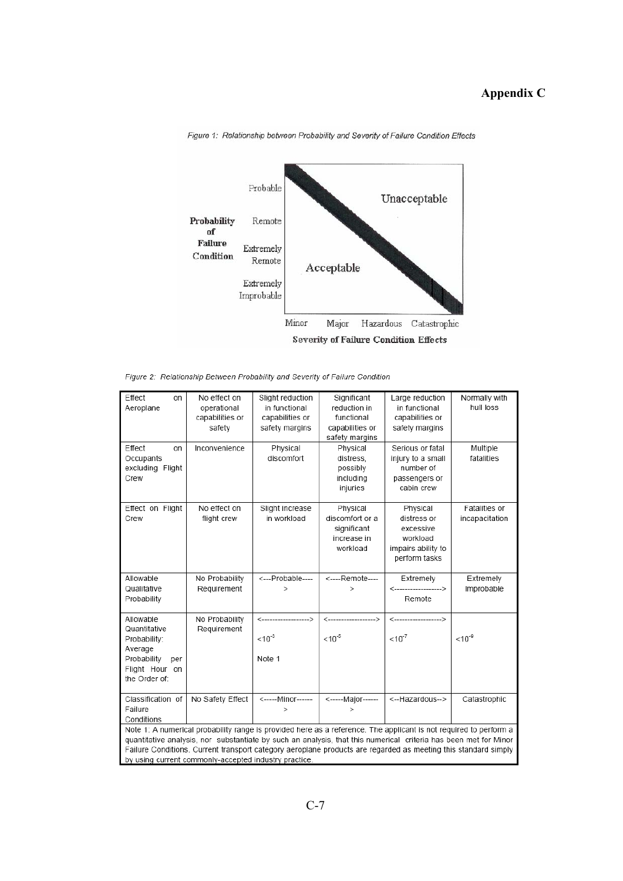## Appendix C

*Figure 1: Relationship between Probability and Severity of Failure Condition Effects*

*Figure 2: Relationship Between Probability and Severity of Failure Condition*

| Effect on Aeroplane | No effect on operational capabilities or safety | Slight reduction in functional capabilities or safety margins | Significant reduction in functional capabilities or safety margins | Large reduction in functional capabilities or safety margins | Normally with hull loss |
|---|---|---|---|---|---|
| Effect on Occupants excluding Flight Crew | Inconvenience | Physical discomfort | Physical distress, possibly including injuries | Serious or fatal injury to a small number of passengers or cabin crew | Multiple fatalities |
| Effect on Flight Crew | No effect on flight crew | Slight increase in workload | Physical discomfort or a significant increase in workload | Physical distress or excessive workload impairs ability to perform tasks | Fatalities or incapacitation |
| Allowable Qualitative Probability | No Probability Requirement | <---Probable----> | <----Remote----> | Extremely <------------------> Remote | Extremely Improbable |
| Allowable Quantitative Probability: Average Probability per Flight Hour on the Order of: | No Probability Requirement | <------------------> $<10^{-3}$ Note 1 | <------------------> $<10^{-5}$ | <------------------> $<10^{-7}$ | $<10^{-9}$ |
| Classification of Failure Conditions | No Safety Effect | <-----Minor------> | <-----Major------> | <--Hazardous--> | Catastrophic |

Note 1: A numerical probability range is provided here as a reference. The applicant is not required to perform a quantitative analysis, nor substantiate by such an analysis, that this numerical criteria has been met for Minor Failure Conditions. Current transport category aeroplane products are regarded as meeting this standard simply by using current commonly-accepted industry practice.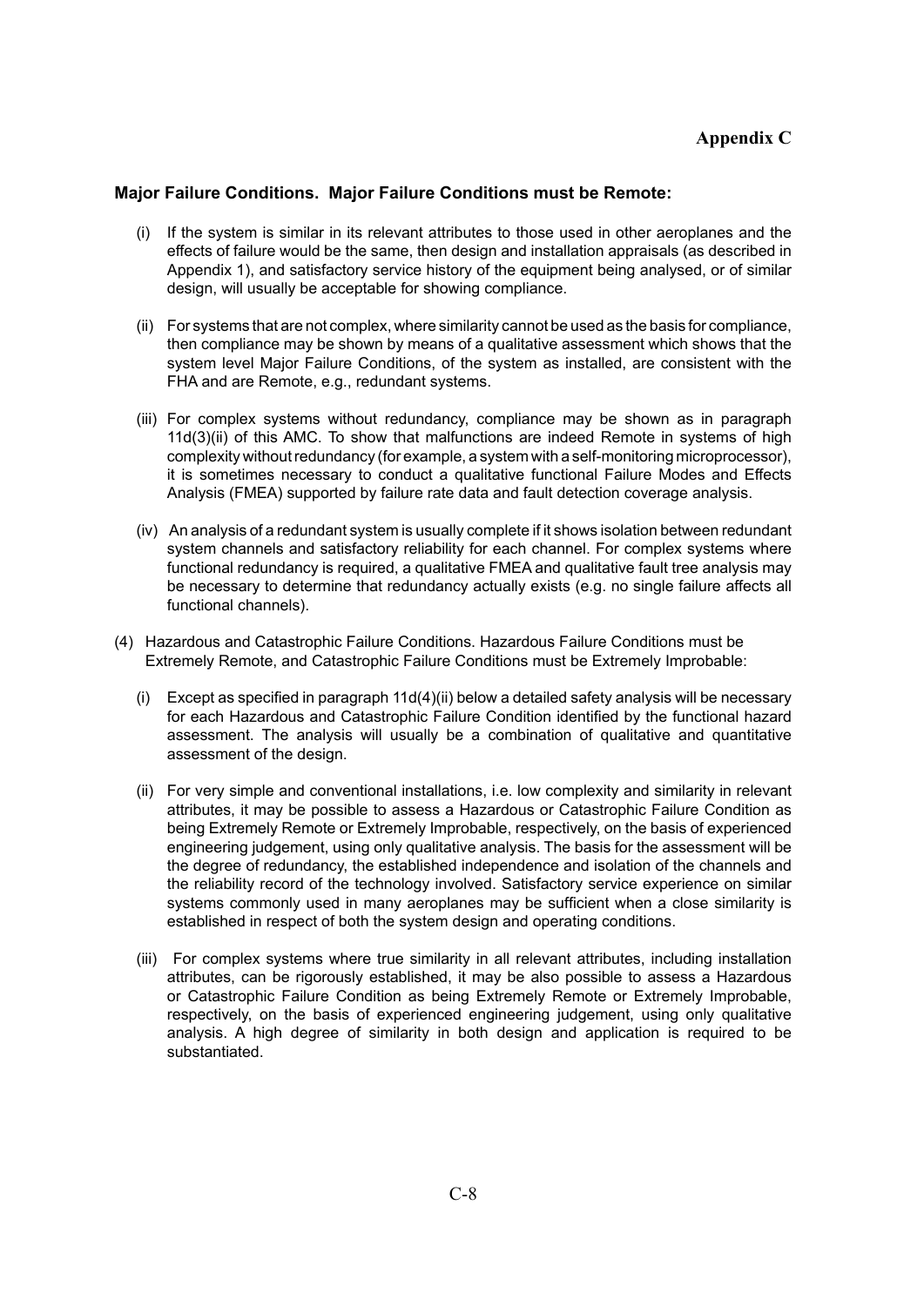**Major Failure Conditions. Major Failure Conditions must be Remote:**

(i) If the system is similar in its relevant attributes to those used in other aeroplanes and the effects of failure would be the same, then design and installation appraisals (as described in Appendix 1), and satisfactory service history of the equipment being analysed, or of similar design, will usually be acceptable for showing compliance.

(ii) For systems that are not complex, where similarity cannot be used as the basis for compliance, then compliance may be shown by means of a qualitative assessment which shows that the system level Major Failure Conditions, of the system as installed, are consistent with the FHA and are Remote, e.g., redundant systems.

(iii) For complex systems without redundancy, compliance may be shown as in paragraph 11d(3)(ii) of this AMC. To show that malfunctions are indeed Remote in systems of high complexity without redundancy (for example, a system with a self-monitoring microprocessor), it is sometimes necessary to conduct a qualitative functional Failure Modes and Effects Analysis (FMEA) supported by failure rate data and fault detection coverage analysis.

(iv) An analysis of a redundant system is usually complete if it shows isolation between redundant system channels and satisfactory reliability for each channel. For complex systems where functional redundancy is required, a qualitative FMEA and qualitative fault tree analysis may be necessary to determine that redundancy actually exists (e.g. no single failure affects all functional channels).

(4) Hazardous and Catastrophic Failure Conditions. Hazardous Failure Conditions must be Extremely Remote, and Catastrophic Failure Conditions must be Extremely Improbable:

(i) Except as specified in paragraph 11d(4)(ii) below a detailed safety analysis will be necessary for each Hazardous and Catastrophic Failure Condition identified by the functional hazard assessment. The analysis will usually be a combination of qualitative and quantitative assessment of the design.

(ii) For very simple and conventional installations, i.e. low complexity and similarity in relevant attributes, it may be possible to assess a Hazardous or Catastrophic Failure Condition as being Extremely Remote or Extremely Improbable, respectively, on the basis of experienced engineering judgement, using only qualitative analysis. The basis for the assessment will be the degree of redundancy, the established independence and isolation of the channels and the reliability record of the technology involved. Satisfactory service experience on similar systems commonly used in many aeroplanes may be sufficient when a close similarity is established in respect of both the system design and operating conditions.

(iii) For complex systems where true similarity in all relevant attributes, including installation attributes, can be rigorously established, it may be also possible to assess a Hazardous or Catastrophic Failure Condition as being Extremely Remote or Extremely Improbable, respectively, on the basis of experienced engineering judgement, using only qualitative analysis. A high degree of similarity in both design and application is required to be substantiated.